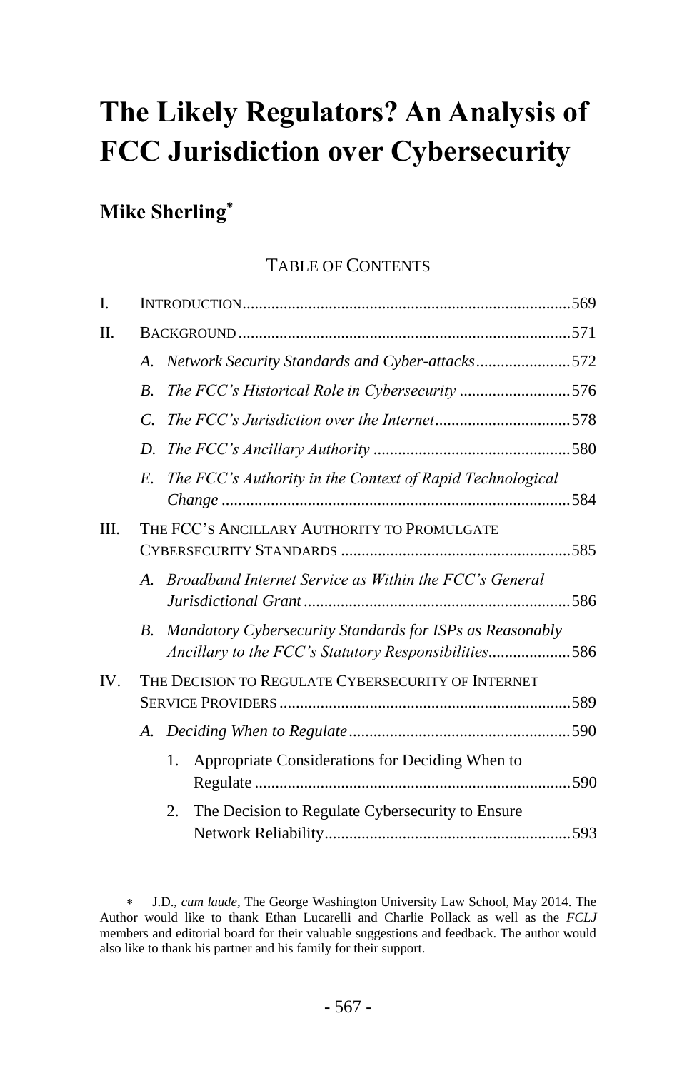# The Likely Regulators? An Analysis of FCC Jurisdiction over Cybersecurity

## Mike Sherling[*]

TABLE OF CONTENTS

I. INTRODUCTION ............................................................................... 569

II. BACKGROUND ................................................................................ 571

- A. *Network Security Standards and Cyber-attacks* ....................... 572
- B. *The FCC's Historical Role in Cybersecurity* ........................... 576
- C. *The FCC's Jurisdiction over the Internet* ................................. 578
- D. *The FCC's Ancillary Authority* ................................................ 580
- E. *The FCC's Authority in the Context of Rapid Technological Change* .................................................................................... 584

III. THE FCC'S ANCILLARY AUTHORITY TO PROMULGATE CYBERSECURITY STANDARDS ....................................................... 585

- A. *Broadband Internet Service as Within the FCC's General Jurisdictional Grant* ................................................................ 586
- B. *Mandatory Cybersecurity Standards for ISPs as Reasonably Ancillary to the FCC's Statutory Responsibilities* .................... 586

IV. THE DECISION TO REGULATE CYBERSECURITY OF INTERNET SERVICE PROVIDERS ...................................................................... 589

- A. *Deciding When to Regulate* ..................................................... 590
  1. Appropriate Considerations for Deciding When to Regulate ............................................................................ 590
  2. The Decision to Regulate Cybersecurity to Ensure Network Reliability ........................................................... 593

---

[*] J.D., *cum laude*, The George Washington University Law School, May 2014. The Author would like to thank Ethan Lucarelli and Charlie Pollack as well as the *FCLJ* members and editorial board for their valuable suggestions and feedback. The author would also like to thank his partner and his family for their support.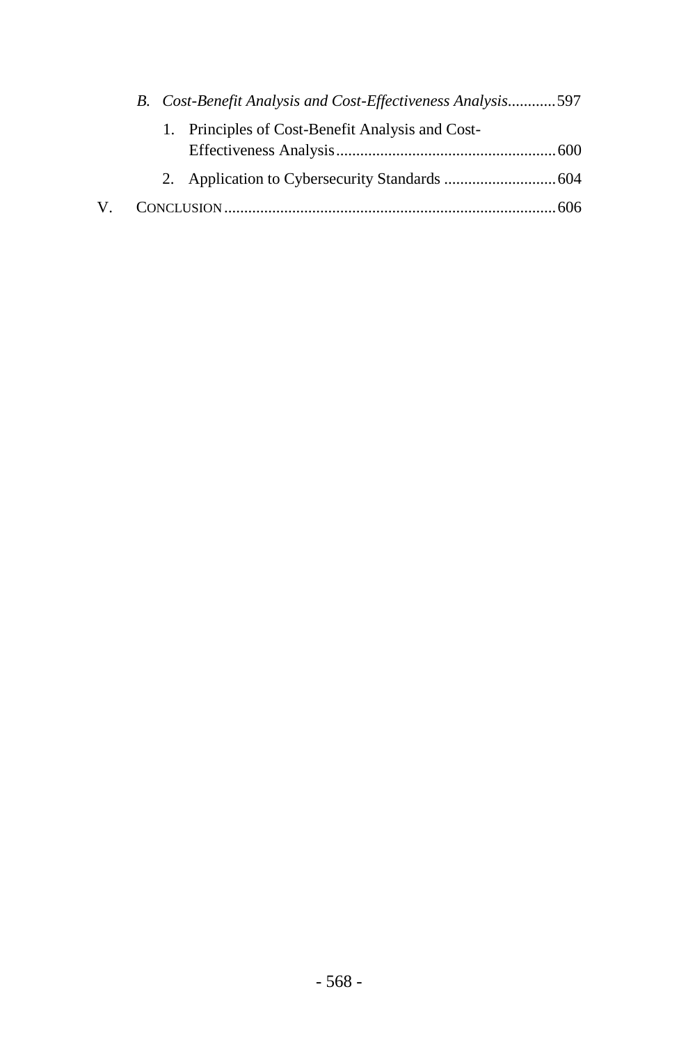*B. Cost-Benefit Analysis and Cost-Effectiveness Analysis*............597

1. Principles of Cost-Benefit Analysis and Cost-Effectiveness Analysis.......................................................600
2. Application to Cybersecurity Standards ............................604

V. CONCLUSION..................................................................................606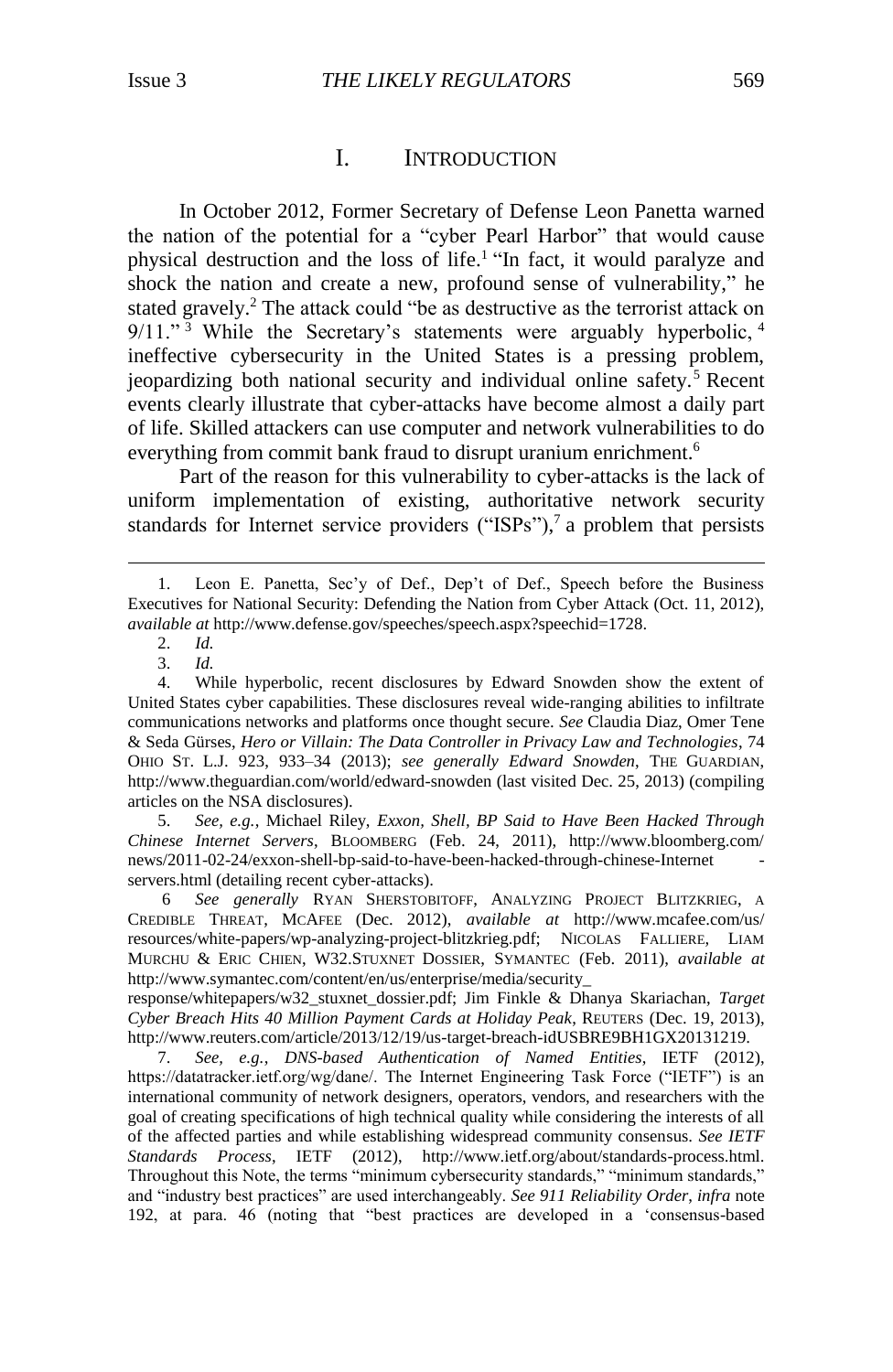# I. INTRODUCTION

In October 2012, Former Secretary of Defense Leon Panetta warned the nation of the potential for a "cyber Pearl Harbor" that would cause physical destruction and the loss of life.[1] "In fact, it would paralyze and shock the nation and create a new, profound sense of vulnerability," he stated gravely.[2] The attack could "be as destructive as the terrorist attack on 9/11."[3] While the Secretary's statements were arguably hyperbolic,[4] ineffective cybersecurity in the United States is a pressing problem, jeopardizing both national security and individual online safety.[5] Recent events clearly illustrate that cyber-attacks have become almost a daily part of life. Skilled attackers can use computer and network vulnerabilities to do everything from commit bank fraud to disrupt uranium enrichment.[6]

Part of the reason for this vulnerability to cyber-attacks is the lack of uniform implementation of existing, authoritative network security standards for Internet service providers ("ISPs"),[7] a problem that persists

---

1. Leon E. Panetta, Sec'y of Def., Dep't of Def., Speech before the Business Executives for National Security: Defending the Nation from Cyber Attack (Oct. 11, 2012), *available at* http://www.defense.gov/speeches/speech.aspx?speechid=1728.

2. *Id.*

3. *Id.*

4. While hyperbolic, recent disclosures by Edward Snowden show the extent of United States cyber capabilities. These disclosures reveal wide-ranging abilities to infiltrate communications networks and platforms once thought secure. *See* Claudia Diaz, Omer Tene & Seda Gürses, *Hero or Villain: The Data Controller in Privacy Law and Technologies*, 74 OHIO ST. L.J. 923, 933–34 (2013); *see generally Edward Snowden*, THE GUARDIAN, http://www.theguardian.com/world/edward-snowden (last visited Dec. 25, 2013) (compiling articles on the NSA disclosures).

5. *See, e.g.*, Michael Riley, *Exxon, Shell, BP Said to Have Been Hacked Through Chinese Internet Servers*, BLOOMBERG (Feb. 24, 2011), http://www.bloomberg.com/news/2011-02-24/exxon-shell-bp-said-to-have-been-hacked-through-chinese-Internet-servers.html (detailing recent cyber-attacks).

6 *See generally* RYAN SHERSTOBITOFF, ANALYZING PROJECT BLITZKRIEG, A CREDIBLE THREAT, MCAFEE (Dec. 2012), *available at* http://www.mcafee.com/us/resources/white-papers/wp-analyzing-project-blitzkrieg.pdf; NICOLAS FALLIERE, LIAM MURCHU & ERIC CHIEN, W32.STUXNET DOSSIER, SYMANTEC (Feb. 2011), *available at* http://www.symantec.com/content/en/us/enterprise/media/security_response/whitepapers/w32_stuxnet_dossier.pdf; Jim Finkle & Dhanya Skariachan, *Target Cyber Breach Hits 40 Million Payment Cards at Holiday Peak*, REUTERS (Dec. 19, 2013), http://www.reuters.com/article/2013/12/19/us-target-breach-idUSBRE9BH1GX20131219.

7. *See, e.g.*, *DNS-based Authentication of Named Entities*, IETF (2012), https://datatracker.ietf.org/wg/dane/. The Internet Engineering Task Force ("IETF") is an international community of network designers, operators, vendors, and researchers with the goal of creating specifications of high technical quality while considering the interests of all of the affected parties and while establishing widespread community consensus. *See IETF Standards Process*, IETF (2012), http://www.ietf.org/about/standards-process.html. Throughout this Note, the terms "minimum cybersecurity standards," "minimum standards," and "industry best practices" are used interchangeably. *See 911 Reliability Order*, *infra* note 192, at para. 46 (noting that "best practices are developed in a 'consensus-based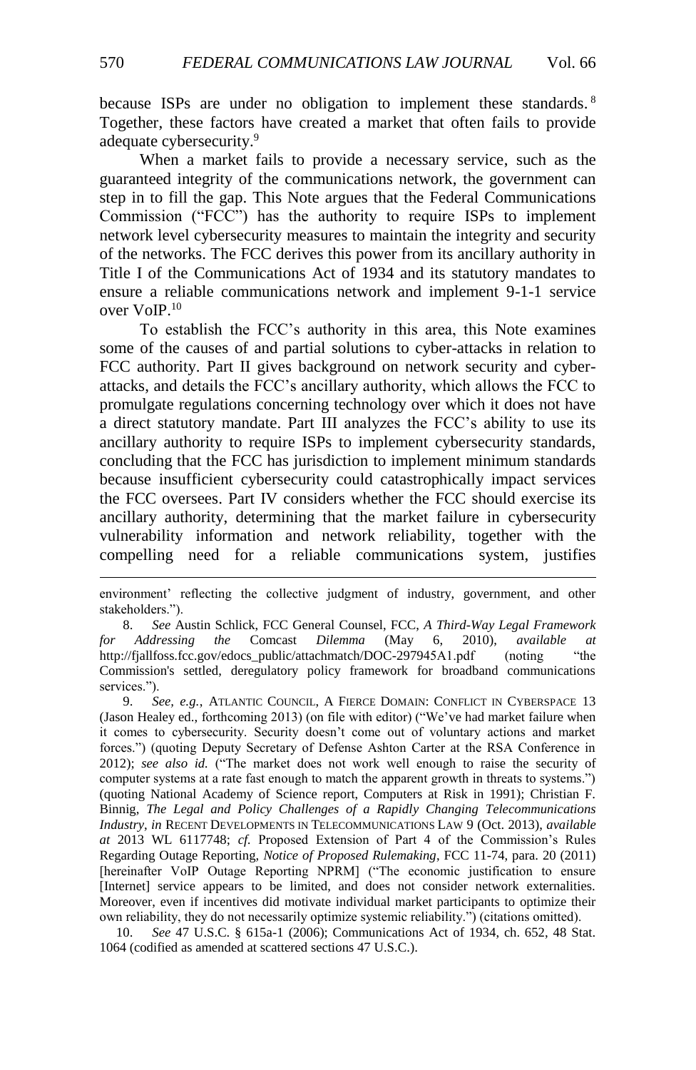because ISPs are under no obligation to implement these standards.[8] Together, these factors have created a market that often fails to provide adequate cybersecurity.[9]

When a market fails to provide a necessary service, such as the guaranteed integrity of the communications network, the government can step in to fill the gap. This Note argues that the Federal Communications Commission ("FCC") has the authority to require ISPs to implement network level cybersecurity measures to maintain the integrity and security of the networks. The FCC derives this power from its ancillary authority in Title I of the Communications Act of 1934 and its statutory mandates to ensure a reliable communications network and implement 9-1-1 service over VoIP.[10]

To establish the FCC's authority in this area, this Note examines some of the causes of and partial solutions to cyber-attacks in relation to FCC authority. Part II gives background on network security and cyber-attacks, and details the FCC's ancillary authority, which allows the FCC to promulgate regulations concerning technology over which it does not have a direct statutory mandate. Part III analyzes the FCC's ability to use its ancillary authority to require ISPs to implement cybersecurity standards, concluding that the FCC has jurisdiction to implement minimum standards because insufficient cybersecurity could catastrophically impact services the FCC oversees. Part IV considers whether the FCC should exercise its ancillary authority, determining that the market failure in cybersecurity vulnerability information and network reliability, together with the compelling need for a reliable communications system, justifies

---

environment' reflecting the collective judgment of industry, government, and other stakeholders.").

8. *See* Austin Schlick, FCC General Counsel, FCC, *A Third-Way Legal Framework for Addressing the* Comcast *Dilemma* (May 6, 2010), *available at* http://fjallfoss.fcc.gov/edocs_public/attachmatch/DOC-297945A1.pdf (noting "the Commission's settled, deregulatory policy framework for broadband communications services.").

9. *See, e.g.*, ATLANTIC COUNCIL, A FIERCE DOMAIN: CONFLICT IN CYBERSPACE 13 (Jason Healey ed., forthcoming 2013) (on file with editor) ("We've had market failure when it comes to cybersecurity. Security doesn't come out of voluntary actions and market forces.") (quoting Deputy Secretary of Defense Ashton Carter at the RSA Conference in 2012); *see also id.* ("The market does not work well enough to raise the security of computer systems at a rate fast enough to match the apparent growth in threats to systems.") (quoting National Academy of Science report, Computers at Risk in 1991); Christian F. Binnig, *The Legal and Policy Challenges of a Rapidly Changing Telecommunications Industry*, *in* RECENT DEVELOPMENTS IN TELECOMMUNICATIONS LAW 9 (Oct. 2013), *available at* 2013 WL 6117748; *cf.* Proposed Extension of Part 4 of the Commission's Rules Regarding Outage Reporting, *Notice of Proposed Rulemaking*, FCC 11-74, para. 20 (2011) [hereinafter VoIP Outage Reporting NPRM] ("The economic justification to ensure [Internet] service appears to be limited, and does not consider network externalities. Moreover, even if incentives did motivate individual market participants to optimize their own reliability, they do not necessarily optimize systemic reliability.") (citations omitted).

10. *See* 47 U.S.C. § 615a-1 (2006); Communications Act of 1934, ch. 652, 48 Stat. 1064 (codified as amended at scattered sections 47 U.S.C.).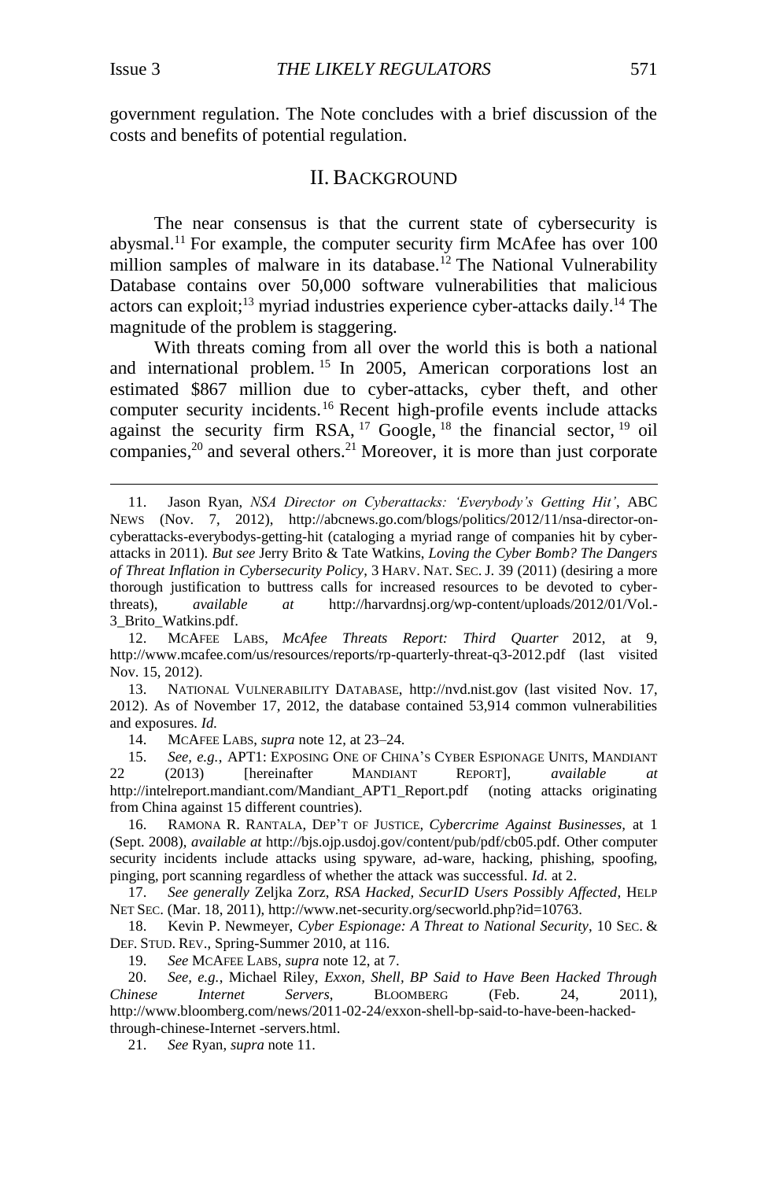government regulation. The Note concludes with a brief discussion of the costs and benefits of potential regulation.

## II. BACKGROUND

The near consensus is that the current state of cybersecurity is abysmal.[11] For example, the computer security firm McAfee has over 100 million samples of malware in its database.[12] The National Vulnerability Database contains over 50,000 software vulnerabilities that malicious actors can exploit;[13] myriad industries experience cyber-attacks daily.[14] The magnitude of the problem is staggering.

With threats coming from all over the world this is both a national and international problem.[15] In 2005, American corporations lost an estimated $867 million due to cyber-attacks, cyber theft, and other computer security incidents.[16] Recent high-profile events include attacks against the security firm RSA,[17] Google,[18] the financial sector,[19] oil companies,[20] and several others.[21] Moreover, it is more than just corporate

---

11. Jason Ryan, *NSA Director on Cyberattacks: 'Everybody's Getting Hit'*, ABC NEWS (Nov. 7, 2012), http://abcnews.go.com/blogs/politics/2012/11/nsa-director-on-cyberattacks-everybodys-getting-hit (cataloging a myriad range of companies hit by cyber-attacks in 2011). *But see* Jerry Brito & Tate Watkins, *Loving the Cyber Bomb? The Dangers of Threat Inflation in Cybersecurity Policy*, 3 HARV. NAT. SEC. J. 39 (2011) (desiring a more thorough justification to buttress calls for increased resources to be devoted to cyber-threats), *available at* http://harvardnsj.org/wp-content/uploads/2012/01/Vol.-3_Brito_Watkins.pdf.

12. MCAFEE LABS, *McAfee Threats Report: Third Quarter* 2012, at 9, http://www.mcafee.com/us/resources/reports/rp-quarterly-threat-q3-2012.pdf (last visited Nov. 15, 2012).

13. NATIONAL VULNERABILITY DATABASE, http://nvd.nist.gov (last visited Nov. 17, 2012). As of November 17, 2012, the database contained 53,914 common vulnerabilities and exposures. *Id.*

14. MCAFEE LABS, *supra* note 12, at 23–24.

15. *See, e.g.*, APT1: EXPOSING ONE OF CHINA'S CYBER ESPIONAGE UNITS, MANDIANT 22 (2013) [hereinafter MANDIANT REPORT], *available at* http://intelreport.mandiant.com/Mandiant_APT1_Report.pdf (noting attacks originating from China against 15 different countries).

16. RAMONA R. RANTALA, DEP'T OF JUSTICE, *Cybercrime Against Businesses*, at 1 (Sept. 2008), *available at* http://bjs.ojp.usdoj.gov/content/pub/pdf/cb05.pdf. Other computer security incidents include attacks using spyware, ad-ware, hacking, phishing, spoofing, pinging, port scanning regardless of whether the attack was successful. *Id.* at 2.

17. *See generally* Zeljka Zorz, *RSA Hacked, SecurID Users Possibly Affected*, HELP NET SEC. (Mar. 18, 2011), http://www.net-security.org/secworld.php?id=10763.

18. Kevin P. Newmeyer, *Cyber Espionage: A Threat to National Security*, 10 SEC. & DEF. STUD. REV., Spring-Summer 2010, at 116.

19. *See* MCAFEE LABS, *supra* note 12, at 7.

20. *See, e.g.*, Michael Riley, *Exxon, Shell, BP Said to Have Been Hacked Through Chinese Internet Servers*, BLOOMBERG (Feb. 24, 2011), http://www.bloomberg.com/news/2011-02-24/exxon-shell-bp-said-to-have-been-hacked-through-chinese-Internet -servers.html.

21. *See* Ryan, *supra* note 11.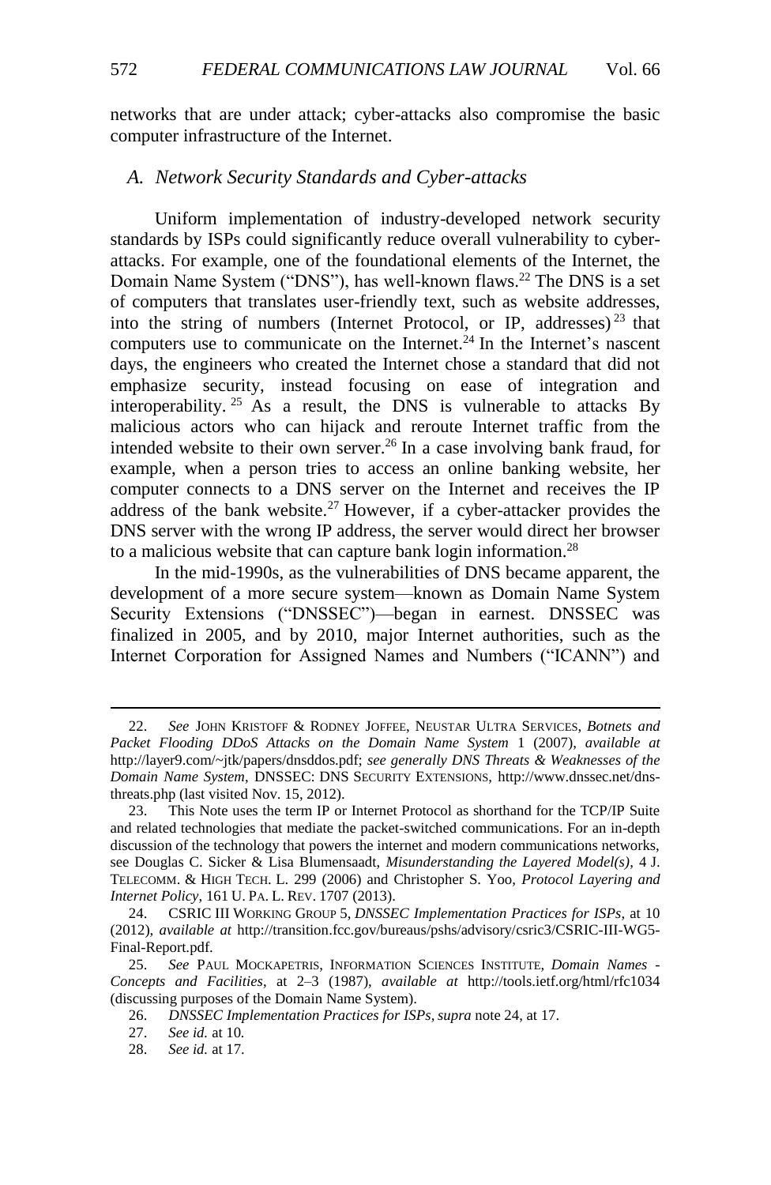networks that are under attack; cyber-attacks also compromise the basic computer infrastructure of the Internet.

### *A. Network Security Standards and Cyber-attacks*

Uniform implementation of industry-developed network security standards by ISPs could significantly reduce overall vulnerability to cyber-attacks. For example, one of the foundational elements of the Internet, the Domain Name System ("DNS"), has well-known flaws.[22] The DNS is a set of computers that translates user-friendly text, such as website addresses, into the string of numbers (Internet Protocol, or IP, addresses)[23] that computers use to communicate on the Internet.[24] In the Internet's nascent days, the engineers who created the Internet chose a standard that did not emphasize security, instead focusing on ease of integration and interoperability.[25] As a result, the DNS is vulnerable to attacks By malicious actors who can hijack and reroute Internet traffic from the intended website to their own server.[26] In a case involving bank fraud, for example, when a person tries to access an online banking website, her computer connects to a DNS server on the Internet and receives the IP address of the bank website.[27] However, if a cyber-attacker provides the DNS server with the wrong IP address, the server would direct her browser to a malicious website that can capture bank login information.[28]

In the mid-1990s, as the vulnerabilities of DNS became apparent, the development of a more secure system—known as Domain Name System Security Extensions ("DNSSEC")—began in earnest. DNSSEC was finalized in 2005, and by 2010, major Internet authorities, such as the Internet Corporation for Assigned Names and Numbers ("ICANN") and

---

22. *See* JOHN KRISTOFF & RODNEY JOFFEE, NEUSTAR ULTRA SERVICES, *Botnets and Packet Flooding DDoS Attacks on the Domain Name System* 1 (2007), *available at* http://layer9.com/~jtk/papers/dnsddos.pdf; *see generally DNS Threats & Weaknesses of the Domain Name System*, DNSSEC: DNS SECURITY EXTENSIONS, http://www.dnssec.net/dns-threats.php (last visited Nov. 15, 2012).

23. This Note uses the term IP or Internet Protocol as shorthand for the TCP/IP Suite and related technologies that mediate the packet-switched communications. For an in-depth discussion of the technology that powers the internet and modern communications networks, see Douglas C. Sicker & Lisa Blumensaadt, *Misunderstanding the Layered Model(s)*, 4 J. TELECOMM. & HIGH TECH. L. 299 (2006) and Christopher S. Yoo, *Protocol Layering and Internet Policy*, 161 U. PA. L. REV. 1707 (2013).

24. CSRIC III WORKING GROUP 5, *DNSSEC Implementation Practices for ISPs*, at 10 (2012), *available at* http://transition.fcc.gov/bureaus/pshs/advisory/csric3/CSRIC-III-WG5-Final-Report.pdf.

25. *See* PAUL MOCKAPETRIS, INFORMATION SCIENCES INSTITUTE, *Domain Names - Concepts and Facilities*, at 2–3 (1987), *available at* http://tools.ietf.org/html/rfc1034 (discussing purposes of the Domain Name System).

26. *DNSSEC Implementation Practices for ISPs*, *supra* note 24, at 17.

27. *See id.* at 10.

28. *See id.* at 17.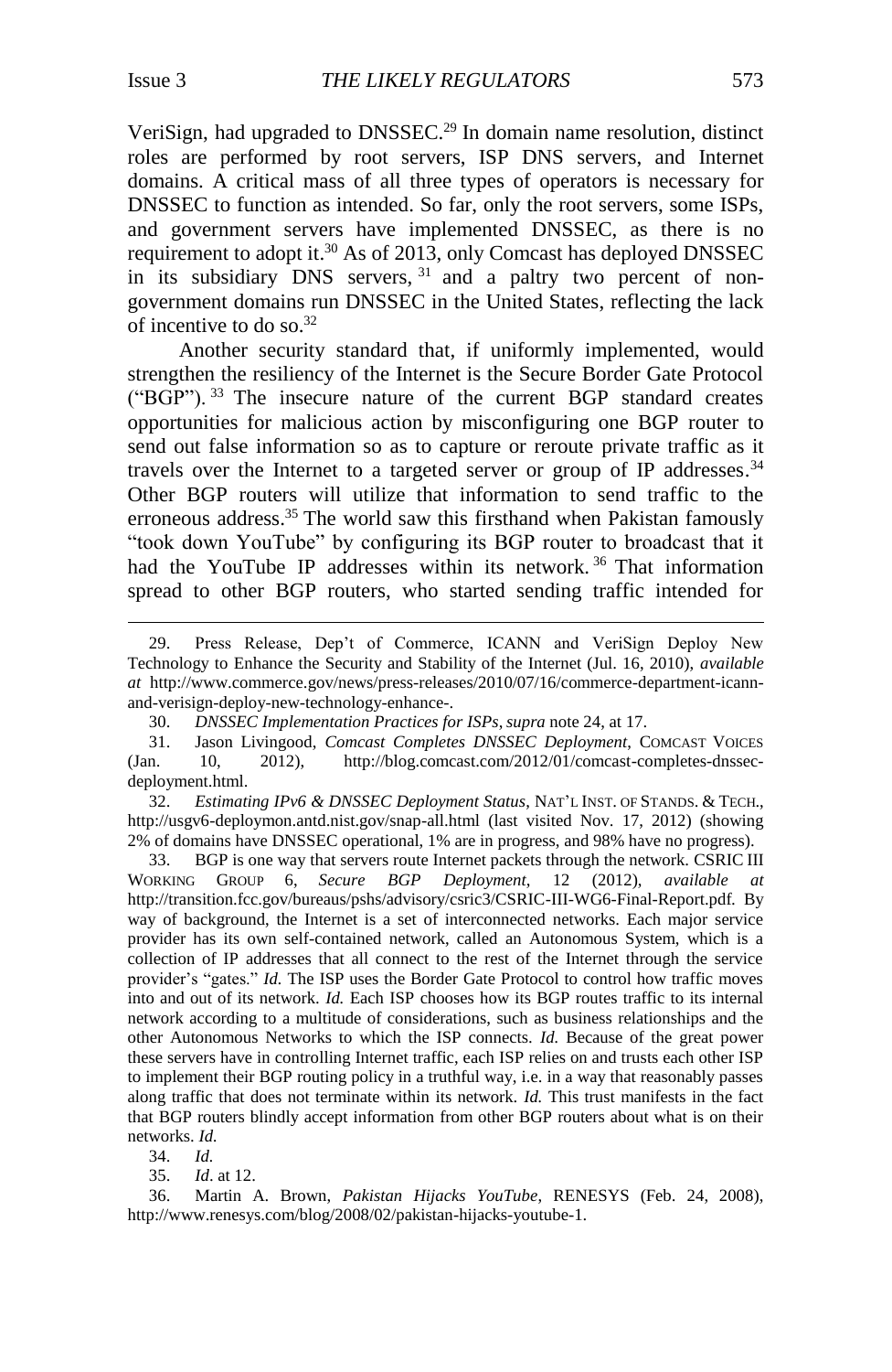VeriSign, had upgraded to DNSSEC.[29] In domain name resolution, distinct roles are performed by root servers, ISP DNS servers, and Internet domains. A critical mass of all three types of operators is necessary for DNSSEC to function as intended. So far, only the root servers, some ISPs, and government servers have implemented DNSSEC, as there is no requirement to adopt it.[30] As of 2013, only Comcast has deployed DNSSEC in its subsidiary DNS servers,[31] and a paltry two percent of non-government domains run DNSSEC in the United States, reflecting the lack of incentive to do so.[32]

Another security standard that, if uniformly implemented, would strengthen the resiliency of the Internet is the Secure Border Gate Protocol ("BGP").[33] The insecure nature of the current BGP standard creates opportunities for malicious action by misconfiguring one BGP router to send out false information so as to capture or reroute private traffic as it travels over the Internet to a targeted server or group of IP addresses.[34] Other BGP routers will utilize that information to send traffic to the erroneous address.[35] The world saw this firsthand when Pakistan famously "took down YouTube" by configuring its BGP router to broadcast that it had the YouTube IP addresses within its network.[36] That information spread to other BGP routers, who started sending traffic intended for

---

29. Press Release, Dep't of Commerce, ICANN and VeriSign Deploy New Technology to Enhance the Security and Stability of the Internet (Jul. 16, 2010), *available at* http://www.commerce.gov/news/press-releases/2010/07/16/commerce-department-icann-and-verisign-deploy-new-technology-enhance-.

30. *DNSSEC Implementation Practices for ISPs*, *supra* note 24, at 17.

31. Jason Livingood, *Comcast Completes DNSSEC Deployment*, COMCAST VOICES (Jan. 10, 2012), http://blog.comcast.com/2012/01/comcast-completes-dnssec-deployment.html.

32. *Estimating IPv6 & DNSSEC Deployment Status*, NAT'L INST. OF STANDS. & TECH., http://usgv6-deploymon.antd.nist.gov/snap-all.html (last visited Nov. 17, 2012) (showing 2% of domains have DNSSEC operational, 1% are in progress, and 98% have no progress).

33. BGP is one way that servers route Internet packets through the network. CSRIC III WORKING GROUP 6, *Secure BGP Deployment*, 12 (2012), *available at* http://transition.fcc.gov/bureaus/pshs/advisory/csric3/CSRIC-III-WG6-Final-Report.pdf. By way of background, the Internet is a set of interconnected networks. Each major service provider has its own self-contained network, called an Autonomous System, which is a collection of IP addresses that all connect to the rest of the Internet through the service provider's "gates." *Id.* The ISP uses the Border Gate Protocol to control how traffic moves into and out of its network. *Id.* Each ISP chooses how its BGP routes traffic to its internal network according to a multitude of considerations, such as business relationships and the other Autonomous Networks to which the ISP connects. *Id.* Because of the great power these servers have in controlling Internet traffic, each ISP relies on and trusts each other ISP to implement their BGP routing policy in a truthful way, i.e. in a way that reasonably passes along traffic that does not terminate within its network. *Id.* This trust manifests in the fact that BGP routers blindly accept information from other BGP routers about what is on their networks. *Id.*

34. *Id.*

35. *Id*. at 12.

36. Martin A. Brown, *Pakistan Hijacks YouTube*, RENESYS (Feb. 24, 2008), http://www.renesys.com/blog/2008/02/pakistan-hijacks-youtube-1.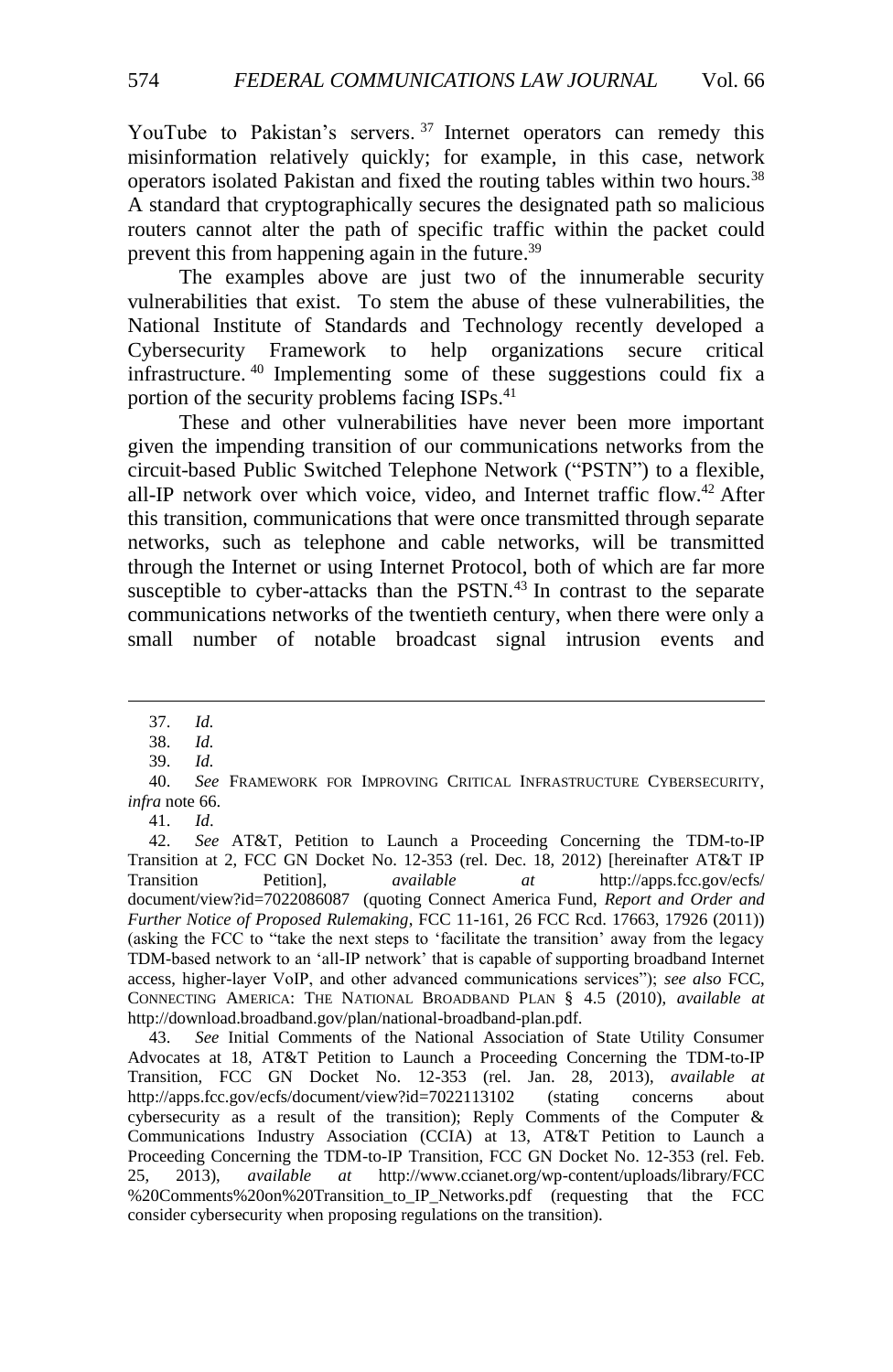YouTube to Pakistan's servers.[37] Internet operators can remedy this misinformation relatively quickly; for example, in this case, network operators isolated Pakistan and fixed the routing tables within two hours.[38] A standard that cryptographically secures the designated path so malicious routers cannot alter the path of specific traffic within the packet could prevent this from happening again in the future.[39]

The examples above are just two of the innumerable security vulnerabilities that exist. To stem the abuse of these vulnerabilities, the National Institute of Standards and Technology recently developed a Cybersecurity Framework to help organizations secure critical infrastructure.[40] Implementing some of these suggestions could fix a portion of the security problems facing ISPs.[41]

These and other vulnerabilities have never been more important given the impending transition of our communications networks from the circuit-based Public Switched Telephone Network ("PSTN") to a flexible, all-IP network over which voice, video, and Internet traffic flow.[42] After this transition, communications that were once transmitted through separate networks, such as telephone and cable networks, will be transmitted through the Internet or using Internet Protocol, both of which are far more susceptible to cyber-attacks than the PSTN.[43] In contrast to the separate communications networks of the twentieth century, when there were only a small number of notable broadcast signal intrusion events and

---

37. *Id.*

38. *Id.*

39. *Id.*

40. *See* FRAMEWORK FOR IMPROVING CRITICAL INFRASTRUCTURE CYBERSECURITY, *infra* note 66.

41. *Id*.

42. *See* AT&T, Petition to Launch a Proceeding Concerning the TDM-to-IP Transition at 2, FCC GN Docket No. 12-353 (rel. Dec. 18, 2012) [hereinafter AT&T IP Transition Petition], *available at* http://apps.fcc.gov/ecfs/document/view?id=7022086087 (quoting Connect America Fund, *Report and Order and Further Notice of Proposed Rulemaking*, FCC 11-161, 26 FCC Rcd. 17663, 17926 (2011)) (asking the FCC to "take the next steps to 'facilitate the transition' away from the legacy TDM-based network to an 'all-IP network' that is capable of supporting broadband Internet access, higher-layer VoIP, and other advanced communications services"); *see also* FCC, CONNECTING AMERICA: THE NATIONAL BROADBAND PLAN § 4.5 (2010), *available at* http://download.broadband.gov/plan/national-broadband-plan.pdf.

43. *See* Initial Comments of the National Association of State Utility Consumer Advocates at 18, AT&T Petition to Launch a Proceeding Concerning the TDM-to-IP Transition, FCC GN Docket No. 12-353 (rel. Jan. 28, 2013), *available at* http://apps.fcc.gov/ecfs/document/view?id=7022113102 (stating concerns about cybersecurity as a result of the transition); Reply Comments of the Computer & Communications Industry Association (CCIA) at 13, AT&T Petition to Launch a Proceeding Concerning the TDM-to-IP Transition, FCC GN Docket No. 12-353 (rel. Feb. 25, 2013), *available at* http://www.ccianet.org/wp-content/uploads/library/FCC%20Comments%20on%20Transition_to_IP_Networks.pdf (requesting that the FCC consider cybersecurity when proposing regulations on the transition).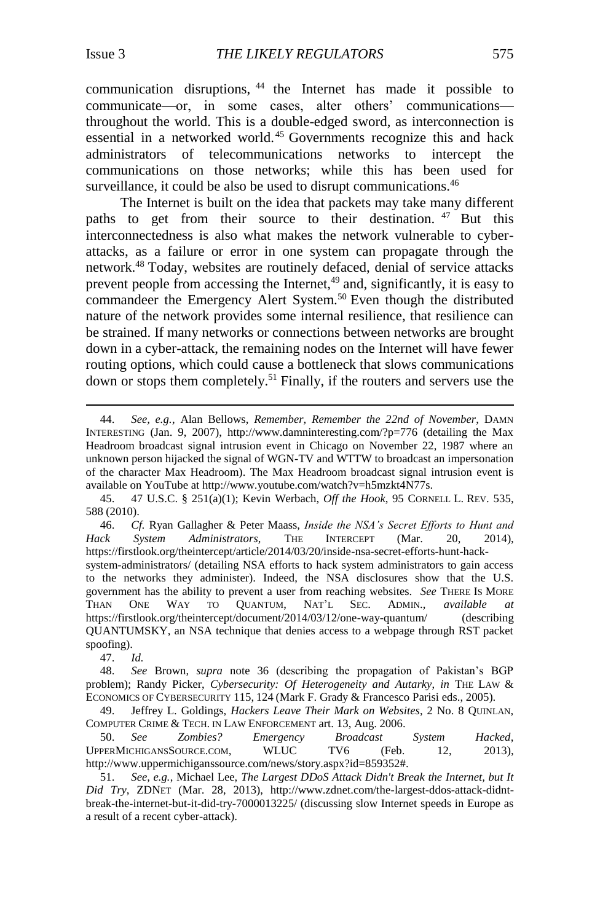communication disruptions,[44] the Internet has made it possible to communicate—or, in some cases, alter others' communications—throughout the world. This is a double-edged sword, as interconnection is essential in a networked world.[45] Governments recognize this and hack administrators of telecommunications networks to intercept the communications on those networks; while this has been used for surveillance, it could be also be used to disrupt communications.[46]

The Internet is built on the idea that packets may take many different paths to get from their source to their destination.[47] But this interconnectedness is also what makes the network vulnerable to cyber-attacks, as a failure or error in one system can propagate through the network.[48] Today, websites are routinely defaced, denial of service attacks prevent people from accessing the Internet,[49] and, significantly, it is easy to commandeer the Emergency Alert System.[50] Even though the distributed nature of the network provides some internal resilience, that resilience can be strained. If many networks or connections between networks are brought down in a cyber-attack, the remaining nodes on the Internet will have fewer routing options, which could cause a bottleneck that slows communications down or stops them completely.[51] Finally, if the routers and servers use the

---

44. *See, e.g.*, Alan Bellows, *Remember, Remember the 22nd of November*, DAMN INTERESTING (Jan. 9, 2007), http://www.damninteresting.com/?p=776 (detailing the Max Headroom broadcast signal intrusion event in Chicago on November 22, 1987 where an unknown person hijacked the signal of WGN-TV and WTTW to broadcast an impersonation of the character Max Headroom). The Max Headroom broadcast signal intrusion event is available on YouTube at http://www.youtube.com/watch?v=h5mzkt4N77s.

45. 47 U.S.C. § 251(a)(1); Kevin Werbach, *Off the Hook*, 95 CORNELL L. REV. 535, 588 (2010).

46. *Cf.* Ryan Gallagher & Peter Maass, *Inside the NSA's Secret Efforts to Hunt and Hack System Administrators*, THE INTERCEPT (Mar. 20, 2014), https://firstlook.org/theintercept/article/2014/03/20/inside-nsa-secret-efforts-hunt-hack-system-administrators/ (detailing NSA efforts to hack system administrators to gain access to the networks they administer). Indeed, the NSA disclosures show that the U.S. government has the ability to prevent a user from reaching websites. *See* THERE IS MORE THAN ONE WAY TO QUANTUM, NAT'L SEC. ADMIN., *available at* https://firstlook.org/theintercept/document/2014/03/12/one-way-quantum/ (describing QUANTUMSKY, an NSA technique that denies access to a webpage through RST packet spoofing).

47. *Id.*

48. *See* Brown, *supra* note 36 (describing the propagation of Pakistan's BGP problem); Randy Picker, *Cybersecurity: Of Heterogeneity and Autarky*, *in* THE LAW & ECONOMICS OF CYBERSECURITY 115, 124 (Mark F. Grady & Francesco Parisi eds., 2005).

49. Jeffrey L. Goldings, *Hackers Leave Their Mark on Websites*, 2 No. 8 QUINLAN, COMPUTER CRIME & TECH. IN LAW ENFORCEMENT art. 13, Aug. 2006.

50. *See Zombies? Emergency Broadcast System Hacked*, UPPERMICHIGANSSOURCE.COM, WLUC TV6 (Feb. 12, 2013), http://www.uppermichiganssource.com/news/story.aspx?id=859352#.

51. *See, e.g.*, Michael Lee, *The Largest DDoS Attack Didn't Break the Internet, but It Did Try*, ZDNET (Mar. 28, 2013), http://www.zdnet.com/the-largest-ddos-attack-didnt-break-the-internet-but-it-did-try-7000013225/ (discussing slow Internet speeds in Europe as a result of a recent cyber-attack).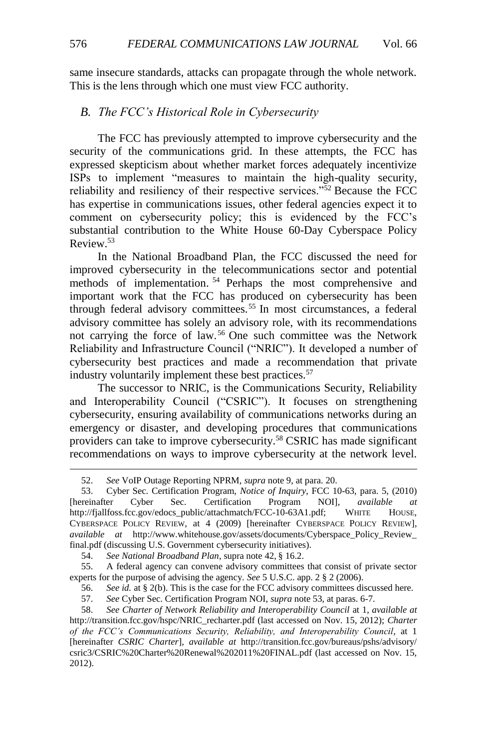same insecure standards, attacks can propagate through the whole network. This is the lens through which one must view FCC authority.

### *B. The FCC's Historical Role in Cybersecurity*

The FCC has previously attempted to improve cybersecurity and the security of the communications grid. In these attempts, the FCC has expressed skepticism about whether market forces adequately incentivize ISPs to implement "measures to maintain the high-quality security, reliability and resiliency of their respective services."[52] Because the FCC has expertise in communications issues, other federal agencies expect it to comment on cybersecurity policy; this is evidenced by the FCC's substantial contribution to the White House 60-Day Cyberspace Policy Review.[53]

In the National Broadband Plan, the FCC discussed the need for improved cybersecurity in the telecommunications sector and potential methods of implementation.[54] Perhaps the most comprehensive and important work that the FCC has produced on cybersecurity has been through federal advisory committees.[55] In most circumstances, a federal advisory committee has solely an advisory role, with its recommendations not carrying the force of law.[56] One such committee was the Network Reliability and Infrastructure Council ("NRIC"). It developed a number of cybersecurity best practices and made a recommendation that private industry voluntarily implement these best practices.[57]

The successor to NRIC, is the Communications Security, Reliability and Interoperability Council ("CSRIC"). It focuses on strengthening cybersecurity, ensuring availability of communications networks during an emergency or disaster, and developing procedures that communications providers can take to improve cybersecurity.[58] CSRIC has made significant recommendations on ways to improve cybersecurity at the network level.

---

52. *See* VoIP Outage Reporting NPRM, *supra* note 9, at para. 20.

53. Cyber Sec. Certification Program, *Notice of Inquiry*, FCC 10-63, para. 5, (2010) [hereinafter Cyber Sec. Certification Program NOI], *available at* http://fjallfoss.fcc.gov/edocs_public/attachmatch/FCC-10-63A1.pdf; WHITE HOUSE, CYBERSPACE POLICY REVIEW, at 4 (2009) [hereinafter CYBERSPACE POLICY REVIEW], *available at* http://www.whitehouse.gov/assets/documents/Cyberspace_Policy_Review_final.pdf (discussing U.S. Government cybersecurity initiatives).

54. *See National Broadband Plan*, supra note 42, § 16.2.

55. A federal agency can convene advisory committees that consist of private sector experts for the purpose of advising the agency. *See* 5 U.S.C. app. 2 § 2 (2006).

56. *See id.* at § 2(b). This is the case for the FCC advisory committees discussed here.

57. *See* Cyber Sec. Certification Program NOI, *supra* note 53, at paras. 6-7.

58. *See Charter of Network Reliability and Interoperability Council* at 1, *available at* http://transition.fcc.gov/hspc/NRIC_recharter.pdf (last accessed on Nov. 15, 2012); *Charter of the FCC's Communications Security, Reliability, and Interoperability Council*, at 1 [hereinafter *CSRIC Charter*], *available at* http://transition.fcc.gov/bureaus/pshs/advisory/csric3/CSRIC%20Charter%20Renewal%202011%20FINAL.pdf (last accessed on Nov. 15, 2012).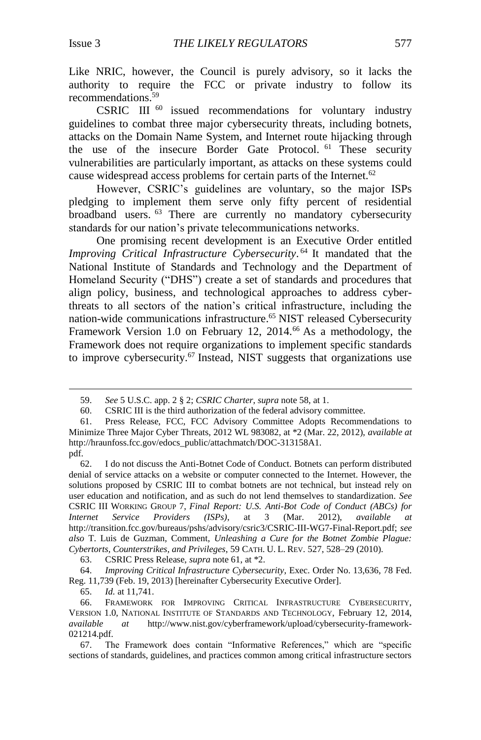Like NRIC, however, the Council is purely advisory, so it lacks the authority to require the FCC or private industry to follow its recommendations.[59]

CSRIC III [60] issued recommendations for voluntary industry guidelines to combat three major cybersecurity threats, including botnets, attacks on the Domain Name System, and Internet route hijacking through the use of the insecure Border Gate Protocol.[61] These security vulnerabilities are particularly important, as attacks on these systems could cause widespread access problems for certain parts of the Internet.[62]

However, CSRIC's guidelines are voluntary, so the major ISPs pledging to implement them serve only fifty percent of residential broadband users.[63] There are currently no mandatory cybersecurity standards for our nation's private telecommunications networks.

One promising recent development is an Executive Order entitled *Improving Critical Infrastructure Cybersecurity*.[64] It mandated that the National Institute of Standards and Technology and the Department of Homeland Security ("DHS") create a set of standards and procedures that align policy, business, and technological approaches to address cyber-threats to all sectors of the nation's critical infrastructure, including the nation-wide communications infrastructure.[65] NIST released Cybersecurity Framework Version 1.0 on February 12, 2014.[66] As a methodology, the Framework does not require organizations to implement specific standards to improve cybersecurity.[67] Instead, NIST suggests that organizations use

---

59. *See* 5 U.S.C. app. 2 § 2; *CSRIC Charter*, *supra* note 58, at 1.

60. CSRIC III is the third authorization of the federal advisory committee.

61. Press Release, FCC, FCC Advisory Committee Adopts Recommendations to Minimize Three Major Cyber Threats, 2012 WL 983082, at *2 (Mar. 22, 2012), *available at* http://hraunfoss.fcc.gov/edocs_public/attachmatch/DOC-313158A1.pdf.

62. I do not discuss the Anti-Botnet Code of Conduct. Botnets can perform distributed denial of service attacks on a website or computer connected to the Internet. However, the solutions proposed by CSRIC III to combat botnets are not technical, but instead rely on user education and notification, and as such do not lend themselves to standardization. *See* CSRIC III WORKING GROUP 7, *Final Report: U.S. Anti-Bot Code of Conduct (ABCs) for Internet Service Providers (ISPs)*, at 3 (Mar. 2012), *available at* http://transition.fcc.gov/bureaus/pshs/advisory/csric3/CSRIC-III-WG7-Final-Report.pdf; *see also* T. Luis de Guzman, Comment, *Unleashing a Cure for the Botnet Zombie Plague: Cybertorts, Counterstrikes, and Privileges*, 59 CATH. U. L. REV. 527, 528–29 (2010).

63. CSRIC Press Release, *supra* note 61, at *2.

64. *Improving Critical Infrastructure Cybersecurity*, Exec. Order No. 13,636, 78 Fed. Reg. 11,739 (Feb. 19, 2013) [hereinafter Cybersecurity Executive Order].

65. *Id.* at 11,741.

66. FRAMEWORK FOR IMPROVING CRITICAL INFRASTRUCTURE CYBERSECURITY, VERSION 1.0, NATIONAL INSTITUTE OF STANDARDS AND TECHNOLOGY, February 12, 2014, *available at* http://www.nist.gov/cyberframework/upload/cybersecurity-framework-021214.pdf.

67. The Framework does contain "Informative References," which are "specific sections of standards, guidelines, and practices common among critical infrastructure sectors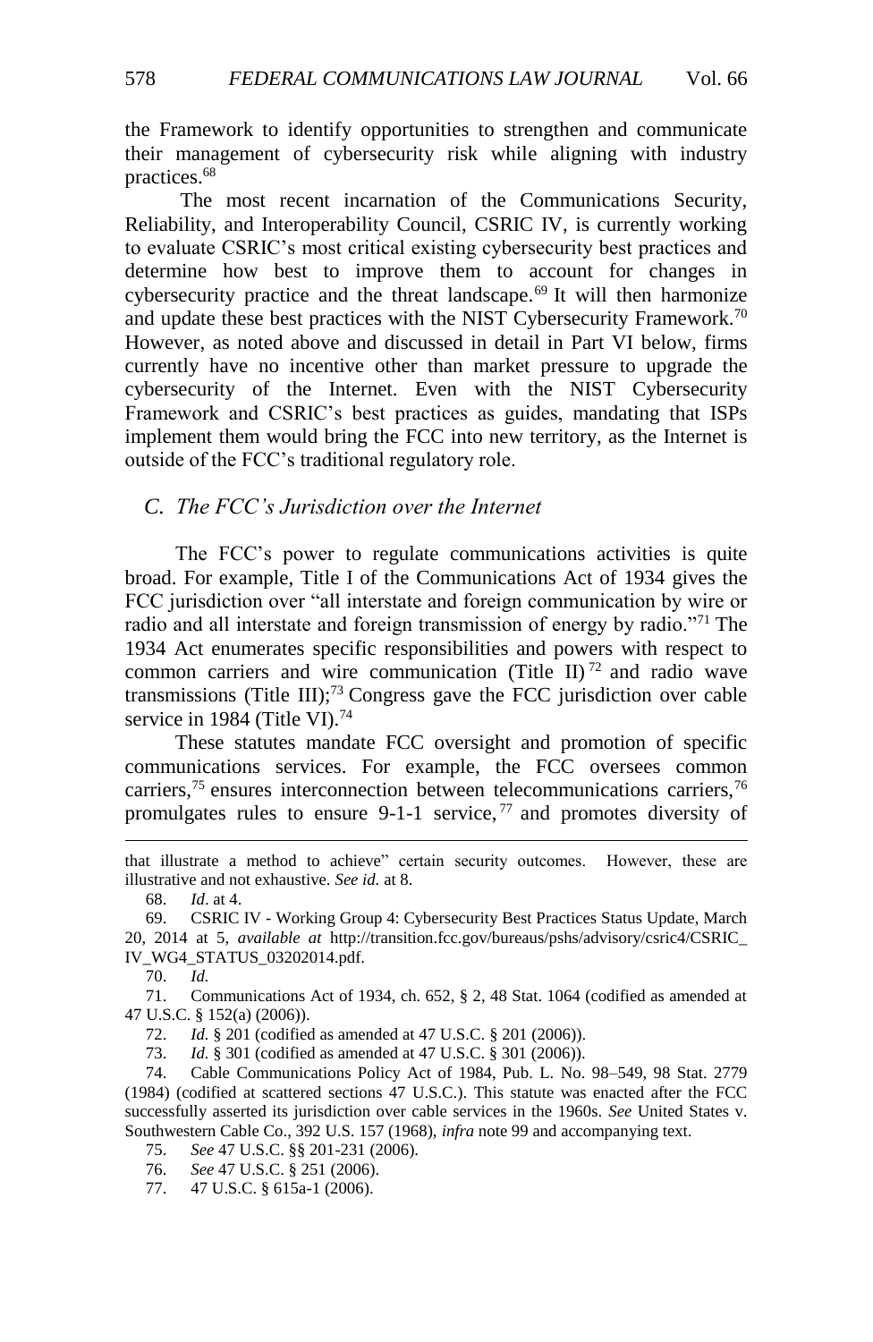the Framework to identify opportunities to strengthen and communicate their management of cybersecurity risk while aligning with industry practices.[68]

The most recent incarnation of the Communications Security, Reliability, and Interoperability Council, CSRIC IV, is currently working to evaluate CSRIC's most critical existing cybersecurity best practices and determine how best to improve them to account for changes in cybersecurity practice and the threat landscape.[69] It will then harmonize and update these best practices with the NIST Cybersecurity Framework.[70] However, as noted above and discussed in detail in Part VI below, firms currently have no incentive other than market pressure to upgrade the cybersecurity of the Internet. Even with the NIST Cybersecurity Framework and CSRIC's best practices as guides, mandating that ISPs implement them would bring the FCC into new territory, as the Internet is outside of the FCC's traditional regulatory role.

### *C. The FCC's Jurisdiction over the Internet*

The FCC's power to regulate communications activities is quite broad. For example, Title I of the Communications Act of 1934 gives the FCC jurisdiction over "all interstate and foreign communication by wire or radio and all interstate and foreign transmission of energy by radio."[71] The 1934 Act enumerates specific responsibilities and powers with respect to common carriers and wire communication (Title II)[72] and radio wave transmissions (Title III);[73] Congress gave the FCC jurisdiction over cable service in 1984 (Title VI).[74]

These statutes mandate FCC oversight and promotion of specific communications services. For example, the FCC oversees common carriers,[75] ensures interconnection between telecommunications carriers,[76] promulgates rules to ensure 9-1-1 service,[77] and promotes diversity of

---

that illustrate a method to achieve" certain security outcomes. However, these are illustrative and not exhaustive. *See id.* at 8.

68. *Id*. at 4.

69. CSRIC IV - Working Group 4: Cybersecurity Best Practices Status Update, March 20, 2014 at 5, *available at* http://transition.fcc.gov/bureaus/pshs/advisory/csric4/CSRIC_IV_WG4_STATUS_03202014.pdf.

70. *Id.*

71. Communications Act of 1934, ch. 652, § 2, 48 Stat. 1064 (codified as amended at 47 U.S.C. § 152(a) (2006)).

72. *Id.* § 201 (codified as amended at 47 U.S.C. § 201 (2006)).

73. *Id.* § 301 (codified as amended at 47 U.S.C. § 301 (2006)).

74. Cable Communications Policy Act of 1984, Pub. L. No. 98–549, 98 Stat. 2779 (1984) (codified at scattered sections 47 U.S.C.). This statute was enacted after the FCC successfully asserted its jurisdiction over cable services in the 1960s. *See* United States v. Southwestern Cable Co., 392 U.S. 157 (1968), *infra* note 99 and accompanying text.

75. *See* 47 U.S.C. §§ 201-231 (2006).

76. *See* 47 U.S.C. § 251 (2006).

77. 47 U.S.C. § 615a-1 (2006).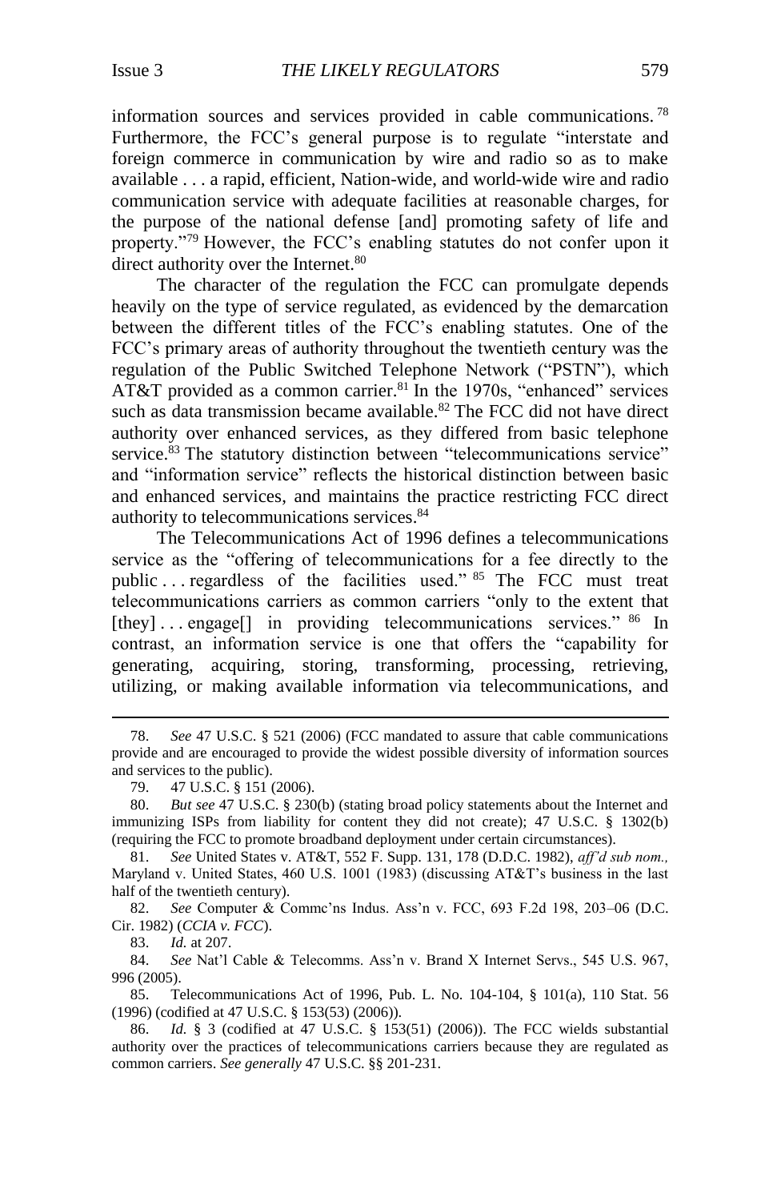information sources and services provided in cable communications.[78] Furthermore, the FCC's general purpose is to regulate "interstate and foreign commerce in communication by wire and radio so as to make available . . . a rapid, efficient, Nation-wide, and world-wide wire and radio communication service with adequate facilities at reasonable charges, for the purpose of the national defense [and] promoting safety of life and property."[79] However, the FCC's enabling statutes do not confer upon it direct authority over the Internet.[80]

The character of the regulation the FCC can promulgate depends heavily on the type of service regulated, as evidenced by the demarcation between the different titles of the FCC's enabling statutes. One of the FCC's primary areas of authority throughout the twentieth century was the regulation of the Public Switched Telephone Network ("PSTN"), which AT&T provided as a common carrier.[81] In the 1970s, "enhanced" services such as data transmission became available.[82] The FCC did not have direct authority over enhanced services, as they differed from basic telephone service.[83] The statutory distinction between "telecommunications service" and "information service" reflects the historical distinction between basic and enhanced services, and maintains the practice restricting FCC direct authority to telecommunications services.[84]

The Telecommunications Act of 1996 defines a telecommunications service as the "offering of telecommunications for a fee directly to the public . . . regardless of the facilities used."[85] The FCC must treat telecommunications carriers as common carriers "only to the extent that [they] . . . engage[] in providing telecommunications services."[86] In contrast, an information service is one that offers the "capability for generating, acquiring, storing, transforming, processing, retrieving, utilizing, or making available information via telecommunications, and

---

78. *See* 47 U.S.C. § 521 (2006) (FCC mandated to assure that cable communications provide and are encouraged to provide the widest possible diversity of information sources and services to the public).

79. 47 U.S.C. § 151 (2006).

80. *But see* 47 U.S.C. § 230(b) (stating broad policy statements about the Internet and immunizing ISPs from liability for content they did not create); 47 U.S.C. § 1302(b) (requiring the FCC to promote broadband deployment under certain circumstances).

81. *See* United States v. AT&T, 552 F. Supp. 131, 178 (D.D.C. 1982), *aff'd sub nom.,* Maryland v. United States, 460 U.S. 1001 (1983) (discussing AT&T's business in the last half of the twentieth century).

82. *See* Computer & Commc'ns Indus. Ass'n v. FCC, 693 F.2d 198, 203–06 (D.C. Cir. 1982) (*CCIA v. FCC*).

83. *Id.* at 207.

84. *See* Nat'l Cable & Telecomms. Ass'n v. Brand X Internet Servs., 545 U.S. 967, 996 (2005).

85. Telecommunications Act of 1996, Pub. L. No. 104-104, § 101(a), 110 Stat. 56 (1996) (codified at 47 U.S.C. § 153(53) (2006)).

86. *Id.* § 3 (codified at 47 U.S.C. § 153(51) (2006)). The FCC wields substantial authority over the practices of telecommunications carriers because they are regulated as common carriers. *See generally* 47 U.S.C. §§ 201-231.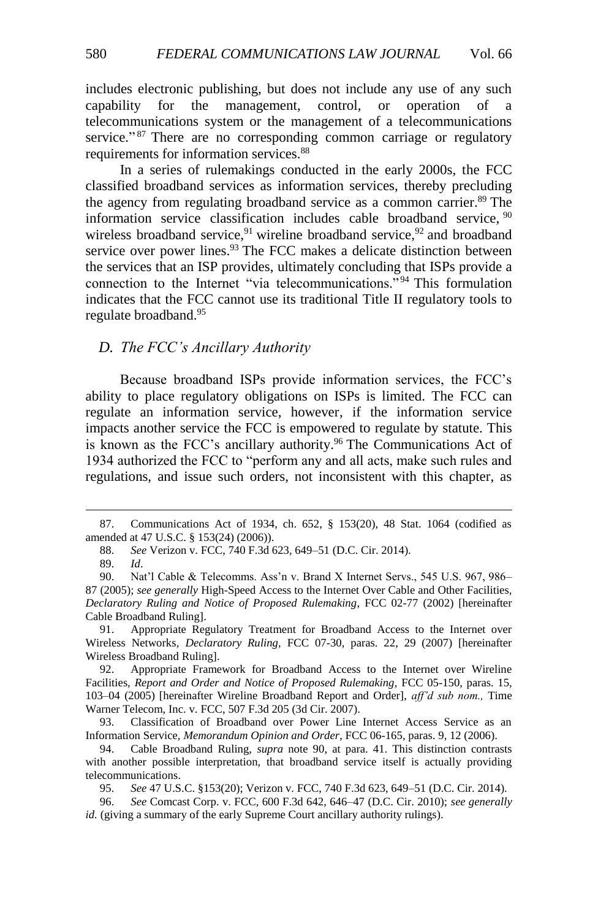includes electronic publishing, but does not include any use of any such capability for the management, control, or operation of a telecommunications system or the management of a telecommunications service."[87] There are no corresponding common carriage or regulatory requirements for information services.[88]

In a series of rulemakings conducted in the early 2000s, the FCC classified broadband services as information services, thereby precluding the agency from regulating broadband service as a common carrier.[89] The information service classification includes cable broadband service,[90] wireless broadband service,[91] wireline broadband service,[92] and broadband service over power lines.[93] The FCC makes a delicate distinction between the services that an ISP provides, ultimately concluding that ISPs provide a connection to the Internet "via telecommunications."[94] This formulation indicates that the FCC cannot use its traditional Title II regulatory tools to regulate broadband.[95]

### *D. The FCC's Ancillary Authority*

Because broadband ISPs provide information services, the FCC's ability to place regulatory obligations on ISPs is limited. The FCC can regulate an information service, however, if the information service impacts another service the FCC is empowered to regulate by statute. This is known as the FCC's ancillary authority.[96] The Communications Act of 1934 authorized the FCC to "perform any and all acts, make such rules and regulations, and issue such orders, not inconsistent with this chapter, as

---

87. Communications Act of 1934, ch. 652, § 153(20), 48 Stat. 1064 (codified as amended at 47 U.S.C. § 153(24) (2006)).

88. *See* Verizon v. FCC, 740 F.3d 623, 649–51 (D.C. Cir. 2014).

89. *Id*.

90. Nat'l Cable & Telecomms. Ass'n v. Brand X Internet Servs., 545 U.S. 967, 986–87 (2005); *see generally* High-Speed Access to the Internet Over Cable and Other Facilities, *Declaratory Ruling and Notice of Proposed Rulemaking*, FCC 02-77 (2002) [hereinafter Cable Broadband Ruling].

91. Appropriate Regulatory Treatment for Broadband Access to the Internet over Wireless Networks, *Declaratory Ruling*, FCC 07-30, paras. 22, 29 (2007) [hereinafter Wireless Broadband Ruling].

92. Appropriate Framework for Broadband Access to the Internet over Wireline Facilities, *Report and Order and Notice of Proposed Rulemaking*, FCC 05-150, paras. 15, 103–04 (2005) [hereinafter Wireline Broadband Report and Order], *aff'd sub nom.,* Time Warner Telecom, Inc. v. FCC, 507 F.3d 205 (3d Cir. 2007).

93. Classification of Broadband over Power Line Internet Access Service as an Information Service, *Memorandum Opinion and Order*, FCC 06-165, paras. 9, 12 (2006).

94. Cable Broadband Ruling, *supra* note 90, at para. 41. This distinction contrasts with another possible interpretation, that broadband service itself is actually providing telecommunications.

95. *See* 47 U.S.C. §153(20); Verizon v. FCC, 740 F.3d 623, 649–51 (D.C. Cir. 2014).

96. *See* Comcast Corp. v. FCC, 600 F.3d 642, 646–47 (D.C. Cir. 2010); *see generally id.* (giving a summary of the early Supreme Court ancillary authority rulings).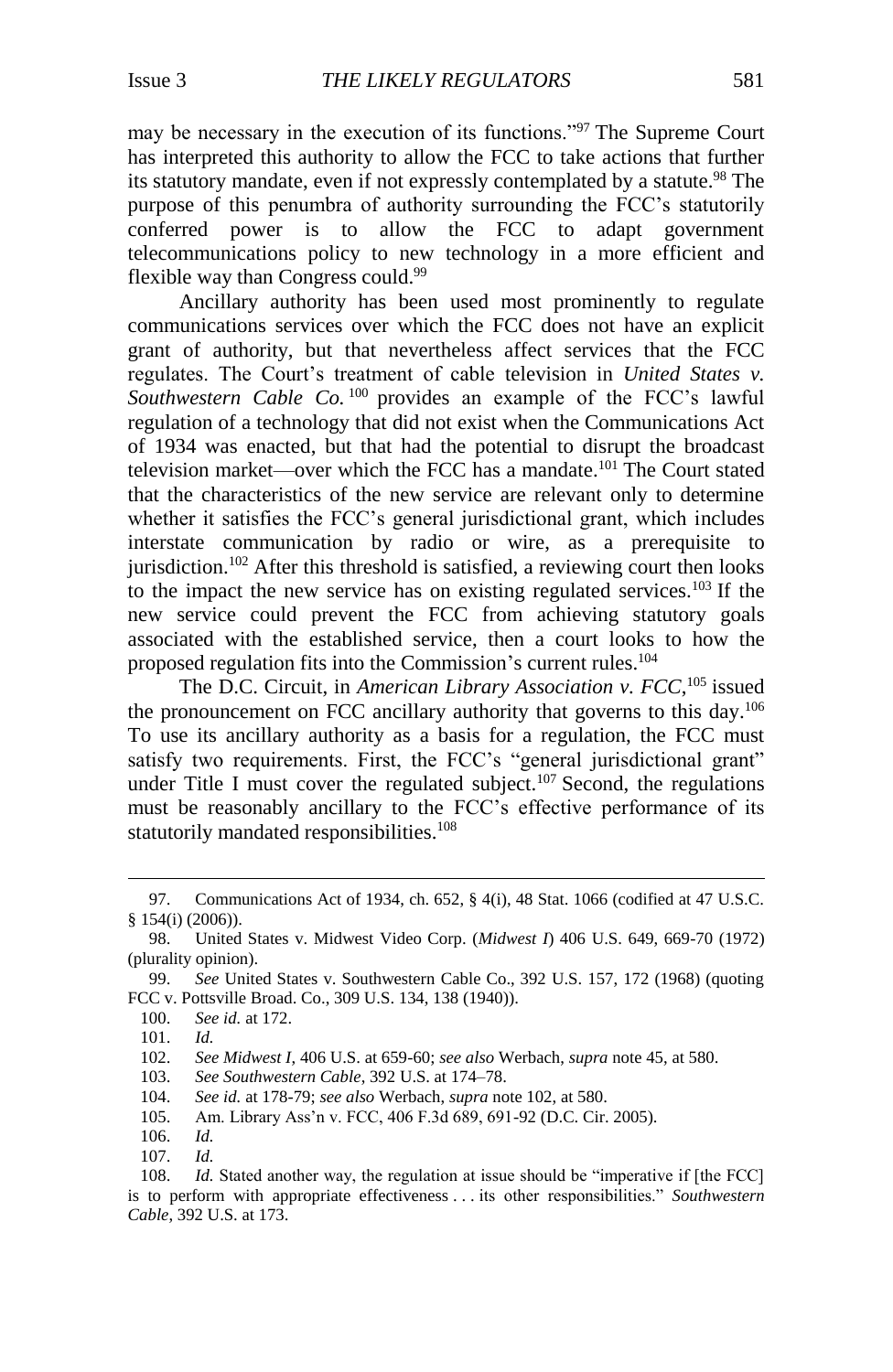may be necessary in the execution of its functions."[97] The Supreme Court has interpreted this authority to allow the FCC to take actions that further its statutory mandate, even if not expressly contemplated by a statute.[98] The purpose of this penumbra of authority surrounding the FCC's statutorily conferred power is to allow the FCC to adapt government telecommunications policy to new technology in a more efficient and flexible way than Congress could.[99]

Ancillary authority has been used most prominently to regulate communications services over which the FCC does not have an explicit grant of authority, but that nevertheless affect services that the FCC regulates. The Court's treatment of cable television in *United States v. Southwestern Cable Co.*[100] provides an example of the FCC's lawful regulation of a technology that did not exist when the Communications Act of 1934 was enacted, but that had the potential to disrupt the broadcast television market—over which the FCC has a mandate.[101] The Court stated that the characteristics of the new service are relevant only to determine whether it satisfies the FCC's general jurisdictional grant, which includes interstate communication by radio or wire, as a prerequisite to jurisdiction.[102] After this threshold is satisfied, a reviewing court then looks to the impact the new service has on existing regulated services.[103] If the new service could prevent the FCC from achieving statutory goals associated with the established service, then a court looks to how the proposed regulation fits into the Commission's current rules.[104]

The D.C. Circuit, in *American Library Association v. FCC*,[105] issued the pronouncement on FCC ancillary authority that governs to this day.[106] To use its ancillary authority as a basis for a regulation, the FCC must satisfy two requirements. First, the FCC's "general jurisdictional grant" under Title I must cover the regulated subject.[107] Second, the regulations must be reasonably ancillary to the FCC's effective performance of its statutorily mandated responsibilities.[108]

---

97. Communications Act of 1934, ch. 652, § 4(i), 48 Stat. 1066 (codified at 47 U.S.C. § 154(i) (2006)).

98. United States v. Midwest Video Corp. (*Midwest I*) 406 U.S. 649, 669-70 (1972) (plurality opinion).

99. *See* United States v. Southwestern Cable Co., 392 U.S. 157, 172 (1968) (quoting FCC v. Pottsville Broad. Co., 309 U.S. 134, 138 (1940)).

100. *See id.* at 172.

101. *Id.*

102. *See Midwest I*, 406 U.S. at 659-60; *see also* Werbach, *supra* note 45, at 580.

103. *See Southwestern Cable*, 392 U.S. at 174–78.

104. *See id.* at 178-79; *see also* Werbach, *supra* note 102, at 580.

105. Am. Library Ass'n v. FCC, 406 F.3d 689, 691-92 (D.C. Cir. 2005).

106. *Id.*

107. *Id.*

108. *Id.* Stated another way, the regulation at issue should be "imperative if [the FCC] is to perform with appropriate effectiveness . . . its other responsibilities." *Southwestern Cable*, 392 U.S. at 173.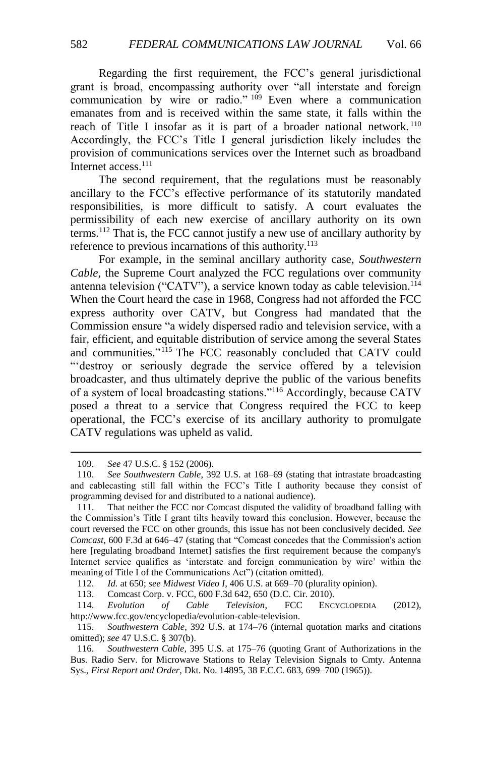Regarding the first requirement, the FCC's general jurisdictional grant is broad, encompassing authority over "all interstate and foreign communication by wire or radio."[109] Even where a communication emanates from and is received within the same state, it falls within the reach of Title I insofar as it is part of a broader national network.[110] Accordingly, the FCC's Title I general jurisdiction likely includes the provision of communications services over the Internet such as broadband Internet access.[111]

The second requirement, that the regulations must be reasonably ancillary to the FCC's effective performance of its statutorily mandated responsibilities, is more difficult to satisfy. A court evaluates the permissibility of each new exercise of ancillary authority on its own terms.[112] That is, the FCC cannot justify a new use of ancillary authority by reference to previous incarnations of this authority.[113]

For example, in the seminal ancillary authority case, *Southwestern Cable*, the Supreme Court analyzed the FCC regulations over community antenna television ("CATV"), a service known today as cable television.[114] When the Court heard the case in 1968, Congress had not afforded the FCC express authority over CATV, but Congress had mandated that the Commission ensure "a widely dispersed radio and television service, with a fair, efficient, and equitable distribution of service among the several States and communities."[115] The FCC reasonably concluded that CATV could "'destroy or seriously degrade the service offered by a television broadcaster, and thus ultimately deprive the public of the various benefits of a system of local broadcasting stations."[116] Accordingly, because CATV posed a threat to a service that Congress required the FCC to keep operational, the FCC's exercise of its ancillary authority to promulgate CATV regulations was upheld as valid.

---

109. *See* 47 U.S.C. § 152 (2006).

110. *See Southwestern Cable*, 392 U.S. at 168–69 (stating that intrastate broadcasting and cablecasting still fall within the FCC's Title I authority because they consist of programming devised for and distributed to a national audience).

111. That neither the FCC nor Comcast disputed the validity of broadband falling with the Commission's Title I grant tilts heavily toward this conclusion. However, because the court reversed the FCC on other grounds, this issue has not been conclusively decided. *See Comcast*, 600 F.3d at 646–47 (stating that "Comcast concedes that the Commission's action here [regulating broadband Internet] satisfies the first requirement because the company's Internet service qualifies as 'interstate and foreign communication by wire' within the meaning of Title I of the Communications Act") (citation omitted).

112. *Id.* at 650; *see Midwest Video I*, 406 U.S. at 669–70 (plurality opinion).

113. Comcast Corp. v. FCC, 600 F.3d 642, 650 (D.C. Cir. 2010).

114. *Evolution of Cable Television*, FCC ENCYCLOPEDIA (2012), http://www.fcc.gov/encyclopedia/evolution-cable-television.

115. *Southwestern Cable*, 392 U.S. at 174–76 (internal quotation marks and citations omitted); *see* 47 U.S.C. § 307(b).

116. *Southwestern Cable*, 395 U.S. at 175–76 (quoting Grant of Authorizations in the Bus. Radio Serv. for Microwave Stations to Relay Television Signals to Cmty. Antenna Sys., *First Report and Order*, Dkt. No. 14895, 38 F.C.C. 683, 699–700 (1965)).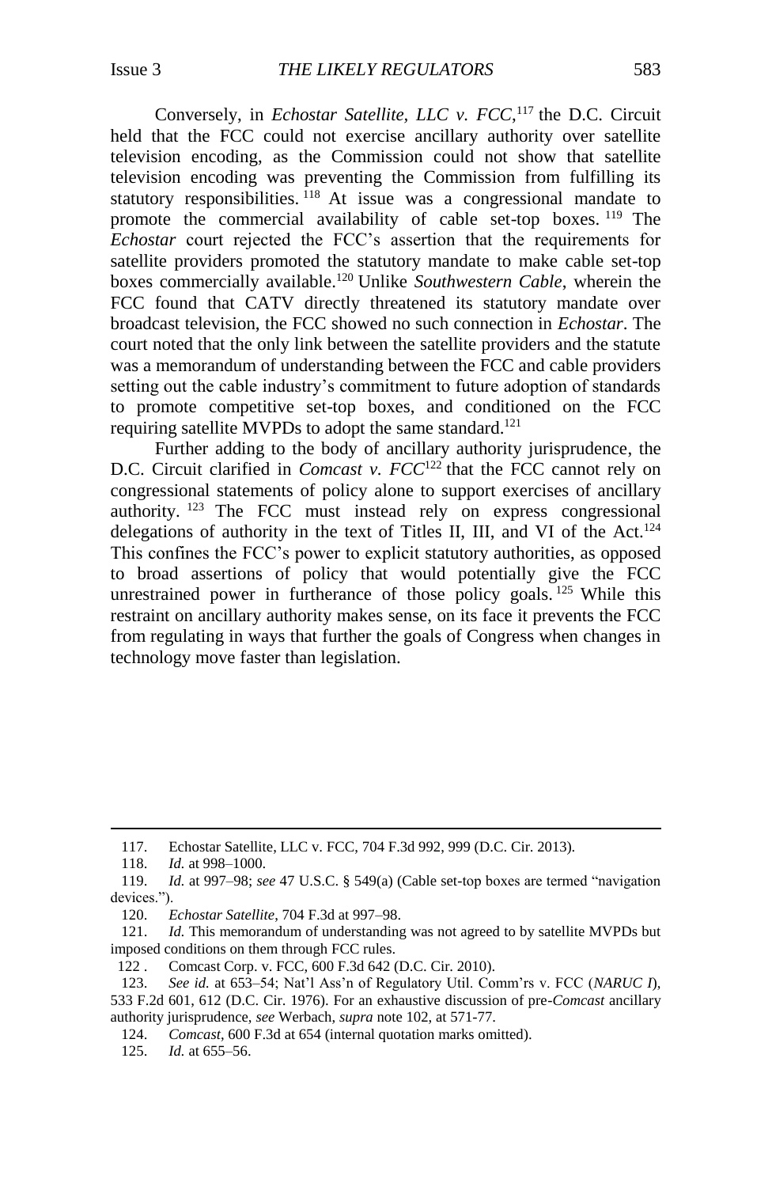Conversely, in *Echostar Satellite, LLC v. FCC*,[117] the D.C. Circuit held that the FCC could not exercise ancillary authority over satellite television encoding, as the Commission could not show that satellite television encoding was preventing the Commission from fulfilling its statutory responsibilities.[118] At issue was a congressional mandate to promote the commercial availability of cable set-top boxes.[119] The *Echostar* court rejected the FCC's assertion that the requirements for satellite providers promoted the statutory mandate to make cable set-top boxes commercially available.[120] Unlike *Southwestern Cable*, wherein the FCC found that CATV directly threatened its statutory mandate over broadcast television, the FCC showed no such connection in *Echostar*. The court noted that the only link between the satellite providers and the statute was a memorandum of understanding between the FCC and cable providers setting out the cable industry's commitment to future adoption of standards to promote competitive set-top boxes, and conditioned on the FCC requiring satellite MVPDs to adopt the same standard.[121]

Further adding to the body of ancillary authority jurisprudence, the D.C. Circuit clarified in *Comcast v. FCC*[122] that the FCC cannot rely on congressional statements of policy alone to support exercises of ancillary authority.[123] The FCC must instead rely on express congressional delegations of authority in the text of Titles II, III, and VI of the Act.[124] This confines the FCC's power to explicit statutory authorities, as opposed to broad assertions of policy that would potentially give the FCC unrestrained power in furtherance of those policy goals.[125] While this restraint on ancillary authority makes sense, on its face it prevents the FCC from regulating in ways that further the goals of Congress when changes in technology move faster than legislation.

---

117. Echostar Satellite, LLC v. FCC, 704 F.3d 992, 999 (D.C. Cir. 2013).

118. *Id.* at 998–1000.

119. *Id.* at 997–98; *see* 47 U.S.C. § 549(a) (Cable set-top boxes are termed "navigation devices.").

120. *Echostar Satellite*, 704 F.3d at 997–98.

121. *Id.* This memorandum of understanding was not agreed to by satellite MVPDs but imposed conditions on them through FCC rules.

122. Comcast Corp. v. FCC, 600 F.3d 642 (D.C. Cir. 2010).

123. *See id.* at 653–54; Nat'l Ass'n of Regulatory Util. Comm'rs v. FCC (*NARUC I*), 533 F.2d 601, 612 (D.C. Cir. 1976). For an exhaustive discussion of pre-*Comcast* ancillary authority jurisprudence, *see* Werbach, *supra* note 102, at 571-77.

124. *Comcast*, 600 F.3d at 654 (internal quotation marks omitted).

125. *Id.* at 655–56.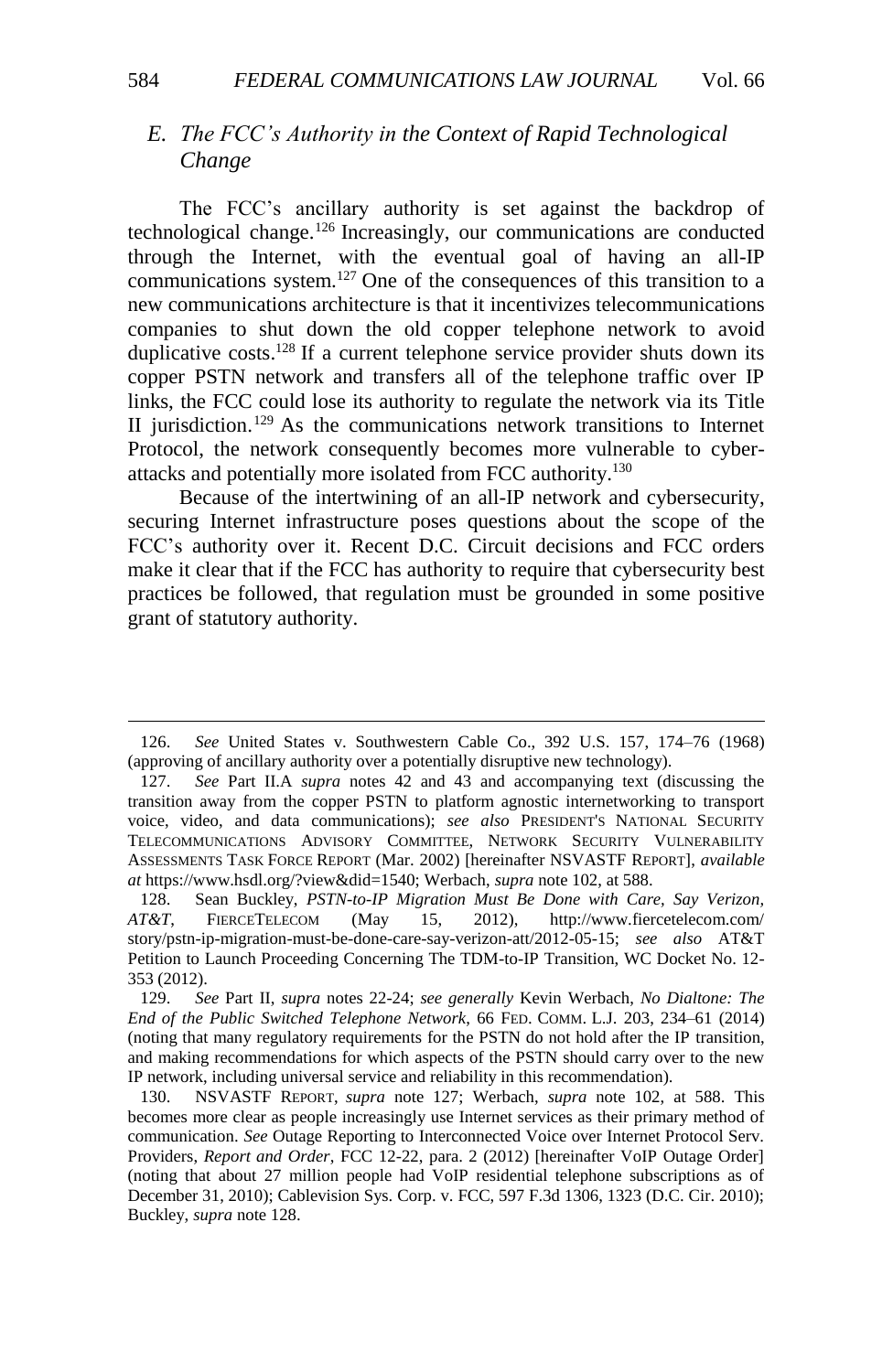### *E. The FCC's Authority in the Context of Rapid Technological Change*

The FCC's ancillary authority is set against the backdrop of technological change.[126] Increasingly, our communications are conducted through the Internet, with the eventual goal of having an all-IP communications system.[127] One of the consequences of this transition to a new communications architecture is that it incentivizes telecommunications companies to shut down the old copper telephone network to avoid duplicative costs.[128] If a current telephone service provider shuts down its copper PSTN network and transfers all of the telephone traffic over IP links, the FCC could lose its authority to regulate the network via its Title II jurisdiction.[129] As the communications network transitions to Internet Protocol, the network consequently becomes more vulnerable to cyber-attacks and potentially more isolated from FCC authority.[130]

Because of the intertwining of an all-IP network and cybersecurity, securing Internet infrastructure poses questions about the scope of the FCC's authority over it. Recent D.C. Circuit decisions and FCC orders make it clear that if the FCC has authority to require that cybersecurity best practices be followed, that regulation must be grounded in some positive grant of statutory authority.

---

126. *See* United States v. Southwestern Cable Co., 392 U.S. 157, 174–76 (1968) (approving of ancillary authority over a potentially disruptive new technology).

127. *See* Part II.A *supra* notes 42 and 43 and accompanying text (discussing the transition away from the copper PSTN to platform agnostic internetworking to transport voice, video, and data communications); *see also* PRESIDENT'S NATIONAL SECURITY TELECOMMUNICATIONS ADVISORY COMMITTEE, NETWORK SECURITY VULNERABILITY ASSESSMENTS TASK FORCE REPORT (Mar. 2002) [hereinafter NSVASTF REPORT], *available at* https://www.hsdl.org/?view&did=1540; Werbach, *supra* note 102, at 588.

128. Sean Buckley, *PSTN-to-IP Migration Must Be Done with Care, Say Verizon, AT&T*, FIERCETELECOM (May 15, 2012), http://www.fiercetelecom.com/story/pstn-ip-migration-must-be-done-care-say-verizon-att/2012-05-15; *see also* AT&T Petition to Launch Proceeding Concerning The TDM-to-IP Transition, WC Docket No. 12-353 (2012).

129. *See* Part II, *supra* notes 22-24; *see generally* Kevin Werbach, *No Dialtone: The End of the Public Switched Telephone Network*, 66 FED. COMM. L.J. 203, 234–61 (2014) (noting that many regulatory requirements for the PSTN do not hold after the IP transition, and making recommendations for which aspects of the PSTN should carry over to the new IP network, including universal service and reliability in this recommendation).

130. NSVASTF REPORT, *supra* note 127; Werbach, *supra* note 102, at 588. This becomes more clear as people increasingly use Internet services as their primary method of communication. *See* Outage Reporting to Interconnected Voice over Internet Protocol Serv. Providers, *Report and Order*, FCC 12-22, para. 2 (2012) [hereinafter VoIP Outage Order] (noting that about 27 million people had VoIP residential telephone subscriptions as of December 31, 2010); Cablevision Sys. Corp. v. FCC, 597 F.3d 1306, 1323 (D.C. Cir. 2010); Buckley, *supra* note 128.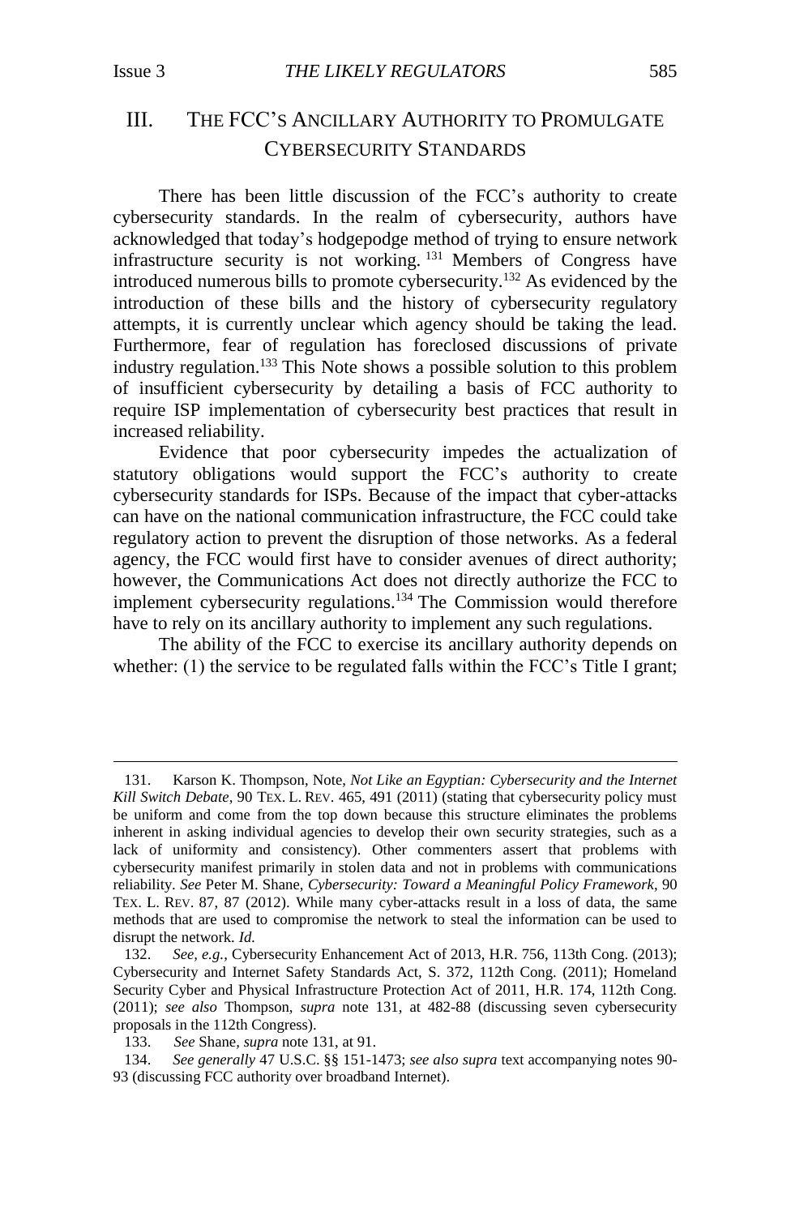## III. THE FCC'S ANCILLARY AUTHORITY TO PROMULGATE CYBERSECURITY STANDARDS

There has been little discussion of the FCC's authority to create cybersecurity standards. In the realm of cybersecurity, authors have acknowledged that today's hodgepodge method of trying to ensure network infrastructure security is not working.[131] Members of Congress have introduced numerous bills to promote cybersecurity.[132] As evidenced by the introduction of these bills and the history of cybersecurity regulatory attempts, it is currently unclear which agency should be taking the lead. Furthermore, fear of regulation has foreclosed discussions of private industry regulation.[133] This Note shows a possible solution to this problem of insufficient cybersecurity by detailing a basis of FCC authority to require ISP implementation of cybersecurity best practices that result in increased reliability.

Evidence that poor cybersecurity impedes the actualization of statutory obligations would support the FCC's authority to create cybersecurity standards for ISPs. Because of the impact that cyber-attacks can have on the national communication infrastructure, the FCC could take regulatory action to prevent the disruption of those networks. As a federal agency, the FCC would first have to consider avenues of direct authority; however, the Communications Act does not directly authorize the FCC to implement cybersecurity regulations.[134] The Commission would therefore have to rely on its ancillary authority to implement any such regulations.

The ability of the FCC to exercise its ancillary authority depends on whether: (1) the service to be regulated falls within the FCC's Title I grant;

---

131. Karson K. Thompson, Note, *Not Like an Egyptian: Cybersecurity and the Internet Kill Switch Debate*, 90 TEX. L. REV. 465, 491 (2011) (stating that cybersecurity policy must be uniform and come from the top down because this structure eliminates the problems inherent in asking individual agencies to develop their own security strategies, such as a lack of uniformity and consistency). Other commenters assert that problems with cybersecurity manifest primarily in stolen data and not in problems with communications reliability. *See* Peter M. Shane, *Cybersecurity: Toward a Meaningful Policy Framework*, 90 TEX. L. REV. 87, 87 (2012). While many cyber-attacks result in a loss of data, the same methods that are used to compromise the network to steal the information can be used to disrupt the network. *Id.*

132. *See, e.g.*, Cybersecurity Enhancement Act of 2013, H.R. 756, 113th Cong. (2013); Cybersecurity and Internet Safety Standards Act, S. 372, 112th Cong. (2011); Homeland Security Cyber and Physical Infrastructure Protection Act of 2011, H.R. 174, 112th Cong. (2011); *see also* Thompson, *supra* note 131, at 482-88 (discussing seven cybersecurity proposals in the 112th Congress).

133. *See* Shane, *supra* note 131, at 91.

134. *See generally* 47 U.S.C. §§ 151-1473; *see also supra* text accompanying notes 90-93 (discussing FCC authority over broadband Internet).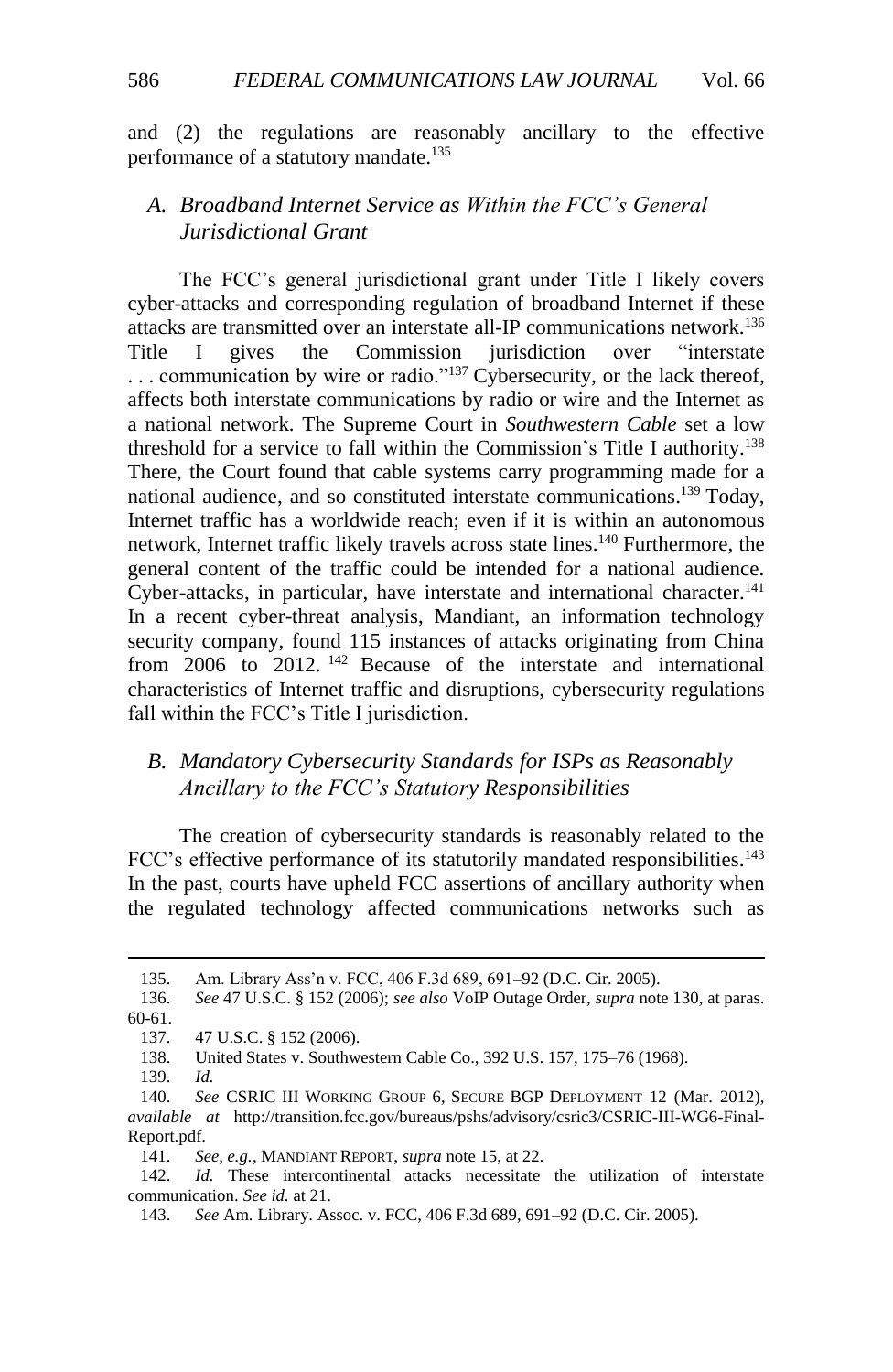and (2) the regulations are reasonably ancillary to the effective performance of a statutory mandate.[135]

### *A. Broadband Internet Service as Within the FCC's General Jurisdictional Grant*

The FCC's general jurisdictional grant under Title I likely covers cyber-attacks and corresponding regulation of broadband Internet if these attacks are transmitted over an interstate all-IP communications network.[136] Title I gives the Commission jurisdiction over "interstate . . . communication by wire or radio."[137] Cybersecurity, or the lack thereof, affects both interstate communications by radio or wire and the Internet as a national network. The Supreme Court in *Southwestern Cable* set a low threshold for a service to fall within the Commission's Title I authority.[138] There, the Court found that cable systems carry programming made for a national audience, and so constituted interstate communications.[139] Today, Internet traffic has a worldwide reach; even if it is within an autonomous network, Internet traffic likely travels across state lines.[140] Furthermore, the general content of the traffic could be intended for a national audience. Cyber-attacks, in particular, have interstate and international character.[141] In a recent cyber-threat analysis, Mandiant, an information technology security company, found 115 instances of attacks originating from China from 2006 to 2012.[142] Because of the interstate and international characteristics of Internet traffic and disruptions, cybersecurity regulations fall within the FCC's Title I jurisdiction.

### *B. Mandatory Cybersecurity Standards for ISPs as Reasonably Ancillary to the FCC's Statutory Responsibilities*

The creation of cybersecurity standards is reasonably related to the FCC's effective performance of its statutorily mandated responsibilities.[143] In the past, courts have upheld FCC assertions of ancillary authority when the regulated technology affected communications networks such as

---

135. Am. Library Ass'n v. FCC, 406 F.3d 689, 691–92 (D.C. Cir. 2005).

136. *See* 47 U.S.C. § 152 (2006); *see also* VoIP Outage Order, *supra* note 130, at paras. 60-61.

137. 47 U.S.C. § 152 (2006).

138. United States v. Southwestern Cable Co., 392 U.S. 157, 175–76 (1968).

139. *Id.*

140. *See* CSRIC III WORKING GROUP 6, SECURE BGP DEPLOYMENT 12 (Mar. 2012), *available at* http://transition.fcc.gov/bureaus/pshs/advisory/csric3/CSRIC-III-WG6-Final-Report.pdf.

141. *See, e.g.*, MANDIANT REPORT, *supra* note 15, at 22.

142. *Id.* These intercontinental attacks necessitate the utilization of interstate communication. *See id.* at 21.

143. *See* Am. Library. Assoc. v. FCC, 406 F.3d 689, 691–92 (D.C. Cir. 2005).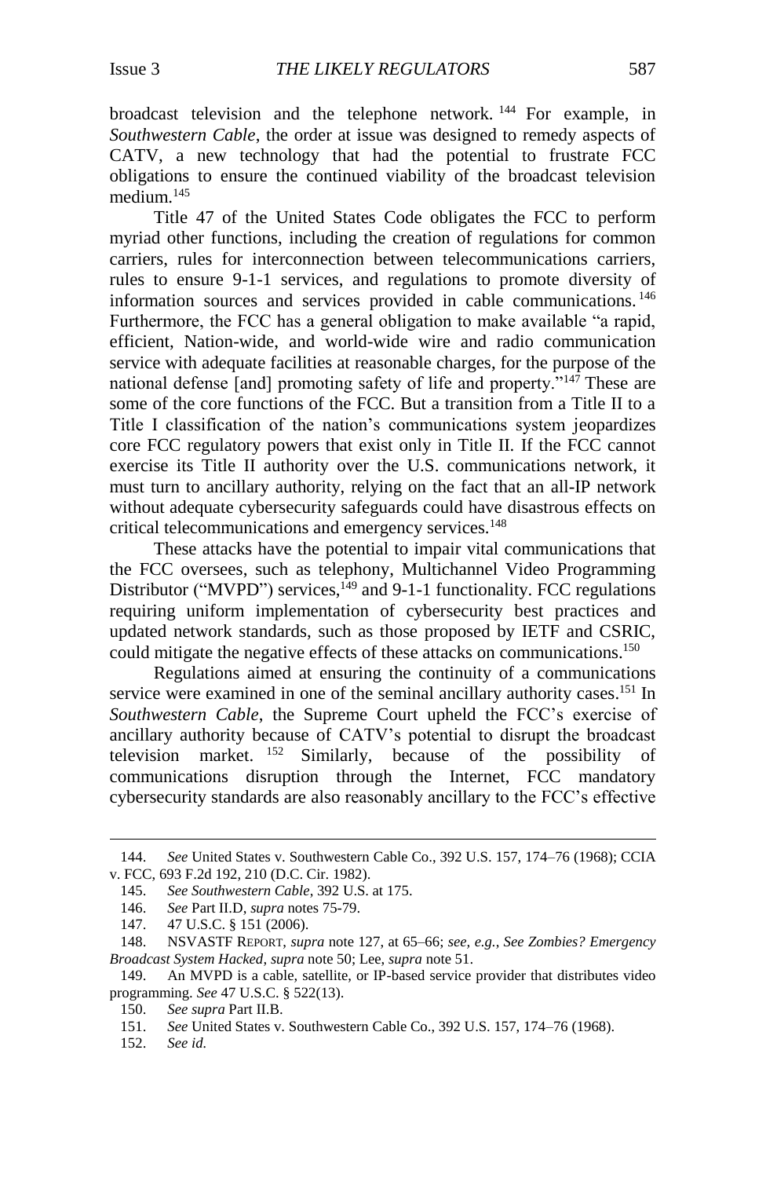broadcast television and the telephone network.[144] For example, in *Southwestern Cable*, the order at issue was designed to remedy aspects of CATV, a new technology that had the potential to frustrate FCC obligations to ensure the continued viability of the broadcast television medium.[145]

Title 47 of the United States Code obligates the FCC to perform myriad other functions, including the creation of regulations for common carriers, rules for interconnection between telecommunications carriers, rules to ensure 9-1-1 services, and regulations to promote diversity of information sources and services provided in cable communications.[146] Furthermore, the FCC has a general obligation to make available "a rapid, efficient, Nation-wide, and world-wide wire and radio communication service with adequate facilities at reasonable charges, for the purpose of the national defense [and] promoting safety of life and property."[147] These are some of the core functions of the FCC. But a transition from a Title II to a Title I classification of the nation's communications system jeopardizes core FCC regulatory powers that exist only in Title II. If the FCC cannot exercise its Title II authority over the U.S. communications network, it must turn to ancillary authority, relying on the fact that an all-IP network without adequate cybersecurity safeguards could have disastrous effects on critical telecommunications and emergency services.[148]

These attacks have the potential to impair vital communications that the FCC oversees, such as telephony, Multichannel Video Programming Distributor ("MVPD") services,[149] and 9-1-1 functionality. FCC regulations requiring uniform implementation of cybersecurity best practices and updated network standards, such as those proposed by IETF and CSRIC, could mitigate the negative effects of these attacks on communications.[150]

Regulations aimed at ensuring the continuity of a communications service were examined in one of the seminal ancillary authority cases.[151] In *Southwestern Cable*, the Supreme Court upheld the FCC's exercise of ancillary authority because of CATV's potential to disrupt the broadcast television market.[152] Similarly, because of the possibility of communications disruption through the Internet, FCC mandatory cybersecurity standards are also reasonably ancillary to the FCC's effective

---

144. *See* United States v. Southwestern Cable Co., 392 U.S. 157, 174–76 (1968); CCIA v. FCC, 693 F.2d 192, 210 (D.C. Cir. 1982).

145. *See Southwestern Cable*, 392 U.S. at 175.

146. *See* Part II.D, *supra* notes 75-79.

147. 47 U.S.C. § 151 (2006).

148. NSVASTF REPORT, *supra* note 127, at 65–66; *see, e.g.*, *See Zombies? Emergency Broadcast System Hacked*, *supra* note 50; Lee, *supra* note 51.

149. An MVPD is a cable, satellite, or IP-based service provider that distributes video programming. *See* 47 U.S.C. § 522(13).

150. *See supra* Part II.B.

151. *See* United States v. Southwestern Cable Co., 392 U.S. 157, 174–76 (1968).

152. *See id.*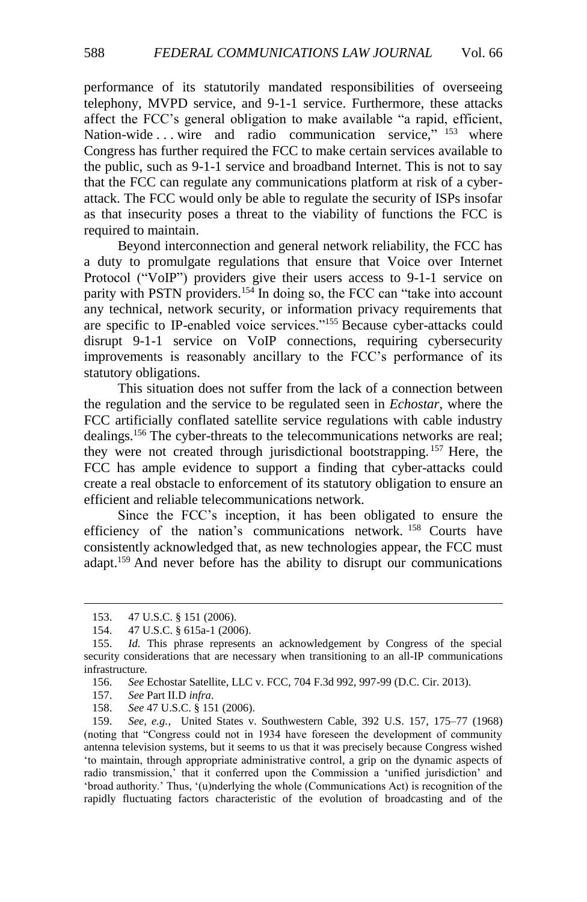performance of its statutorily mandated responsibilities of overseeing telephony, MVPD service, and 9-1-1 service. Furthermore, these attacks affect the FCC's general obligation to make available "a rapid, efficient, Nation-wide . . . wire and radio communication service,"[153] where Congress has further required the FCC to make certain services available to the public, such as 9-1-1 service and broadband Internet. This is not to say that the FCC can regulate any communications platform at risk of a cyber-attack. The FCC would only be able to regulate the security of ISPs insofar as that insecurity poses a threat to the viability of functions the FCC is required to maintain.

Beyond interconnection and general network reliability, the FCC has a duty to promulgate regulations that ensure that Voice over Internet Protocol ("VoIP") providers give their users access to 9-1-1 service on parity with PSTN providers.[154] In doing so, the FCC can "take into account any technical, network security, or information privacy requirements that are specific to IP-enabled voice services."[155] Because cyber-attacks could disrupt 9-1-1 service on VoIP connections, requiring cybersecurity improvements is reasonably ancillary to the FCC's performance of its statutory obligations.

This situation does not suffer from the lack of a connection between the regulation and the service to be regulated seen in *Echostar*, where the FCC artificially conflated satellite service regulations with cable industry dealings.[156] The cyber-threats to the telecommunications networks are real; they were not created through jurisdictional bootstrapping.[157] Here, the FCC has ample evidence to support a finding that cyber-attacks could create a real obstacle to enforcement of its statutory obligation to ensure an efficient and reliable telecommunications network.

Since the FCC's inception, it has been obligated to ensure the efficiency of the nation's communications network.[158] Courts have consistently acknowledged that, as new technologies appear, the FCC must adapt.[159] And never before has the ability to disrupt our communications

---

153. 47 U.S.C. § 151 (2006).

154. 47 U.S.C. § 615a-1 (2006).

155. *Id.* This phrase represents an acknowledgement by Congress of the special security considerations that are necessary when transitioning to an all-IP communications infrastructure.

156. *See* Echostar Satellite, LLC v. FCC, 704 F.3d 992, 997-99 (D.C. Cir. 2013).

157. *See* Part II.D *infra*.

158. *See* 47 U.S.C. § 151 (2006).

159. *See, e.g.*, United States v. Southwestern Cable, 392 U.S. 157, 175–77 (1968) (noting that "Congress could not in 1934 have foreseen the development of community antenna television systems, but it seems to us that it was precisely because Congress wished 'to maintain, through appropriate administrative control, a grip on the dynamic aspects of radio transmission,' that it conferred upon the Commission a 'unified jurisdiction' and 'broad authority.' Thus, '(u)nderlying the whole (Communications Act) is recognition of the rapidly fluctuating factors characteristic of the evolution of broadcasting and of the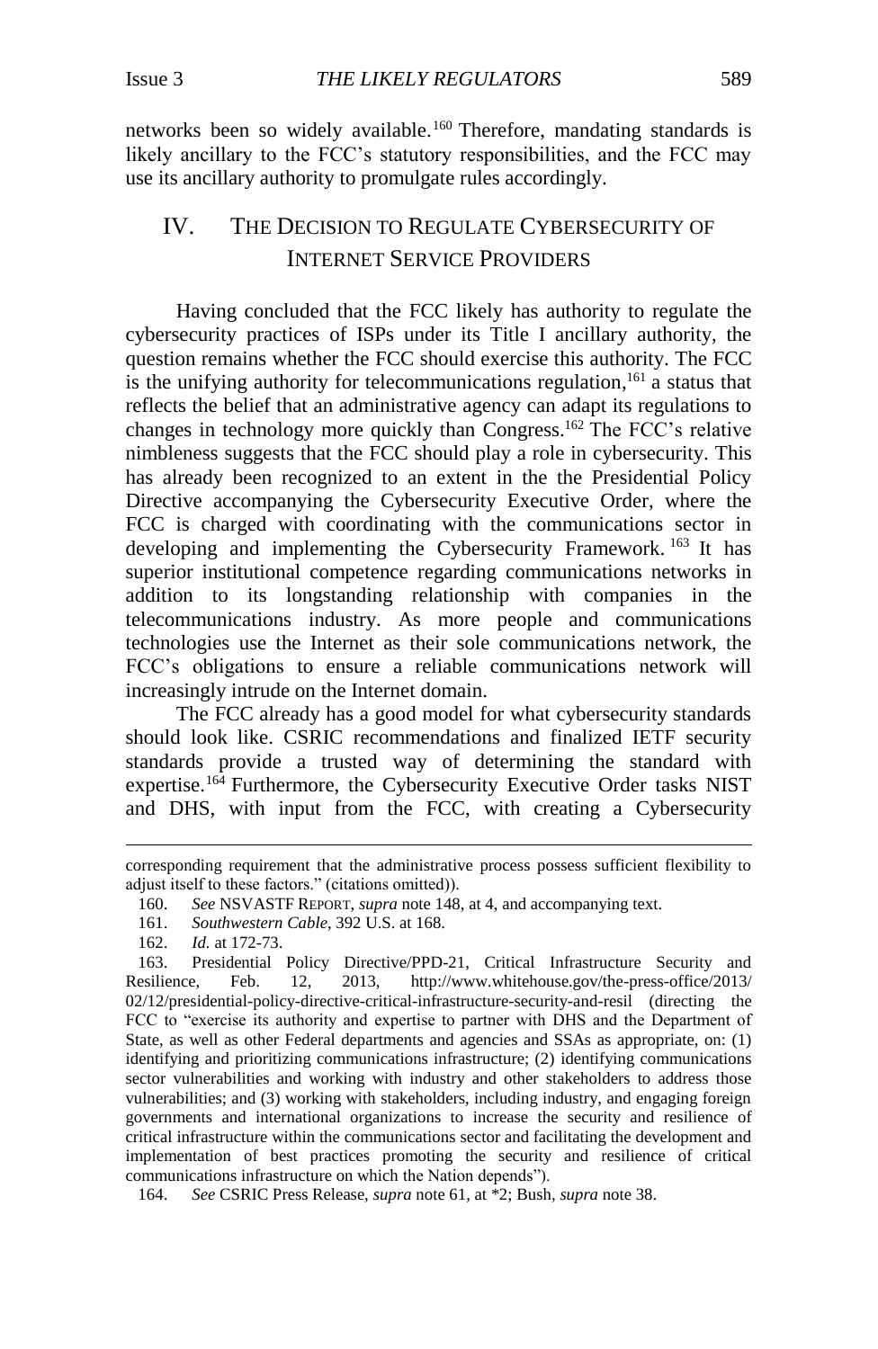networks been so widely available.[160] Therefore, mandating standards is likely ancillary to the FCC's statutory responsibilities, and the FCC may use its ancillary authority to promulgate rules accordingly.

## IV. THE DECISION TO REGULATE CYBERSECURITY OF INTERNET SERVICE PROVIDERS

Having concluded that the FCC likely has authority to regulate the cybersecurity practices of ISPs under its Title I ancillary authority, the question remains whether the FCC should exercise this authority. The FCC is the unifying authority for telecommunications regulation,[161] a status that reflects the belief that an administrative agency can adapt its regulations to changes in technology more quickly than Congress.[162] The FCC's relative nimbleness suggests that the FCC should play a role in cybersecurity. This has already been recognized to an extent in the the Presidential Policy Directive accompanying the Cybersecurity Executive Order, where the FCC is charged with coordinating with the communications sector in developing and implementing the Cybersecurity Framework.[163] It has superior institutional competence regarding communications networks in addition to its longstanding relationship with companies in the telecommunications industry. As more people and communications technologies use the Internet as their sole communications network, the FCC's obligations to ensure a reliable communications network will increasingly intrude on the Internet domain.

The FCC already has a good model for what cybersecurity standards should look like. CSRIC recommendations and finalized IETF security standards provide a trusted way of determining the standard with expertise.[164] Furthermore, the Cybersecurity Executive Order tasks NIST and DHS, with input from the FCC, with creating a Cybersecurity

---

corresponding requirement that the administrative process possess sufficient flexibility to adjust itself to these factors." (citations omitted)).

160. *See* NSVASTF REPORT, *supra* note 148, at 4, and accompanying text.

161. *Southwestern Cable*, 392 U.S. at 168.

162. *Id.* at 172-73.

163. Presidential Policy Directive/PPD-21, Critical Infrastructure Security and Resilience, Feb. 12, 2013, http://www.whitehouse.gov/the-press-office/2013/02/12/presidential-policy-directive-critical-infrastructure-security-and-resil (directing the FCC to "exercise its authority and expertise to partner with DHS and the Department of State, as well as other Federal departments and agencies and SSAs as appropriate, on: (1) identifying and prioritizing communications infrastructure; (2) identifying communications sector vulnerabilities and working with industry and other stakeholders to address those vulnerabilities; and (3) working with stakeholders, including industry, and engaging foreign governments and international organizations to increase the security and resilience of critical infrastructure within the communications sector and facilitating the development and implementation of best practices promoting the security and resilience of critical communications infrastructure on which the Nation depends").

164. *See* CSRIC Press Release, *supra* note 61, at *2; Bush, *supra* note 38.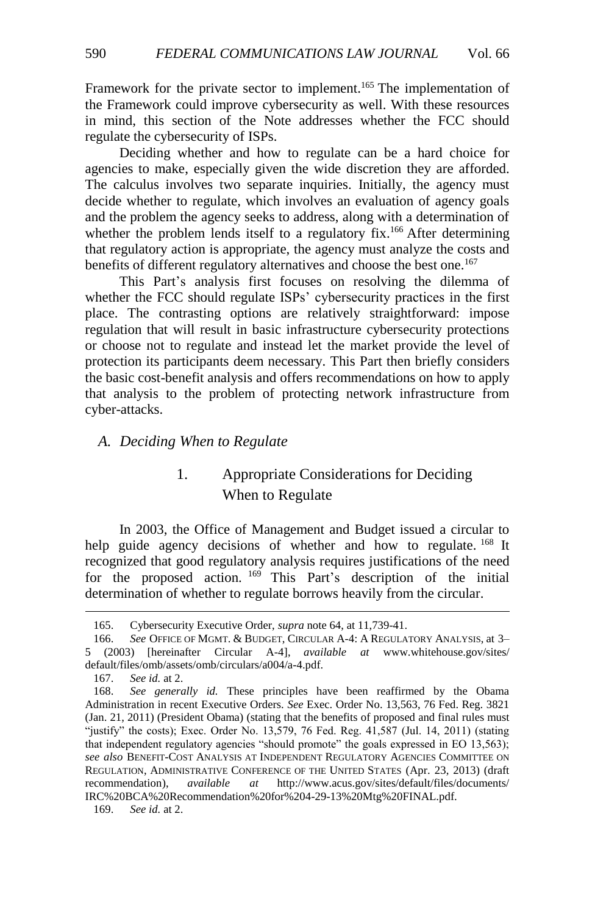Framework for the private sector to implement.[165] The implementation of the Framework could improve cybersecurity as well. With these resources in mind, this section of the Note addresses whether the FCC should regulate the cybersecurity of ISPs.

Deciding whether and how to regulate can be a hard choice for agencies to make, especially given the wide discretion they are afforded. The calculus involves two separate inquiries. Initially, the agency must decide whether to regulate, which involves an evaluation of agency goals and the problem the agency seeks to address, along with a determination of whether the problem lends itself to a regulatory fix.[166] After determining that regulatory action is appropriate, the agency must analyze the costs and benefits of different regulatory alternatives and choose the best one.[167]

This Part's analysis first focuses on resolving the dilemma of whether the FCC should regulate ISPs' cybersecurity practices in the first place. The contrasting options are relatively straightforward: impose regulation that will result in basic infrastructure cybersecurity protections or choose not to regulate and instead let the market provide the level of protection its participants deem necessary. This Part then briefly considers the basic cost-benefit analysis and offers recommendations on how to apply that analysis to the problem of protecting network infrastructure from cyber-attacks.

## *A. Deciding When to Regulate*

### 1. Appropriate Considerations for Deciding When to Regulate

In 2003, the Office of Management and Budget issued a circular to help guide agency decisions of whether and how to regulate.[168] It recognized that good regulatory analysis requires justifications of the need for the proposed action.[169] This Part's description of the initial determination of whether to regulate borrows heavily from the circular.

---

165. Cybersecurity Executive Order, *supra* note 64, at 11,739-41.

166. *See* OFFICE OF MGMT. & BUDGET, CIRCULAR A-4: A REGULATORY ANALYSIS, at 3–5 (2003) [hereinafter Circular A-4], *available at* www.whitehouse.gov/sites/default/files/omb/assets/omb/circulars/a004/a-4.pdf.

167. *See id.* at 2.

168. *See generally id.* These principles have been reaffirmed by the Obama Administration in recent Executive Orders. *See* Exec. Order No. 13,563, 76 Fed. Reg. 3821 (Jan. 21, 2011) (President Obama) (stating that the benefits of proposed and final rules must "justify" the costs); Exec. Order No. 13,579, 76 Fed. Reg. 41,587 (Jul. 14, 2011) (stating that independent regulatory agencies "should promote" the goals expressed in EO 13,563); *see also* BENEFIT-COST ANALYSIS AT INDEPENDENT REGULATORY AGENCIES COMMITTEE ON REGULATION, ADMINISTRATIVE CONFERENCE OF THE UNITED STATES (Apr. 23, 2013) (draft recommendation), *available at* http://www.acus.gov/sites/default/files/documents/IRC%20BCA%20Recommendation%20for%204-29-13%20Mtg%20FINAL.pdf.

169. *See id.* at 2.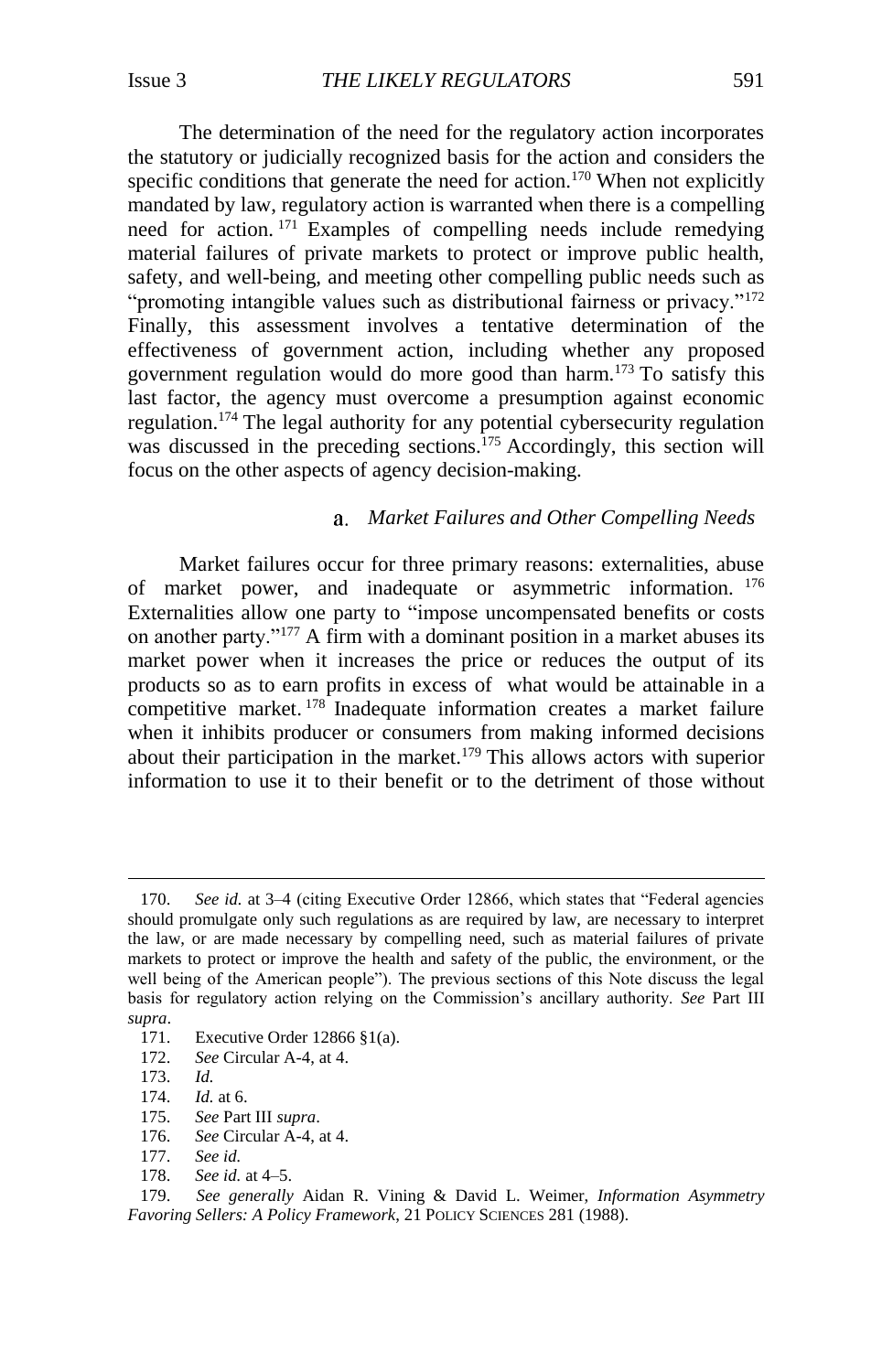The determination of the need for the regulatory action incorporates the statutory or judicially recognized basis for the action and considers the specific conditions that generate the need for action.[170] When not explicitly mandated by law, regulatory action is warranted when there is a compelling need for action.[171] Examples of compelling needs include remedying material failures of private markets to protect or improve public health, safety, and well-being, and meeting other compelling public needs such as "promoting intangible values such as distributional fairness or privacy."[172] Finally, this assessment involves a tentative determination of the effectiveness of government action, including whether any proposed government regulation would do more good than harm.[173] To satisfy this last factor, the agency must overcome a presumption against economic regulation.[174] The legal authority for any potential cybersecurity regulation was discussed in the preceding sections.[175] Accordingly, this section will focus on the other aspects of agency decision-making.

#### a. *Market Failures and Other Compelling Needs*

Market failures occur for three primary reasons: externalities, abuse of market power, and inadequate or asymmetric information.[176] Externalities allow one party to "impose uncompensated benefits or costs on another party."[177] A firm with a dominant position in a market abuses its market power when it increases the price or reduces the output of its products so as to earn profits in excess of what would be attainable in a competitive market.[178] Inadequate information creates a market failure when it inhibits producer or consumers from making informed decisions about their participation in the market.[179] This allows actors with superior information to use it to their benefit or to the detriment of those without

---

170. *See id.* at 3–4 (citing Executive Order 12866, which states that "Federal agencies should promulgate only such regulations as are required by law, are necessary to interpret the law, or are made necessary by compelling need, such as material failures of private markets to protect or improve the health and safety of the public, the environment, or the well being of the American people"). The previous sections of this Note discuss the legal basis for regulatory action relying on the Commission's ancillary authority. *See* Part III *supra*.

171. Executive Order 12866 §1(a).

172. *See* Circular A-4, at 4.

173. *Id.*

174. *Id.* at 6.

175. *See* Part III *supra*.

176. *See* Circular A-4, at 4.

177. *See id.*

178. *See id.* at 4–5.

179. *See generally* Aidan R. Vining & David L. Weimer, *Information Asymmetry Favoring Sellers: A Policy Framework*, 21 POLICY SCIENCES 281 (1988).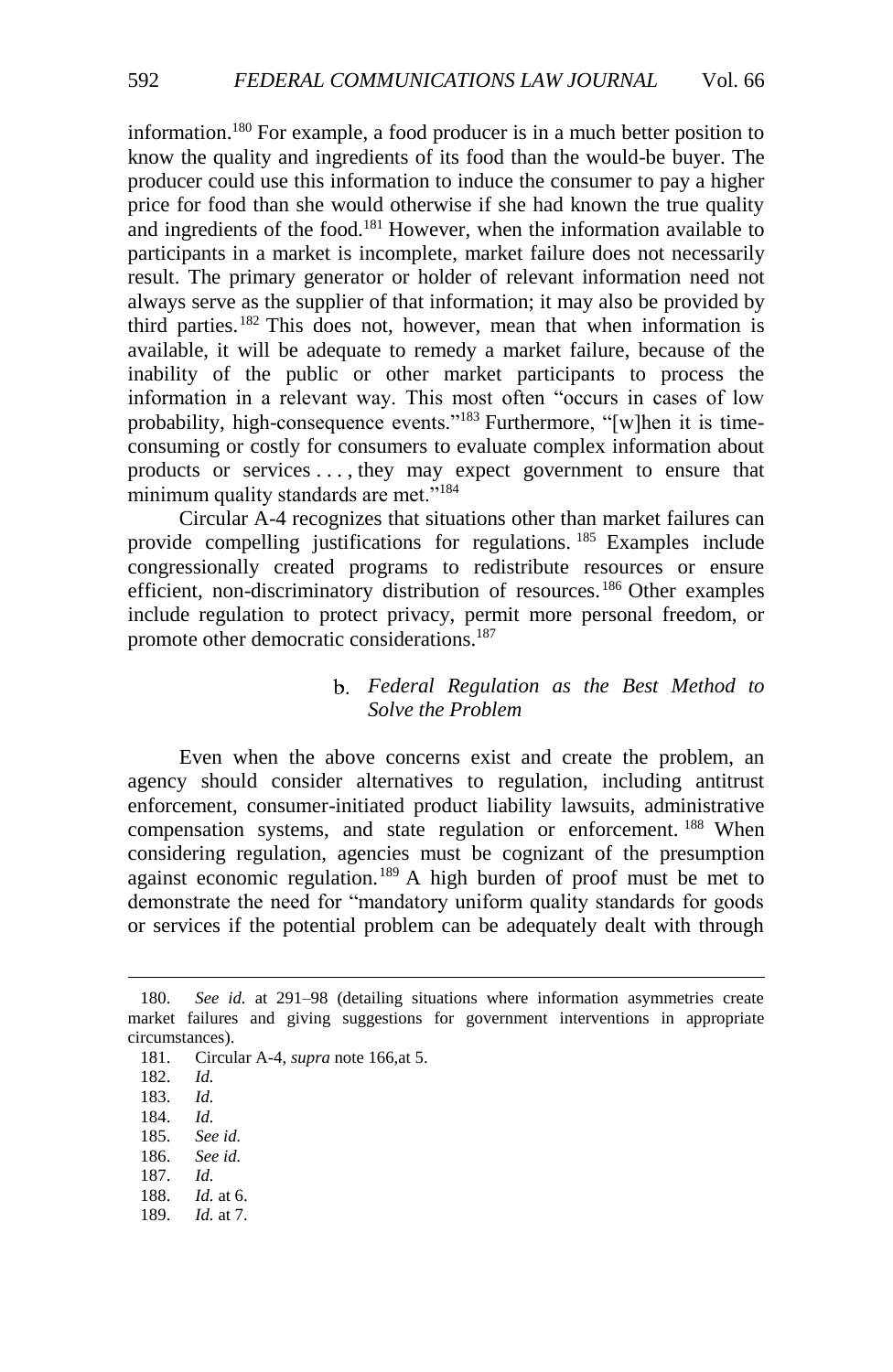information.[180] For example, a food producer is in a much better position to know the quality and ingredients of its food than the would-be buyer. The producer could use this information to induce the consumer to pay a higher price for food than she would otherwise if she had known the true quality and ingredients of the food.[181] However, when the information available to participants in a market is incomplete, market failure does not necessarily result. The primary generator or holder of relevant information need not always serve as the supplier of that information; it may also be provided by third parties.[182] This does not, however, mean that when information is available, it will be adequate to remedy a market failure, because of the inability of the public or other market participants to process the information in a relevant way. This most often "occurs in cases of low probability, high-consequence events."[183] Furthermore, "[w]hen it is time-consuming or costly for consumers to evaluate complex information about products or services . . . , they may expect government to ensure that minimum quality standards are met."[184]

Circular A-4 recognizes that situations other than market failures can provide compelling justifications for regulations.[185] Examples include congressionally created programs to redistribute resources or ensure efficient, non-discriminatory distribution of resources.[186] Other examples include regulation to protect privacy, permit more personal freedom, or promote other democratic considerations.[187]

#### b. *Federal Regulation as the Best Method to Solve the Problem*

Even when the above concerns exist and create the problem, an agency should consider alternatives to regulation, including antitrust enforcement, consumer-initiated product liability lawsuits, administrative compensation systems, and state regulation or enforcement.[188] When considering regulation, agencies must be cognizant of the presumption against economic regulation.[189] A high burden of proof must be met to demonstrate the need for "mandatory uniform quality standards for goods or services if the potential problem can be adequately dealt with through

---

180. *See id.* at 291–98 (detailing situations where information asymmetries create market failures and giving suggestions for government interventions in appropriate circumstances).

181. Circular A-4, *supra* note 166,at 5.

182. *Id.*

183. *Id.*

184. *Id.*

185. *See id.*

186. *See id.*

187. *Id.*

188. *Id.* at 6.

189. *Id.* at 7.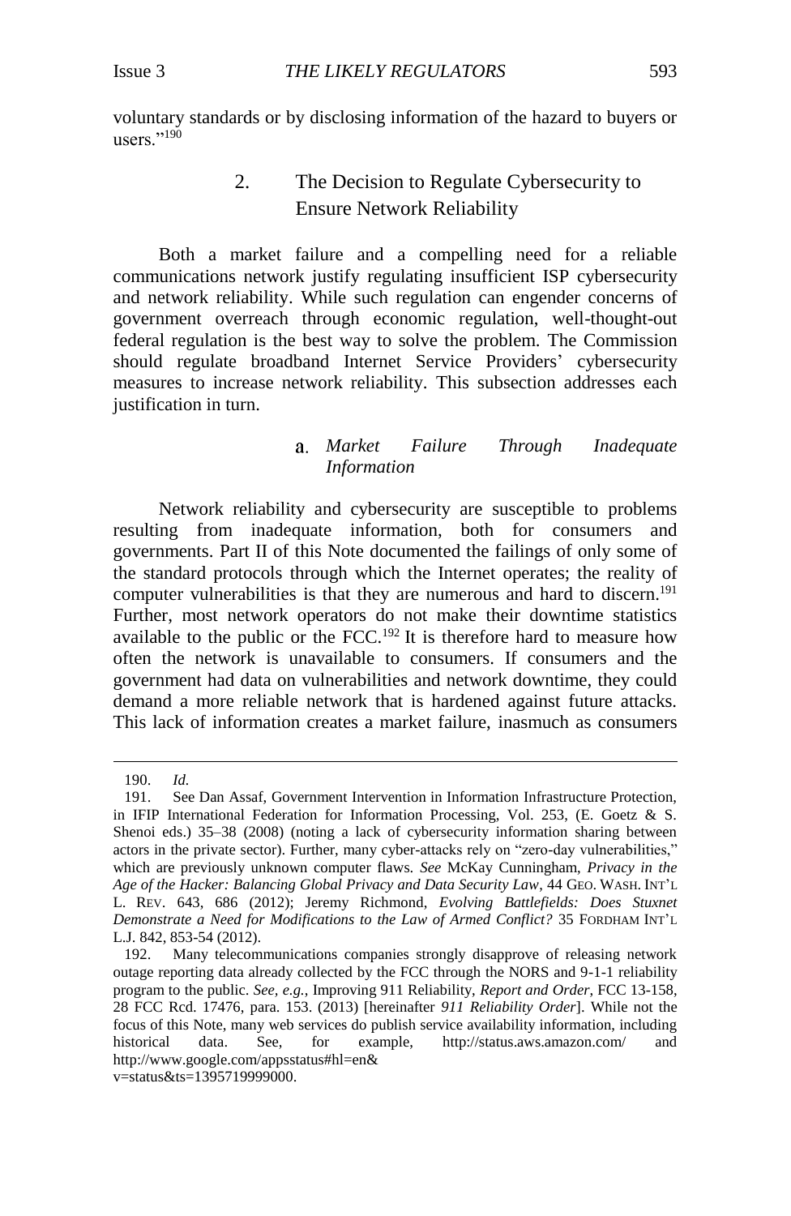voluntary standards or by disclosing information of the hazard to buyers or users."[190]

### 2. The Decision to Regulate Cybersecurity to Ensure Network Reliability

Both a market failure and a compelling need for a reliable communications network justify regulating insufficient ISP cybersecurity and network reliability. While such regulation can engender concerns of government overreach through economic regulation, well-thought-out federal regulation is the best way to solve the problem. The Commission should regulate broadband Internet Service Providers' cybersecurity measures to increase network reliability. This subsection addresses each justification in turn.

#### a. *Market Failure Through Inadequate Information*

Network reliability and cybersecurity are susceptible to problems resulting from inadequate information, both for consumers and governments. Part II of this Note documented the failings of only some of the standard protocols through which the Internet operates; the reality of computer vulnerabilities is that they are numerous and hard to discern.[191] Further, most network operators do not make their downtime statistics available to the public or the FCC.[192] It is therefore hard to measure how often the network is unavailable to consumers. If consumers and the government had data on vulnerabilities and network downtime, they could demand a more reliable network that is hardened against future attacks. This lack of information creates a market failure, inasmuch as consumers

---

190. *Id.*

191. See Dan Assaf, Government Intervention in Information Infrastructure Protection, in IFIP International Federation for Information Processing, Vol. 253, (E. Goetz & S. Shenoi eds.) 35–38 (2008) (noting a lack of cybersecurity information sharing between actors in the private sector). Further, many cyber-attacks rely on "zero-day vulnerabilities," which are previously unknown computer flaws. *See* McKay Cunningham, *Privacy in the Age of the Hacker: Balancing Global Privacy and Data Security Law*, 44 GEO. WASH. INT'L L. REV. 643, 686 (2012); Jeremy Richmond, *Evolving Battlefields: Does Stuxnet Demonstrate a Need for Modifications to the Law of Armed Conflict?* 35 FORDHAM INT'L L.J. 842, 853-54 (2012).

192. Many telecommunications companies strongly disapprove of releasing network outage reporting data already collected by the FCC through the NORS and 9-1-1 reliability program to the public. *See, e.g.*, Improving 911 Reliability, *Report and Order*, FCC 13-158, 28 FCC Rcd. 17476, para. 153. (2013) [hereinafter *911 Reliability Order*]. While not the focus of this Note, many web services do publish service availability information, including historical data. See, for example, http://status.aws.amazon.com/ and http://www.google.com/appsstatus#hl=en&v=status&ts=1395719999000.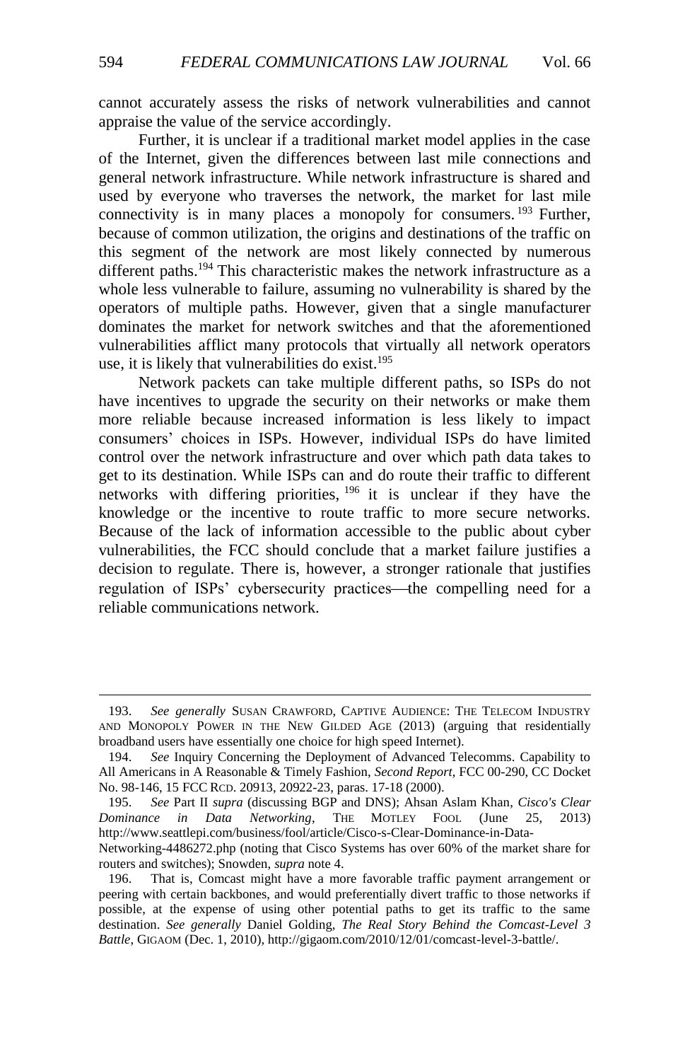cannot accurately assess the risks of network vulnerabilities and cannot appraise the value of the service accordingly.

Further, it is unclear if a traditional market model applies in the case of the Internet, given the differences between last mile connections and general network infrastructure. While network infrastructure is shared and used by everyone who traverses the network, the market for last mile connectivity is in many places a monopoly for consumers.[193] Further, because of common utilization, the origins and destinations of the traffic on this segment of the network are most likely connected by numerous different paths.[194] This characteristic makes the network infrastructure as a whole less vulnerable to failure, assuming no vulnerability is shared by the operators of multiple paths. However, given that a single manufacturer dominates the market for network switches and that the aforementioned vulnerabilities afflict many protocols that virtually all network operators use, it is likely that vulnerabilities do exist.[195]

Network packets can take multiple different paths, so ISPs do not have incentives to upgrade the security on their networks or make them more reliable because increased information is less likely to impact consumers' choices in ISPs. However, individual ISPs do have limited control over the network infrastructure and over which path data takes to get to its destination. While ISPs can and do route their traffic to different networks with differing priorities,[196] it is unclear if they have the knowledge or the incentive to route traffic to more secure networks. Because of the lack of information accessible to the public about cyber vulnerabilities, the FCC should conclude that a market failure justifies a decision to regulate. There is, however, a stronger rationale that justifies regulation of ISPs' cybersecurity practices—the compelling need for a reliable communications network.

---

193. *See generally* SUSAN CRAWFORD, CAPTIVE AUDIENCE: THE TELECOM INDUSTRY AND MONOPOLY POWER IN THE NEW GILDED AGE (2013) (arguing that residentially broadband users have essentially one choice for high speed Internet).

194. *See* Inquiry Concerning the Deployment of Advanced Telecomms. Capability to All Americans in A Reasonable & Timely Fashion, *Second Report*, FCC 00-290, CC Docket No. 98-146, 15 FCC RCD. 20913, 20922-23, paras. 17-18 (2000).

195. *See* Part II *supra* (discussing BGP and DNS); Ahsan Aslam Khan, *Cisco's Clear Dominance in Data Networking*, THE MOTLEY FOOL (June 25, 2013) http://www.seattlepi.com/business/fool/article/Cisco-s-Clear-Dominance-in-Data-Networking-4486272.php (noting that Cisco Systems has over 60% of the market share for routers and switches); Snowden, *supra* note 4.

196. That is, Comcast might have a more favorable traffic payment arrangement or peering with certain backbones, and would preferentially divert traffic to those networks if possible, at the expense of using other potential paths to get its traffic to the same destination. *See generally* Daniel Golding, *The Real Story Behind the Comcast-Level 3 Battle*, GIGAOM (Dec. 1, 2010), http://gigaom.com/2010/12/01/comcast-level-3-battle/.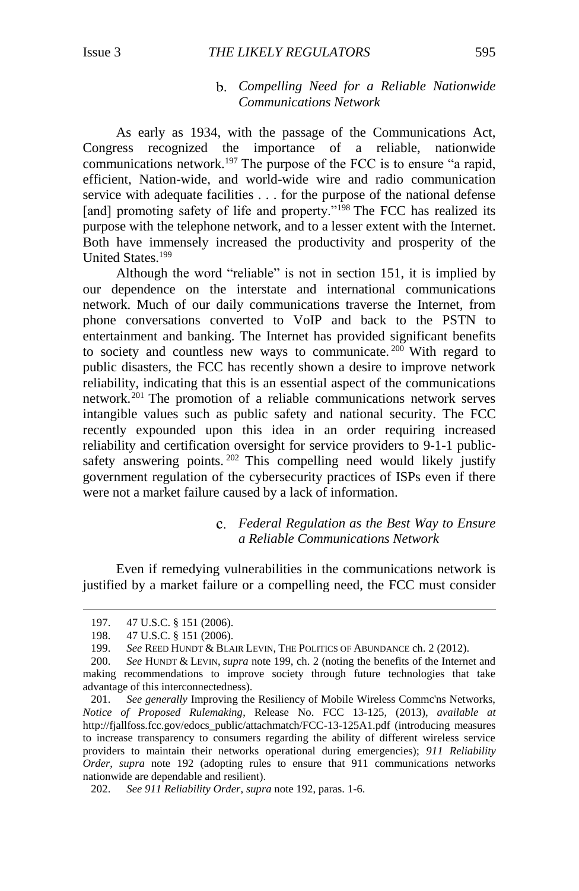### b. *Compelling Need for a Reliable Nationwide Communications Network*

As early as 1934, with the passage of the Communications Act, Congress recognized the importance of a reliable, nationwide communications network.[197] The purpose of the FCC is to ensure "a rapid, efficient, Nation-wide, and world-wide wire and radio communication service with adequate facilities . . . for the purpose of the national defense [and] promoting safety of life and property."[198] The FCC has realized its purpose with the telephone network, and to a lesser extent with the Internet. Both have immensely increased the productivity and prosperity of the United States.[199]

Although the word "reliable" is not in section 151, it is implied by our dependence on the interstate and international communications network. Much of our daily communications traverse the Internet, from phone conversations converted to VoIP and back to the PSTN to entertainment and banking. The Internet has provided significant benefits to society and countless new ways to communicate.[200] With regard to public disasters, the FCC has recently shown a desire to improve network reliability, indicating that this is an essential aspect of the communications network.[201] The promotion of a reliable communications network serves intangible values such as public safety and national security. The FCC recently expounded upon this idea in an order requiring increased reliability and certification oversight for service providers to 9-1-1 public-safety answering points.[202] This compelling need would likely justify government regulation of the cybersecurity practices of ISPs even if there were not a market failure caused by a lack of information.

### c. *Federal Regulation as the Best Way to Ensure a Reliable Communications Network*

Even if remedying vulnerabilities in the communications network is justified by a market failure or a compelling need, the FCC must consider

---

197. 47 U.S.C. § 151 (2006).

198. 47 U.S.C. § 151 (2006).

199. *See* REED HUNDT & BLAIR LEVIN, THE POLITICS OF ABUNDANCE ch. 2 (2012).

200. *See* HUNDT & LEVIN, *supra* note 199, ch. 2 (noting the benefits of the Internet and making recommendations to improve society through future technologies that take advantage of this interconnectedness).

201. *See generally* Improving the Resiliency of Mobile Wireless Commc'ns Networks, *Notice of Proposed Rulemaking*, Release No. FCC 13-125, (2013), *available at* http://fjallfoss.fcc.gov/edocs_public/attachmatch/FCC-13-125A1.pdf (introducing measures to increase transparency to consumers regarding the ability of different wireless service providers to maintain their networks operational during emergencies); *911 Reliability Order*, *supra* note 192 (adopting rules to ensure that 911 communications networks nationwide are dependable and resilient).

202. *See 911 Reliability Order*, *supra* note 192, paras. 1-6.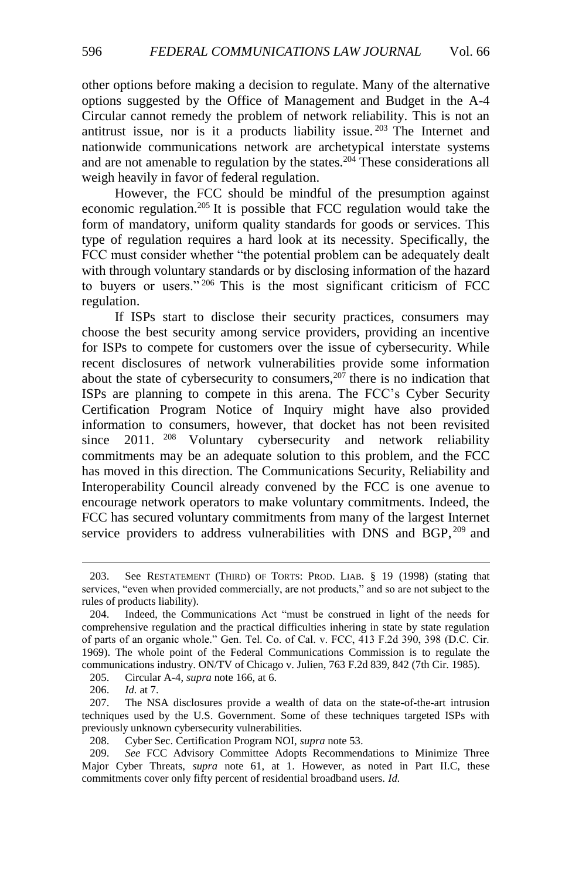other options before making a decision to regulate. Many of the alternative options suggested by the Office of Management and Budget in the A-4 Circular cannot remedy the problem of network reliability. This is not an antitrust issue, nor is it a products liability issue.[203] The Internet and nationwide communications network are archetypical interstate systems and are not amenable to regulation by the states.[204] These considerations all weigh heavily in favor of federal regulation.

However, the FCC should be mindful of the presumption against economic regulation.[205] It is possible that FCC regulation would take the form of mandatory, uniform quality standards for goods or services. This type of regulation requires a hard look at its necessity. Specifically, the FCC must consider whether "the potential problem can be adequately dealt with through voluntary standards or by disclosing information of the hazard to buyers or users."[206] This is the most significant criticism of FCC regulation.

If ISPs start to disclose their security practices, consumers may choose the best security among service providers, providing an incentive for ISPs to compete for customers over the issue of cybersecurity. While recent disclosures of network vulnerabilities provide some information about the state of cybersecurity to consumers,[207] there is no indication that ISPs are planning to compete in this arena. The FCC's Cyber Security Certification Program Notice of Inquiry might have also provided information to consumers, however, that docket has not been revisited since 2011.[208] Voluntary cybersecurity and network reliability commitments may be an adequate solution to this problem, and the FCC has moved in this direction. The Communications Security, Reliability and Interoperability Council already convened by the FCC is one avenue to encourage network operators to make voluntary commitments. Indeed, the FCC has secured voluntary commitments from many of the largest Internet service providers to address vulnerabilities with DNS and BGP,[209] and

---

203. See RESTATEMENT (THIRD) OF TORTS: PROD. LIAB. § 19 (1998) (stating that services, "even when provided commercially, are not products," and so are not subject to the rules of products liability).

204. Indeed, the Communications Act "must be construed in light of the needs for comprehensive regulation and the practical difficulties inhering in state by state regulation of parts of an organic whole." Gen. Tel. Co. of Cal. v. FCC, 413 F.2d 390, 398 (D.C. Cir. 1969). The whole point of the Federal Communications Commission is to regulate the communications industry. ON/TV of Chicago v. Julien, 763 F.2d 839, 842 (7th Cir. 1985).

205. Circular A-4, *supra* note 166, at 6.

206. *Id.* at 7.

207. The NSA disclosures provide a wealth of data on the state-of-the-art intrusion techniques used by the U.S. Government. Some of these techniques targeted ISPs with previously unknown cybersecurity vulnerabilities.

208. Cyber Sec. Certification Program NOI, *supra* note 53.

209. *See* FCC Advisory Committee Adopts Recommendations to Minimize Three Major Cyber Threats, *supra* note 61, at 1. However, as noted in Part II.C, these commitments cover only fifty percent of residential broadband users. *Id.*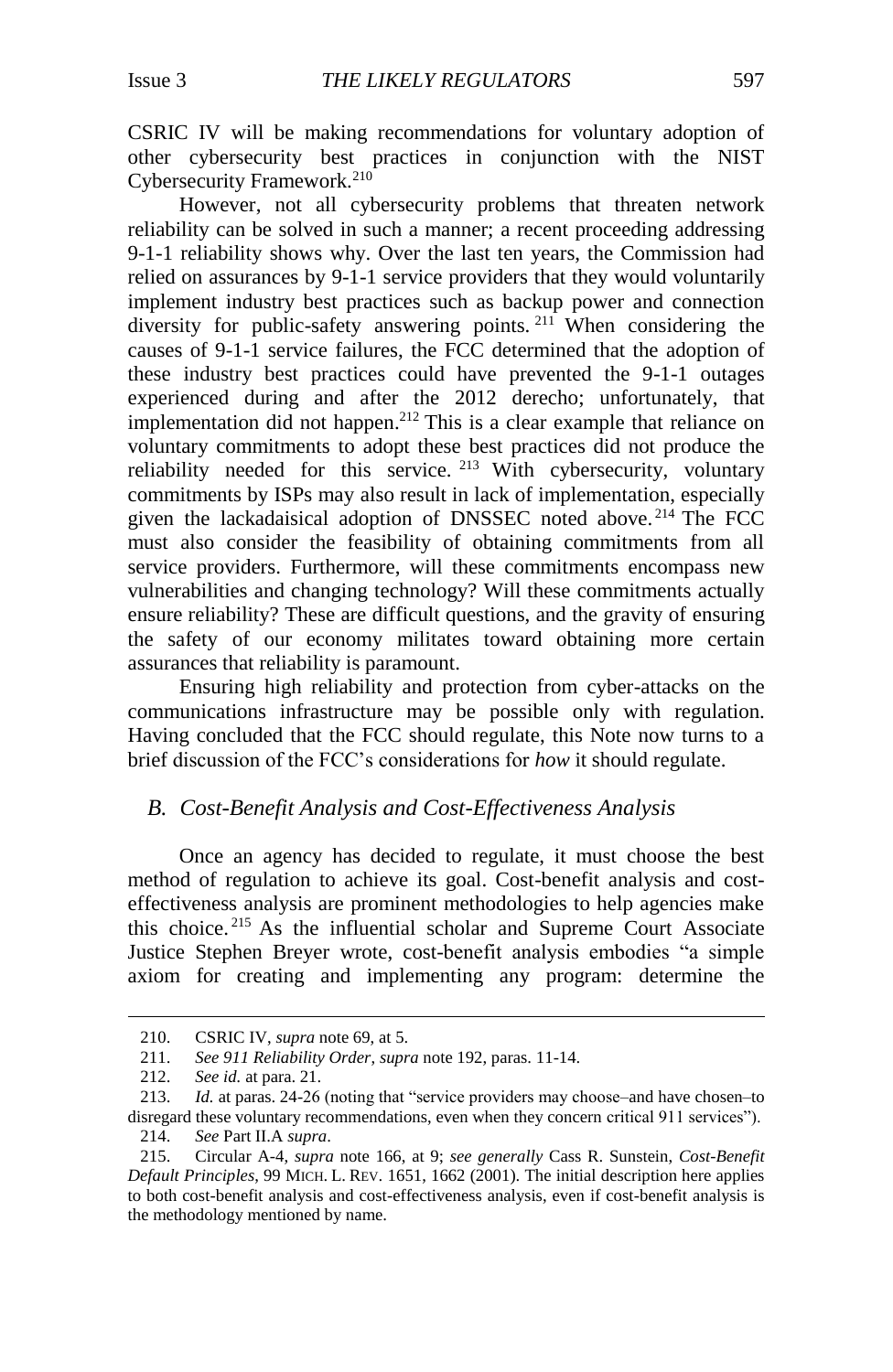CSRIC IV will be making recommendations for voluntary adoption of other cybersecurity best practices in conjunction with the NIST Cybersecurity Framework.[210]

However, not all cybersecurity problems that threaten network reliability can be solved in such a manner; a recent proceeding addressing 9-1-1 reliability shows why. Over the last ten years, the Commission had relied on assurances by 9-1-1 service providers that they would voluntarily implement industry best practices such as backup power and connection diversity for public-safety answering points.[211] When considering the causes of 9-1-1 service failures, the FCC determined that the adoption of these industry best practices could have prevented the 9-1-1 outages experienced during and after the 2012 derecho; unfortunately, that implementation did not happen.[212] This is a clear example that reliance on voluntary commitments to adopt these best practices did not produce the reliability needed for this service.[213] With cybersecurity, voluntary commitments by ISPs may also result in lack of implementation, especially given the lackadaisical adoption of DNSSEC noted above.[214] The FCC must also consider the feasibility of obtaining commitments from all service providers. Furthermore, will these commitments encompass new vulnerabilities and changing technology? Will these commitments actually ensure reliability? These are difficult questions, and the gravity of ensuring the safety of our economy militates toward obtaining more certain assurances that reliability is paramount.

Ensuring high reliability and protection from cyber-attacks on the communications infrastructure may be possible only with regulation. Having concluded that the FCC should regulate, this Note now turns to a brief discussion of the FCC's considerations for *how* it should regulate.

### B. *Cost-Benefit Analysis and Cost-Effectiveness Analysis*

Once an agency has decided to regulate, it must choose the best method of regulation to achieve its goal. Cost-benefit analysis and cost-effectiveness analysis are prominent methodologies to help agencies make this choice.[215] As the influential scholar and Supreme Court Associate Justice Stephen Breyer wrote, cost-benefit analysis embodies "a simple axiom for creating and implementing any program: determine the

---

210. CSRIC IV, *supra* note 69, at 5.

211. *See 911 Reliability Order*, *supra* note 192, paras. 11-14.

212. *See id.* at para. 21.

213. *Id.* at paras. 24-26 (noting that "service providers may choose–and have chosen–to disregard these voluntary recommendations, even when they concern critical 911 services").

214. *See* Part II.A *supra*.

215. Circular A-4, *supra* note 166, at 9; *see generally* Cass R. Sunstein, *Cost-Benefit Default Principles*, 99 MICH. L. REV. 1651, 1662 (2001). The initial description here applies to both cost-benefit analysis and cost-effectiveness analysis, even if cost-benefit analysis is the methodology mentioned by name.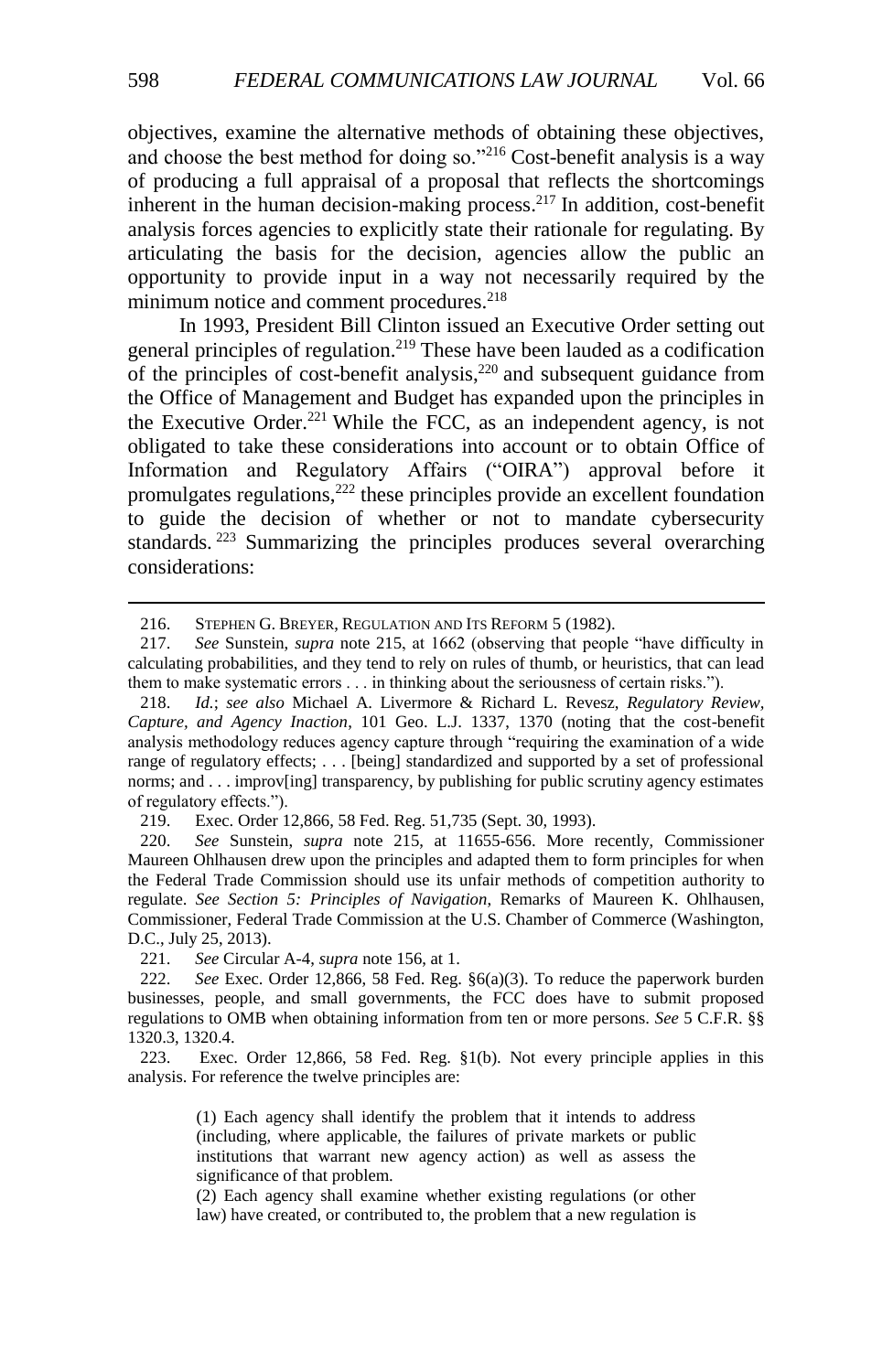objectives, examine the alternative methods of obtaining these objectives, and choose the best method for doing so."[216] Cost-benefit analysis is a way of producing a full appraisal of a proposal that reflects the shortcomings inherent in the human decision-making process.[217] In addition, cost-benefit analysis forces agencies to explicitly state their rationale for regulating. By articulating the basis for the decision, agencies allow the public an opportunity to provide input in a way not necessarily required by the minimum notice and comment procedures.[218]

In 1993, President Bill Clinton issued an Executive Order setting out general principles of regulation.[219] These have been lauded as a codification of the principles of cost-benefit analysis,[220] and subsequent guidance from the Office of Management and Budget has expanded upon the principles in the Executive Order.[221] While the FCC, as an independent agency, is not obligated to take these considerations into account or to obtain Office of Information and Regulatory Affairs ("OIRA") approval before it promulgates regulations,[222] these principles provide an excellent foundation to guide the decision of whether or not to mandate cybersecurity standards.[223] Summarizing the principles produces several overarching considerations:

---

216. STEPHEN G. BREYER, REGULATION AND ITS REFORM 5 (1982).

217. *See* Sunstein, *supra* note 215, at 1662 (observing that people "have difficulty in calculating probabilities, and they tend to rely on rules of thumb, or heuristics, that can lead them to make systematic errors . . . in thinking about the seriousness of certain risks.").

218. *Id.*; *see also* Michael A. Livermore & Richard L. Revesz, *Regulatory Review, Capture, and Agency Inaction*, 101 Geo. L.J. 1337, 1370 (noting that the cost-benefit analysis methodology reduces agency capture through "requiring the examination of a wide range of regulatory effects; . . . [being] standardized and supported by a set of professional norms; and . . . improv[ing] transparency, by publishing for public scrutiny agency estimates of regulatory effects.").

219. Exec. Order 12,866, 58 Fed. Reg. 51,735 (Sept. 30, 1993).

220. *See* Sunstein, *supra* note 215, at 11655-656. More recently, Commissioner Maureen Ohlhausen drew upon the principles and adapted them to form principles for when the Federal Trade Commission should use its unfair methods of competition authority to regulate. *See Section 5: Principles of Navigation*, Remarks of Maureen K. Ohlhausen, Commissioner, Federal Trade Commission at the U.S. Chamber of Commerce (Washington, D.C., July 25, 2013).

221. *See* Circular A-4, *supra* note 156, at 1.

222. *See* Exec. Order 12,866, 58 Fed. Reg. §6(a)(3). To reduce the paperwork burden businesses, people, and small governments, the FCC does have to submit proposed regulations to OMB when obtaining information from ten or more persons. *See* 5 C.F.R. §§ 1320.3, 1320.4.

223. Exec. Order 12,866, 58 Fed. Reg. §1(b). Not every principle applies in this analysis. For reference the twelve principles are:

> (1) Each agency shall identify the problem that it intends to address (including, where applicable, the failures of private markets or public institutions that warrant new agency action) as well as assess the significance of that problem.
>
> (2) Each agency shall examine whether existing regulations (or other law) have created, or contributed to, the problem that a new regulation is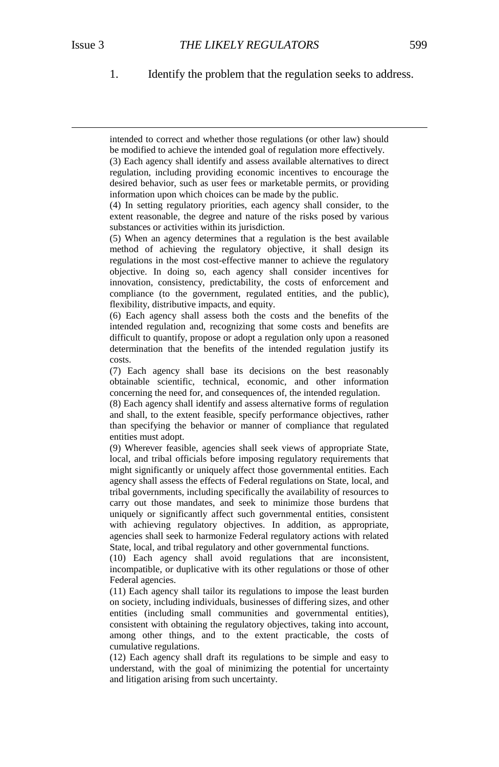1. Identify the problem that the regulation seeks to address.

---

intended to correct and whether those regulations (or other law) should be modified to achieve the intended goal of regulation more effectively.

(3) Each agency shall identify and assess available alternatives to direct regulation, including providing economic incentives to encourage the desired behavior, such as user fees or marketable permits, or providing information upon which choices can be made by the public.

(4) In setting regulatory priorities, each agency shall consider, to the extent reasonable, the degree and nature of the risks posed by various substances or activities within its jurisdiction.

(5) When an agency determines that a regulation is the best available method of achieving the regulatory objective, it shall design its regulations in the most cost-effective manner to achieve the regulatory objective. In doing so, each agency shall consider incentives for innovation, consistency, predictability, the costs of enforcement and compliance (to the government, regulated entities, and the public), flexibility, distributive impacts, and equity.

(6) Each agency shall assess both the costs and the benefits of the intended regulation and, recognizing that some costs and benefits are difficult to quantify, propose or adopt a regulation only upon a reasoned determination that the benefits of the intended regulation justify its costs.

(7) Each agency shall base its decisions on the best reasonably obtainable scientific, technical, economic, and other information concerning the need for, and consequences of, the intended regulation.

(8) Each agency shall identify and assess alternative forms of regulation and shall, to the extent feasible, specify performance objectives, rather than specifying the behavior or manner of compliance that regulated entities must adopt.

(9) Wherever feasible, agencies shall seek views of appropriate State, local, and tribal officials before imposing regulatory requirements that might significantly or uniquely affect those governmental entities. Each agency shall assess the effects of Federal regulations on State, local, and tribal governments, including specifically the availability of resources to carry out those mandates, and seek to minimize those burdens that uniquely or significantly affect such governmental entities, consistent with achieving regulatory objectives. In addition, as appropriate, agencies shall seek to harmonize Federal regulatory actions with related State, local, and tribal regulatory and other governmental functions.

(10) Each agency shall avoid regulations that are inconsistent, incompatible, or duplicative with its other regulations or those of other Federal agencies.

(11) Each agency shall tailor its regulations to impose the least burden on society, including individuals, businesses of differing sizes, and other entities (including small communities and governmental entities), consistent with obtaining the regulatory objectives, taking into account, among other things, and to the extent practicable, the costs of cumulative regulations.

(12) Each agency shall draft its regulations to be simple and easy to understand, with the goal of minimizing the potential for uncertainty and litigation arising from such uncertainty.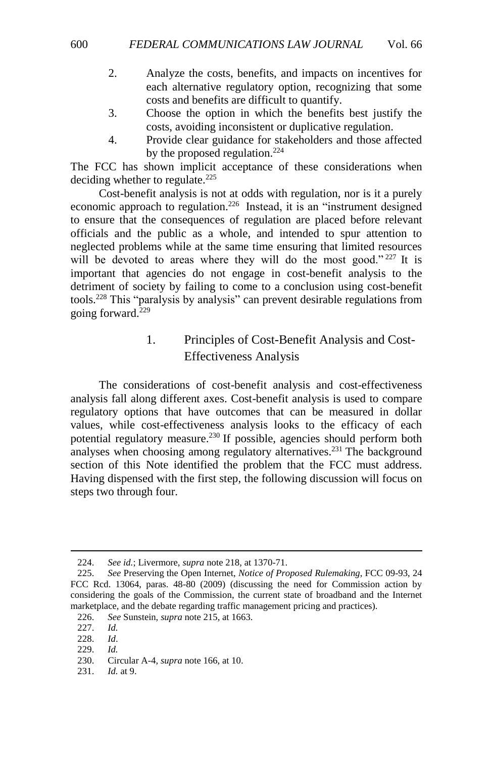2. Analyze the costs, benefits, and impacts on incentives for each alternative regulatory option, recognizing that some costs and benefits are difficult to quantify.
3. Choose the option in which the benefits best justify the costs, avoiding inconsistent or duplicative regulation.
4. Provide clear guidance for stakeholders and those affected by the proposed regulation.[224]

The FCC has shown implicit acceptance of these considerations when deciding whether to regulate.[225]

Cost-benefit analysis is not at odds with regulation, nor is it a purely economic approach to regulation.[226] Instead, it is an "instrument designed to ensure that the consequences of regulation are placed before relevant officials and the public as a whole, and intended to spur attention to neglected problems while at the same time ensuring that limited resources will be devoted to areas where they will do the most good."[227] It is important that agencies do not engage in cost-benefit analysis to the detriment of society by failing to come to a conclusion using cost-benefit tools.[228] This "paralysis by analysis" can prevent desirable regulations from going forward.[229]

### 1. Principles of Cost-Benefit Analysis and Cost-Effectiveness Analysis

The considerations of cost-benefit analysis and cost-effectiveness analysis fall along different axes. Cost-benefit analysis is used to compare regulatory options that have outcomes that can be measured in dollar values, while cost-effectiveness analysis looks to the efficacy of each potential regulatory measure.[230] If possible, agencies should perform both analyses when choosing among regulatory alternatives.[231] The background section of this Note identified the problem that the FCC must address. Having dispensed with the first step, the following discussion will focus on steps two through four.

---

224. *See id.*; Livermore, *supra* note 218, at 1370-71.

225. *See* Preserving the Open Internet, *Notice of Proposed Rulemaking*, FCC 09-93, 24 FCC Rcd. 13064, paras. 48-80 (2009) (discussing the need for Commission action by considering the goals of the Commission, the current state of broadband and the Internet marketplace, and the debate regarding traffic management pricing and practices).

226. *See* Sunstein, *supra* note 215, at 1663.

227. *Id.*

228. *Id*.

229. *Id.*

230. Circular A-4, *supra* note 166, at 10.

231. *Id.* at 9.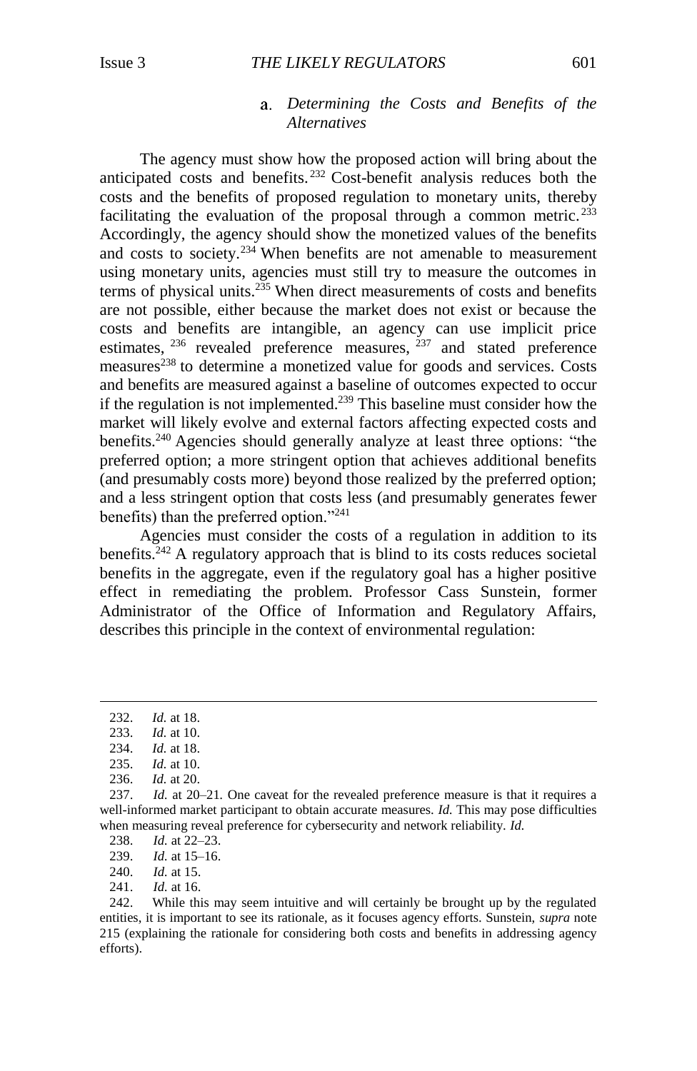#### a. *Determining the Costs and Benefits of the Alternatives*

The agency must show how the proposed action will bring about the anticipated costs and benefits.[232] Cost-benefit analysis reduces both the costs and the benefits of proposed regulation to monetary units, thereby facilitating the evaluation of the proposal through a common metric.[233] Accordingly, the agency should show the monetized values of the benefits and costs to society.[234] When benefits are not amenable to measurement using monetary units, agencies must still try to measure the outcomes in terms of physical units.[235] When direct measurements of costs and benefits are not possible, either because the market does not exist or because the costs and benefits are intangible, an agency can use implicit price estimates,[236] revealed preference measures,[237] and stated preference measures[238] to determine a monetized value for goods and services. Costs and benefits are measured against a baseline of outcomes expected to occur if the regulation is not implemented.[239] This baseline must consider how the market will likely evolve and external factors affecting expected costs and benefits.[240] Agencies should generally analyze at least three options: "the preferred option; a more stringent option that achieves additional benefits (and presumably costs more) beyond those realized by the preferred option; and a less stringent option that costs less (and presumably generates fewer benefits) than the preferred option."[241]

Agencies must consider the costs of a regulation in addition to its benefits.[242] A regulatory approach that is blind to its costs reduces societal benefits in the aggregate, even if the regulatory goal has a higher positive effect in remediating the problem. Professor Cass Sunstein, former Administrator of the Office of Information and Regulatory Affairs, describes this principle in the context of environmental regulation:

---

232. *Id.* at 18.

233. *Id.* at 10.

234. *Id.* at 18.

235. *Id.* at 10.

236. *Id.* at 20.

237. *Id.* at 20–21. One caveat for the revealed preference measure is that it requires a well-informed market participant to obtain accurate measures. *Id.* This may pose difficulties when measuring reveal preference for cybersecurity and network reliability. *Id.*

238. *Id.* at 22–23.

239. *Id.* at 15–16.

240. *Id.* at 15.

241. *Id.* at 16.

242. While this may seem intuitive and will certainly be brought up by the regulated entities, it is important to see its rationale, as it focuses agency efforts. Sunstein, *supra* note 215 (explaining the rationale for considering both costs and benefits in addressing agency efforts).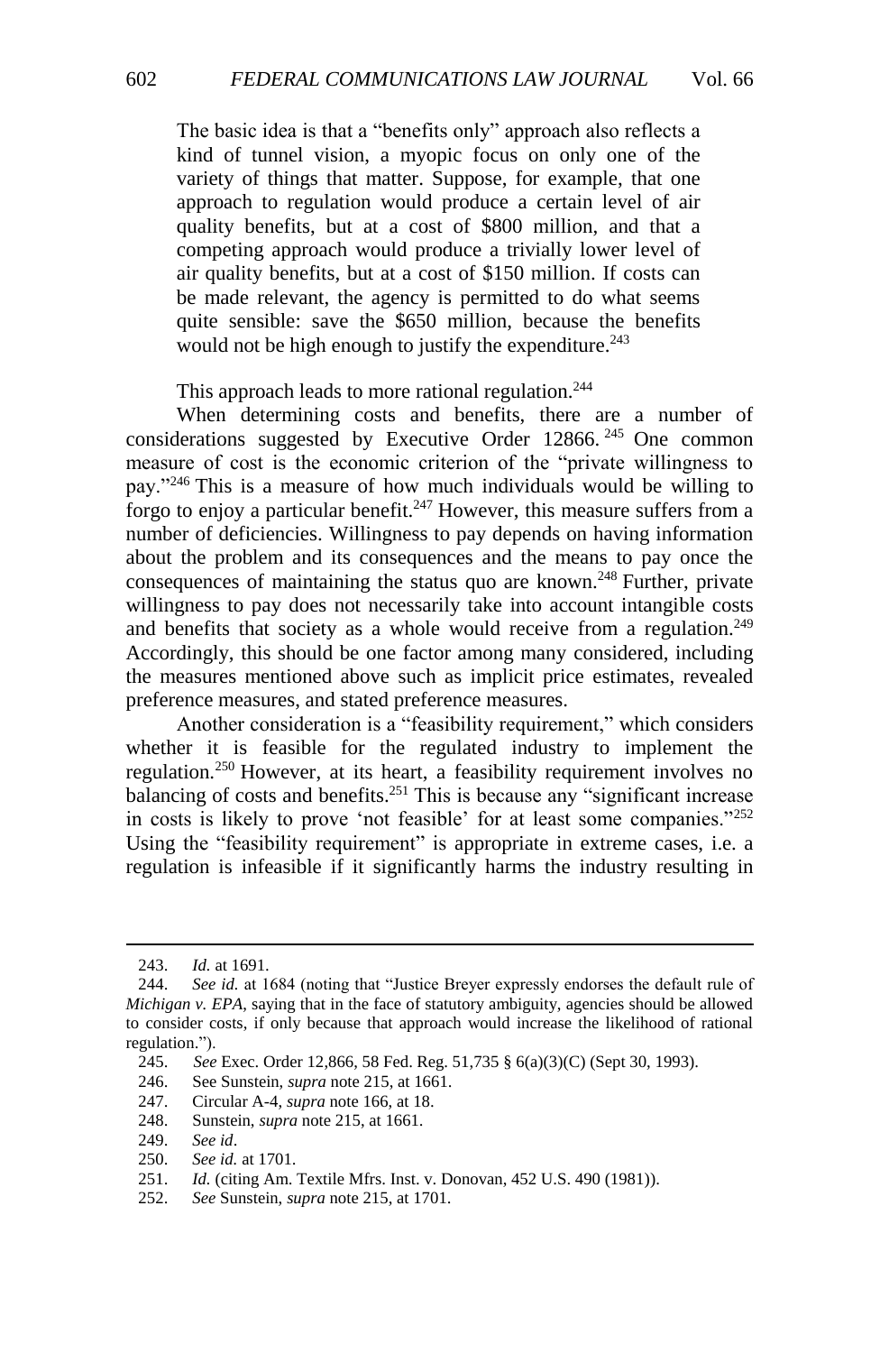> The basic idea is that a "benefits only" approach also reflects a kind of tunnel vision, a myopic focus on only one of the variety of things that matter. Suppose, for example, that one approach to regulation would produce a certain level of air quality benefits, but at a cost of $800 million, and that a competing approach would produce a trivially lower level of air quality benefits, but at a cost of $150 million. If costs can be made relevant, the agency is permitted to do what seems quite sensible: save the $650 million, because the benefits would not be high enough to justify the expenditure.[243]

This approach leads to more rational regulation.[244]

When determining costs and benefits, there are a number of considerations suggested by Executive Order 12866.[245] One common measure of cost is the economic criterion of the "private willingness to pay."[246] This is a measure of how much individuals would be willing to forgo to enjoy a particular benefit.[247] However, this measure suffers from a number of deficiencies. Willingness to pay depends on having information about the problem and its consequences and the means to pay once the consequences of maintaining the status quo are known.[248] Further, private willingness to pay does not necessarily take into account intangible costs and benefits that society as a whole would receive from a regulation.[249] Accordingly, this should be one factor among many considered, including the measures mentioned above such as implicit price estimates, revealed preference measures, and stated preference measures.

Another consideration is a "feasibility requirement," which considers whether it is feasible for the regulated industry to implement the regulation.[250] However, at its heart, a feasibility requirement involves no balancing of costs and benefits.[251] This is because any "significant increase in costs is likely to prove 'not feasible' for at least some companies."[252] Using the "feasibility requirement" is appropriate in extreme cases, i.e. a regulation is infeasible if it significantly harms the industry resulting in

---

243. *Id.* at 1691.

244. *See id.* at 1684 (noting that "Justice Breyer expressly endorses the default rule of *Michigan v. EPA*, saying that in the face of statutory ambiguity, agencies should be allowed to consider costs, if only because that approach would increase the likelihood of rational regulation.").

245. *See* Exec. Order 12,866, 58 Fed. Reg. 51,735 § 6(a)(3)(C) (Sept 30, 1993).

246. See Sunstein, *supra* note 215, at 1661.

247. Circular A-4, *supra* note 166, at 18.

248. Sunstein, *supra* note 215, at 1661.

249. *See id*.

250. *See id.* at 1701.

251. *Id.* (citing Am. Textile Mfrs. Inst. v. Donovan, 452 U.S. 490 (1981)).

252. *See* Sunstein, *supra* note 215, at 1701.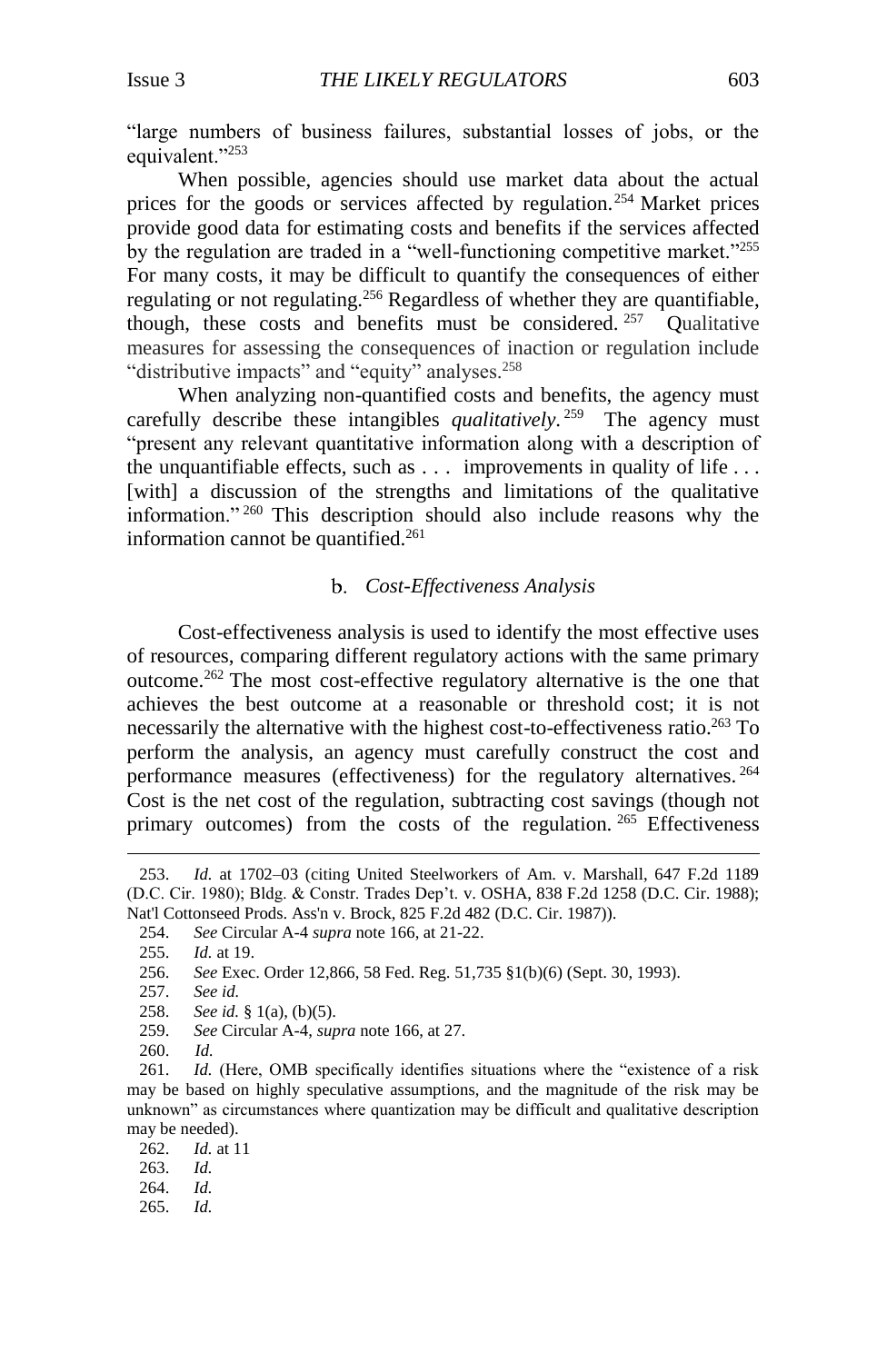"large numbers of business failures, substantial losses of jobs, or the equivalent."[253]

When possible, agencies should use market data about the actual prices for the goods or services affected by regulation.[254] Market prices provide good data for estimating costs and benefits if the services affected by the regulation are traded in a "well-functioning competitive market."[255] For many costs, it may be difficult to quantify the consequences of either regulating or not regulating.[256] Regardless of whether they are quantifiable, though, these costs and benefits must be considered.[257] Qualitative measures for assessing the consequences of inaction or regulation include "distributive impacts" and "equity" analyses.[258]

When analyzing non-quantified costs and benefits, the agency must carefully describe these intangibles *qualitatively*.[259] The agency must "present any relevant quantitative information along with a description of the unquantifiable effects, such as . . . improvements in quality of life . . . [with] a discussion of the strengths and limitations of the qualitative information."[260] This description should also include reasons why the information cannot be quantified.[261]

### b. *Cost-Effectiveness Analysis*

Cost-effectiveness analysis is used to identify the most effective uses of resources, comparing different regulatory actions with the same primary outcome.[262] The most cost-effective regulatory alternative is the one that achieves the best outcome at a reasonable or threshold cost; it is not necessarily the alternative with the highest cost-to-effectiveness ratio.[263] To perform the analysis, an agency must carefully construct the cost and performance measures (effectiveness) for the regulatory alternatives.[264] Cost is the net cost of the regulation, subtracting cost savings (though not primary outcomes) from the costs of the regulation.[265] Effectiveness

---

253. *Id.* at 1702–03 (citing United Steelworkers of Am. v. Marshall, 647 F.2d 1189 (D.C. Cir. 1980); Bldg. & Constr. Trades Dep't. v. OSHA, 838 F.2d 1258 (D.C. Cir. 1988); Nat'l Cottonseed Prods. Ass'n v. Brock, 825 F.2d 482 (D.C. Cir. 1987)).

254. *See* Circular A-4 *supra* note 166, at 21-22.

255. *Id.* at 19.

256. *See* Exec. Order 12,866, 58 Fed. Reg. 51,735 §1(b)(6) (Sept. 30, 1993).

257. *See id.*

258. *See id.* § 1(a), (b)(5).

259. *See* Circular A-4, *supra* note 166, at 27.

260. *Id.*

261. *Id.* (Here, OMB specifically identifies situations where the "existence of a risk may be based on highly speculative assumptions, and the magnitude of the risk may be unknown" as circumstances where quantization may be difficult and qualitative description may be needed).

262. *Id.* at 11

263. *Id.*

264. *Id.*

265. *Id.*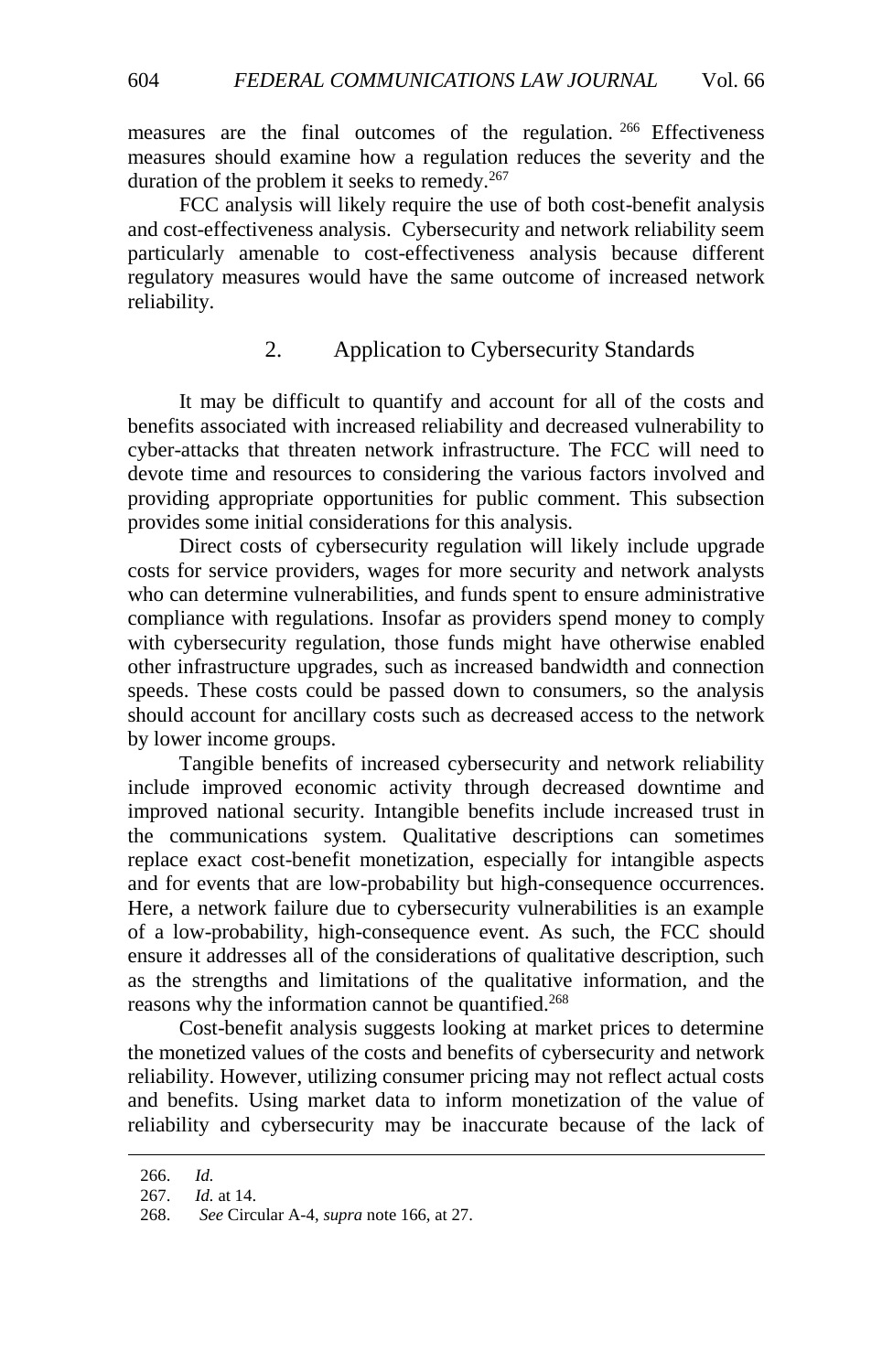measures are the final outcomes of the regulation.[266] Effectiveness measures should examine how a regulation reduces the severity and the duration of the problem it seeks to remedy.[267]

FCC analysis will likely require the use of both cost-benefit analysis and cost-effectiveness analysis. Cybersecurity and network reliability seem particularly amenable to cost-effectiveness analysis because different regulatory measures would have the same outcome of increased network reliability.

### 2. Application to Cybersecurity Standards

It may be difficult to quantify and account for all of the costs and benefits associated with increased reliability and decreased vulnerability to cyber-attacks that threaten network infrastructure. The FCC will need to devote time and resources to considering the various factors involved and providing appropriate opportunities for public comment. This subsection provides some initial considerations for this analysis.

Direct costs of cybersecurity regulation will likely include upgrade costs for service providers, wages for more security and network analysts who can determine vulnerabilities, and funds spent to ensure administrative compliance with regulations. Insofar as providers spend money to comply with cybersecurity regulation, those funds might have otherwise enabled other infrastructure upgrades, such as increased bandwidth and connection speeds. These costs could be passed down to consumers, so the analysis should account for ancillary costs such as decreased access to the network by lower income groups.

Tangible benefits of increased cybersecurity and network reliability include improved economic activity through decreased downtime and improved national security. Intangible benefits include increased trust in the communications system. Qualitative descriptions can sometimes replace exact cost-benefit monetization, especially for intangible aspects and for events that are low-probability but high-consequence occurrences. Here, a network failure due to cybersecurity vulnerabilities is an example of a low-probability, high-consequence event. As such, the FCC should ensure it addresses all of the considerations of qualitative description, such as the strengths and limitations of the qualitative information, and the reasons why the information cannot be quantified.[268]

Cost-benefit analysis suggests looking at market prices to determine the monetized values of the costs and benefits of cybersecurity and network reliability. However, utilizing consumer pricing may not reflect actual costs and benefits. Using market data to inform monetization of the value of reliability and cybersecurity may be inaccurate because of the lack of

---

266. *Id.*
267. *Id.* at 14.
268. *See* Circular A-4, *supra* note 166, at 27.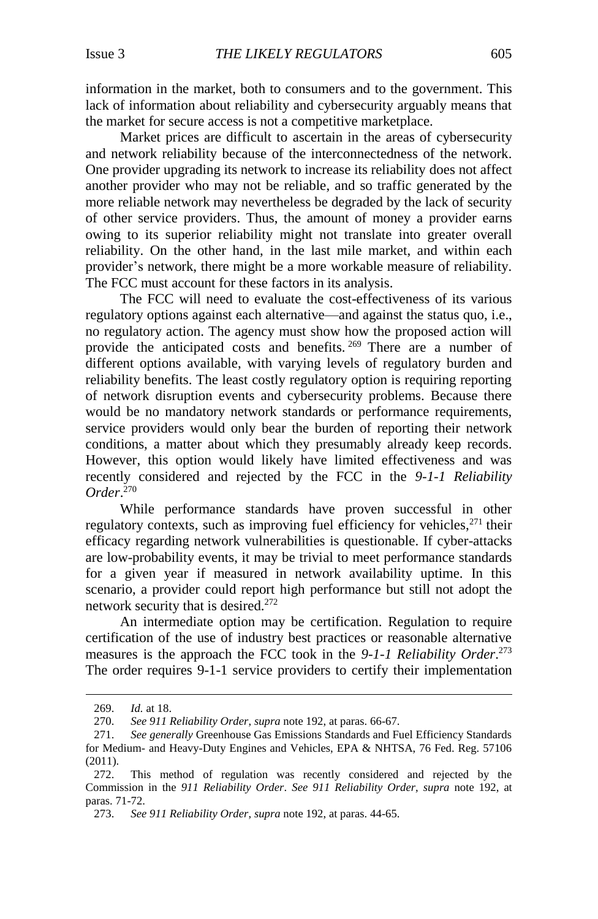information in the market, both to consumers and to the government. This lack of information about reliability and cybersecurity arguably means that the market for secure access is not a competitive marketplace.

Market prices are difficult to ascertain in the areas of cybersecurity and network reliability because of the interconnectedness of the network. One provider upgrading its network to increase its reliability does not affect another provider who may not be reliable, and so traffic generated by the more reliable network may nevertheless be degraded by the lack of security of other service providers. Thus, the amount of money a provider earns owing to its superior reliability might not translate into greater overall reliability. On the other hand, in the last mile market, and within each provider's network, there might be a more workable measure of reliability. The FCC must account for these factors in its analysis.

The FCC will need to evaluate the cost-effectiveness of its various regulatory options against each alternative—and against the status quo, i.e., no regulatory action. The agency must show how the proposed action will provide the anticipated costs and benefits.[269] There are a number of different options available, with varying levels of regulatory burden and reliability benefits. The least costly regulatory option is requiring reporting of network disruption events and cybersecurity problems. Because there would be no mandatory network standards or performance requirements, service providers would only bear the burden of reporting their network conditions, a matter about which they presumably already keep records. However, this option would likely have limited effectiveness and was recently considered and rejected by the FCC in the *9-1-1 Reliability Order*.[270]

While performance standards have proven successful in other regulatory contexts, such as improving fuel efficiency for vehicles,[271] their efficacy regarding network vulnerabilities is questionable. If cyber-attacks are low-probability events, it may be trivial to meet performance standards for a given year if measured in network availability uptime. In this scenario, a provider could report high performance but still not adopt the network security that is desired.[272]

An intermediate option may be certification. Regulation to require certification of the use of industry best practices or reasonable alternative measures is the approach the FCC took in the *9-1-1 Reliability Order*.[273] The order requires 9-1-1 service providers to certify their implementation

---

269. *Id.* at 18.

270. *See 911 Reliability Order*, *supra* note 192, at paras. 66-67.

271. *See generally* Greenhouse Gas Emissions Standards and Fuel Efficiency Standards for Medium- and Heavy-Duty Engines and Vehicles, EPA & NHTSA, 76 Fed. Reg. 57106 (2011).

272. This method of regulation was recently considered and rejected by the Commission in the *911 Reliability Order*. *See 911 Reliability Order*, *supra* note 192, at paras. 71-72.

273. *See 911 Reliability Order*, *supra* note 192, at paras. 44-65.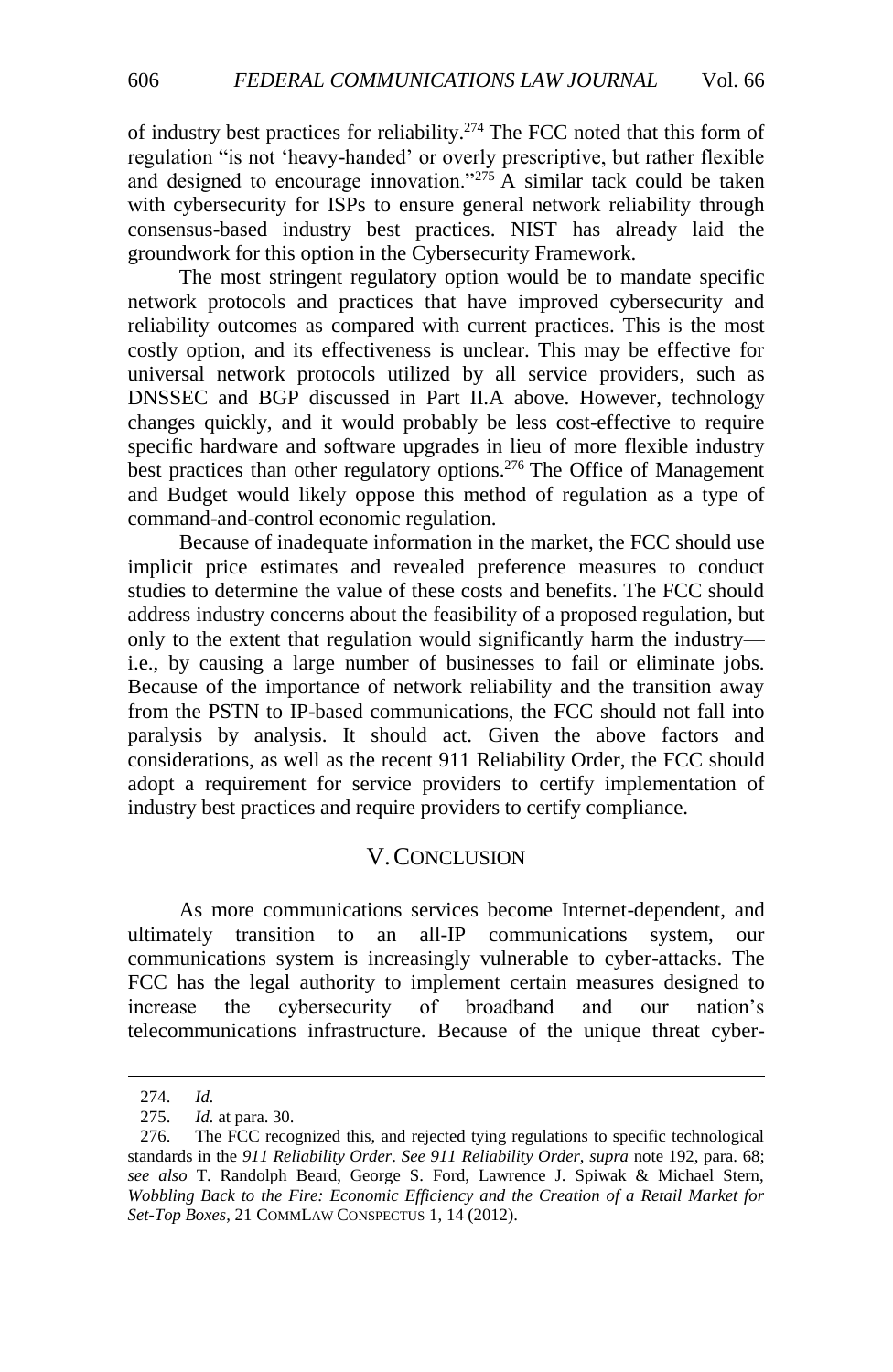of industry best practices for reliability.[274] The FCC noted that this form of regulation "is not 'heavy-handed' or overly prescriptive, but rather flexible and designed to encourage innovation."[275] A similar tack could be taken with cybersecurity for ISPs to ensure general network reliability through consensus-based industry best practices. NIST has already laid the groundwork for this option in the Cybersecurity Framework.

The most stringent regulatory option would be to mandate specific network protocols and practices that have improved cybersecurity and reliability outcomes as compared with current practices. This is the most costly option, and its effectiveness is unclear. This may be effective for universal network protocols utilized by all service providers, such as DNSSEC and BGP discussed in Part II.A above. However, technology changes quickly, and it would probably be less cost-effective to require specific hardware and software upgrades in lieu of more flexible industry best practices than other regulatory options.[276] The Office of Management and Budget would likely oppose this method of regulation as a type of command-and-control economic regulation.

Because of inadequate information in the market, the FCC should use implicit price estimates and revealed preference measures to conduct studies to determine the value of these costs and benefits. The FCC should address industry concerns about the feasibility of a proposed regulation, but only to the extent that regulation would significantly harm the industry—i.e., by causing a large number of businesses to fail or eliminate jobs. Because of the importance of network reliability and the transition away from the PSTN to IP-based communications, the FCC should not fall into paralysis by analysis. It should act. Given the above factors and considerations, as well as the recent 911 Reliability Order, the FCC should adopt a requirement for service providers to certify implementation of industry best practices and require providers to certify compliance.

## V. CONCLUSION

As more communications services become Internet-dependent, and ultimately transition to an all-IP communications system, our communications system is increasingly vulnerable to cyber-attacks. The FCC has the legal authority to implement certain measures designed to increase the cybersecurity of broadband and our nation's telecommunications infrastructure. Because of the unique threat cyber-

---

274. *Id.*

275. *Id.* at para. 30.

276. The FCC recognized this, and rejected tying regulations to specific technological standards in the *911 Reliability Order*. *See 911 Reliability Order*, *supra* note 192, para. 68; *see also* T. Randolph Beard, George S. Ford, Lawrence J. Spiwak & Michael Stern, *Wobbling Back to the Fire: Economic Efficiency and the Creation of a Retail Market for Set-Top Boxes*, 21 COMMLAW CONSPECTUS 1, 14 (2012).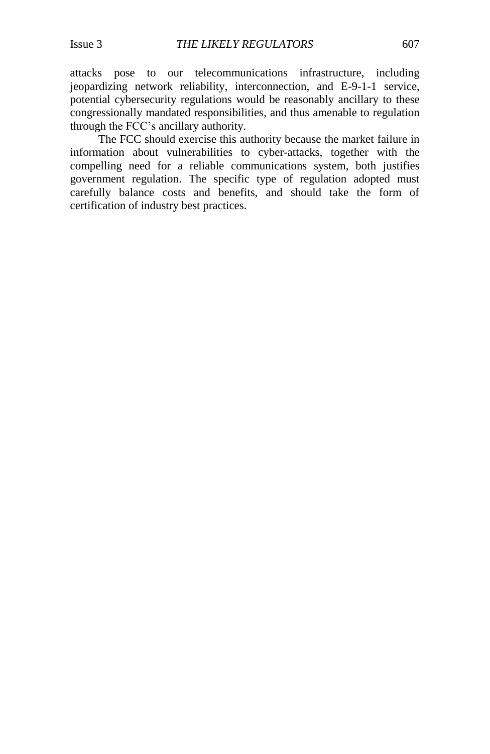attacks pose to our telecommunications infrastructure, including jeopardizing network reliability, interconnection, and E-9-1-1 service, potential cybersecurity regulations would be reasonably ancillary to these congressionally mandated responsibilities, and thus amenable to regulation through the FCC's ancillary authority.

The FCC should exercise this authority because the market failure in information about vulnerabilities to cyber-attacks, together with the compelling need for a reliable communications system, both justifies government regulation. The specific type of regulation adopted must carefully balance costs and benefits, and should take the form of certification of industry best practices.